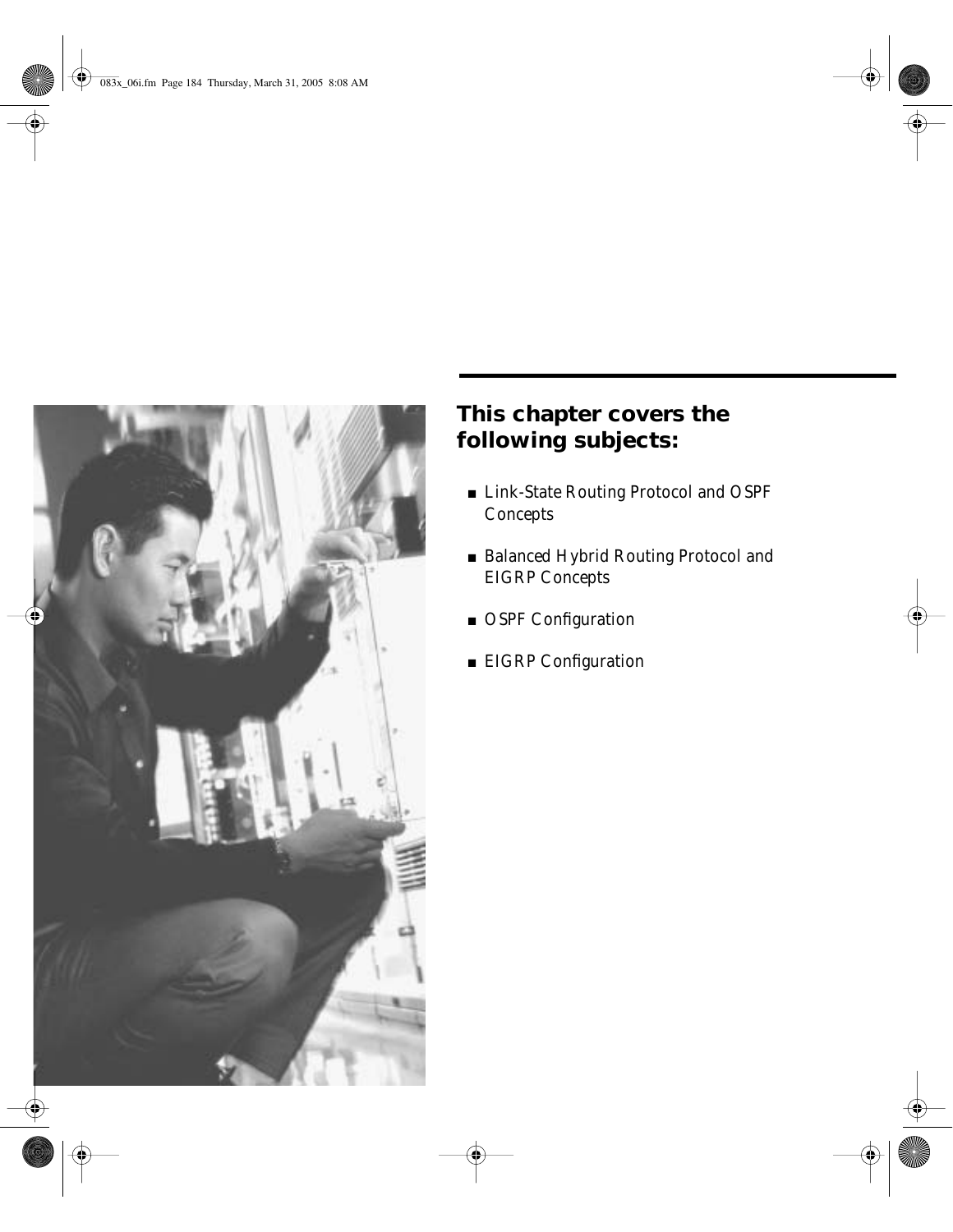**This chapter covers the following subjects:**

- Link-State Routing Protocol and OSPF Concepts
- Balanced Hybrid Routing Protocol and EIGRP Concepts
- OSPF Configuration
- EIGRP Configuration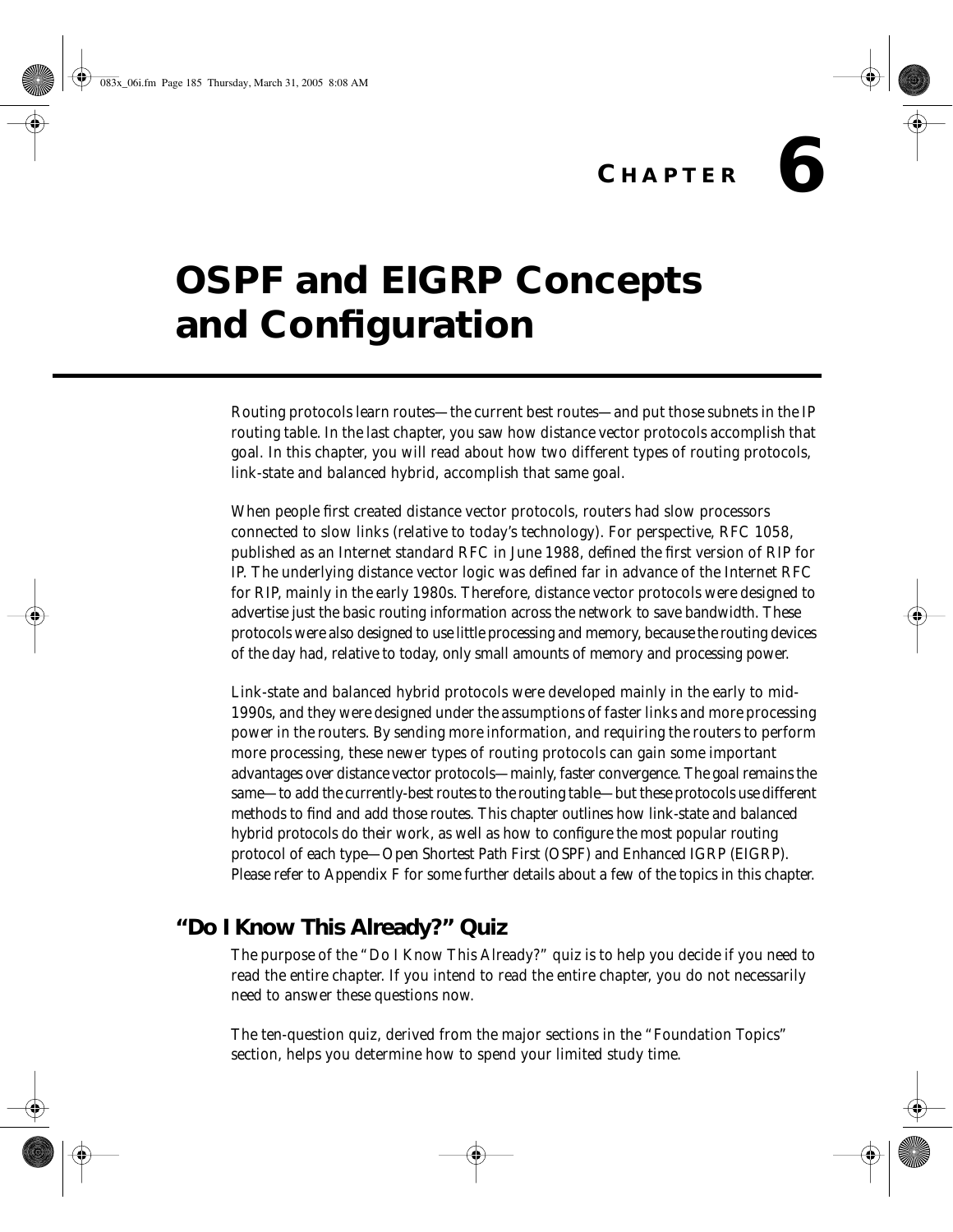# CHAPTER 6

# OSPF and EIGRP Concepts and Configuration

Routing protocols learn routes—the current best routes—and put those subnets in the IP routing table. In the last chapter, you saw how distance vector protocols accomplish that goal. In this chapter, you will read about how two different types of routing protocols, link-state and balanced hybrid, accomplish that same goal.

When people first created distance vector protocols, routers had slow processors connected to slow links (relative to today's technology). For perspective, RFC 1058, published as an Internet standard RFC in June 1988, defined the first version of RIP for IP. The underlying distance vector logic was defined far in advance of the Internet RFC for RIP, mainly in the early 1980s. Therefore, distance vector protocols were designed to advertise just the basic routing information across the network to save bandwidth. These protocols were also designed to use little processing and memory, because the routing devices of the day had, relative to today, only small amounts of memory and processing power.

Link-state and balanced hybrid protocols were developed mainly in the early to mid-1990s, and they were designed under the assumptions of faster links and more processing power in the routers. By sending more information, and requiring the routers to perform more processing, these newer types of routing protocols can gain some important advantages over distance vector protocols—mainly, faster convergence. The goal remains the same—to add the currently-best routes to the routing table—but these protocols use different methods to find and add those routes. This chapter outlines how link-state and balanced hybrid protocols do their work, as well as how to configure the most popular routing protocol of each type—Open Shortest Path First (OSPF) and Enhanced IGRP (EIGRP). Please refer to Appendix F for some further details about a few of the topics in this chapter.

## "Do I Know This Already?" Quiz

The purpose of the "Do I Know This Already?" quiz is to help you decide if you need to read the entire chapter. If you intend to read the entire chapter, you do not necessarily need to answer these questions now.

The ten-question quiz, derived from the major sections in the "Foundation Topics" section, helps you determine how to spend your limited study time.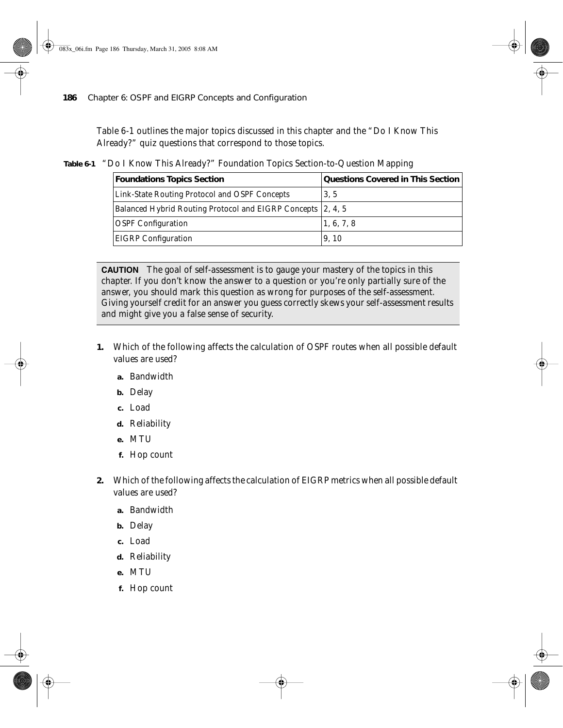Table 6-1 outlines the major topics discussed in this chapter and the "Do I Know This Already?" quiz questions that correspond to those topics.

**Table 6-1** "Do I Know This Already?" Foundation Topics Section-to-Question Mapping

| Foundations Topics Section | Questions Covered in This Section |
|---|---|
| Link-State Routing Protocol and OSPF Concepts | 3, 5 |
| Balanced Hybrid Routing Protocol and EIGRP Concepts | 2, 4, 5 |
| OSPF Configuration | 1, 6, 7, 8 |
| EIGRP Configuration | 9, 10 |

> **CAUTION** The goal of self-assessment is to gauge your mastery of the topics in this chapter. If you don't know the answer to a question or you're only partially sure of the answer, you should mark this question as wrong for purposes of the self-assessment. Giving yourself credit for an answer you guess correctly skews your self-assessment results and might give you a false sense of security.

**1.** Which of the following affects the calculation of OSPF routes when all possible default values are used?

- **a.** Bandwidth
- **b.** Delay
- **c.** Load
- **d.** Reliability
- **e.** MTU
- **f.** Hop count

**2.** Which of the following affects the calculation of EIGRP metrics when all possible default values are used?

- **a.** Bandwidth
- **b.** Delay
- **c.** Load
- **d.** Reliability
- **e.** MTU
- **f.** Hop count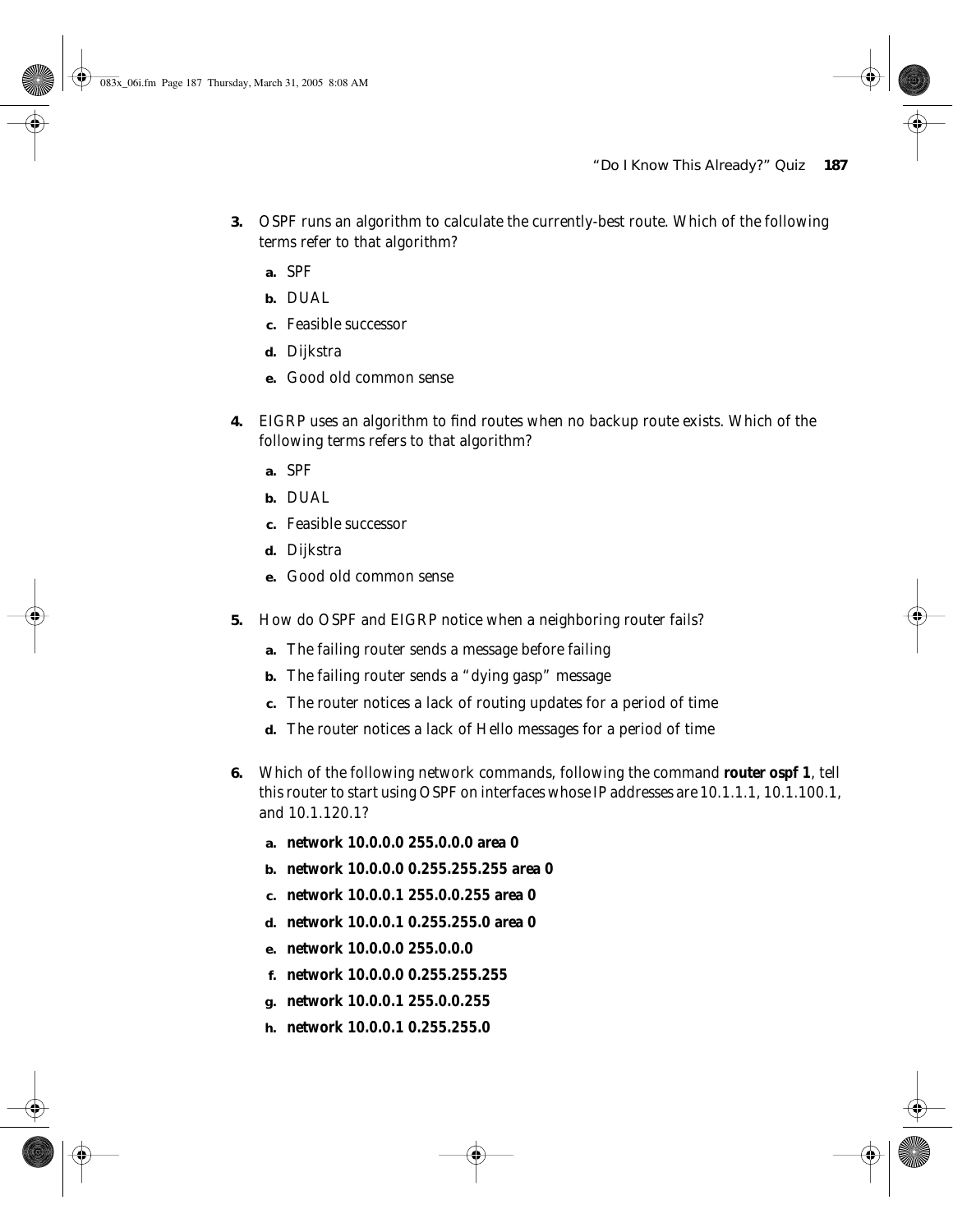3. OSPF runs an algorithm to calculate the currently-best route. Which of the following terms refer to that algorithm?

   a. SPF
   b. DUAL
   c. Feasible successor
   d. Dijkstra
   e. Good old common sense

4. EIGRP uses an algorithm to find routes when no backup route exists. Which of the following terms refers to that algorithm?

   a. SPF
   b. DUAL
   c. Feasible successor
   d. Dijkstra
   e. Good old common sense

5. How do OSPF and EIGRP notice when a neighboring router fails?

   a. The failing router sends a message before failing
   b. The failing router sends a "dying gasp" message
   c. The router notices a lack of routing updates for a period of time
   d. The router notices a lack of Hello messages for a period of time

6. Which of the following network commands, following the command **router ospf 1**, tell this router to start using OSPF on interfaces whose IP addresses are 10.1.1.1, 10.1.100.1, and 10.1.120.1?

   a. **network 10.0.0.0 255.0.0.0 area 0**
   b. **network 10.0.0.0 0.255.255.255 area 0**
   c. **network 10.0.0.1 255.0.0.255 area 0**
   d. **network 10.0.0.1 0.255.255.0 area 0**
   e. **network 10.0.0.0 255.0.0.0**
   f. **network 10.0.0.0 0.255.255.255**
   g. **network 10.0.0.1 255.0.0.255**
   h. **network 10.0.0.1 0.255.255.0**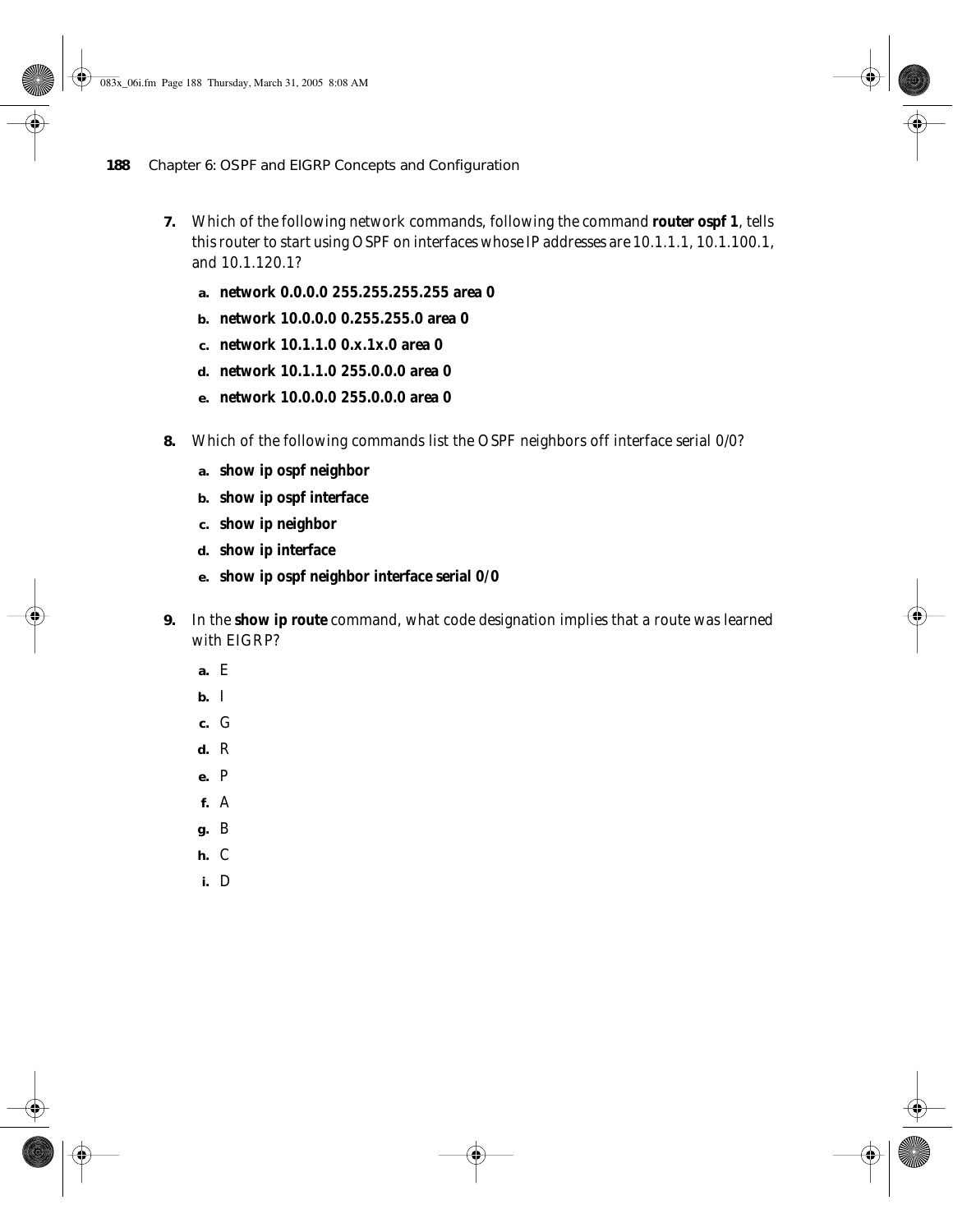7. Which of the following network commands, following the command **router ospf 1**, tells this router to start using OSPF on interfaces whose IP addresses are 10.1.1.1, 10.1.100.1, and 10.1.120.1?

   a. **network 0.0.0.0 255.255.255.255 area 0**

   b. **network 10.0.0.0 0.255.255.0 area 0**

   c. **network 10.1.1.0 0.x.1x.0 area 0**

   d. **network 10.1.1.0 255.0.0.0 area 0**

   e. **network 10.0.0.0 255.0.0.0 area 0**

8. Which of the following commands list the OSPF neighbors off interface serial 0/0?

   a. **show ip ospf neighbor**

   b. **show ip ospf interface**

   c. **show ip neighbor**

   d. **show ip interface**

   e. **show ip ospf neighbor interface serial 0/0**

9. In the **show ip route** command, what code designation implies that a route was learned with EIGRP?

   a. E

   b. I

   c. G

   d. R

   e. P

   f. A

   g. B

   h. C

   i. D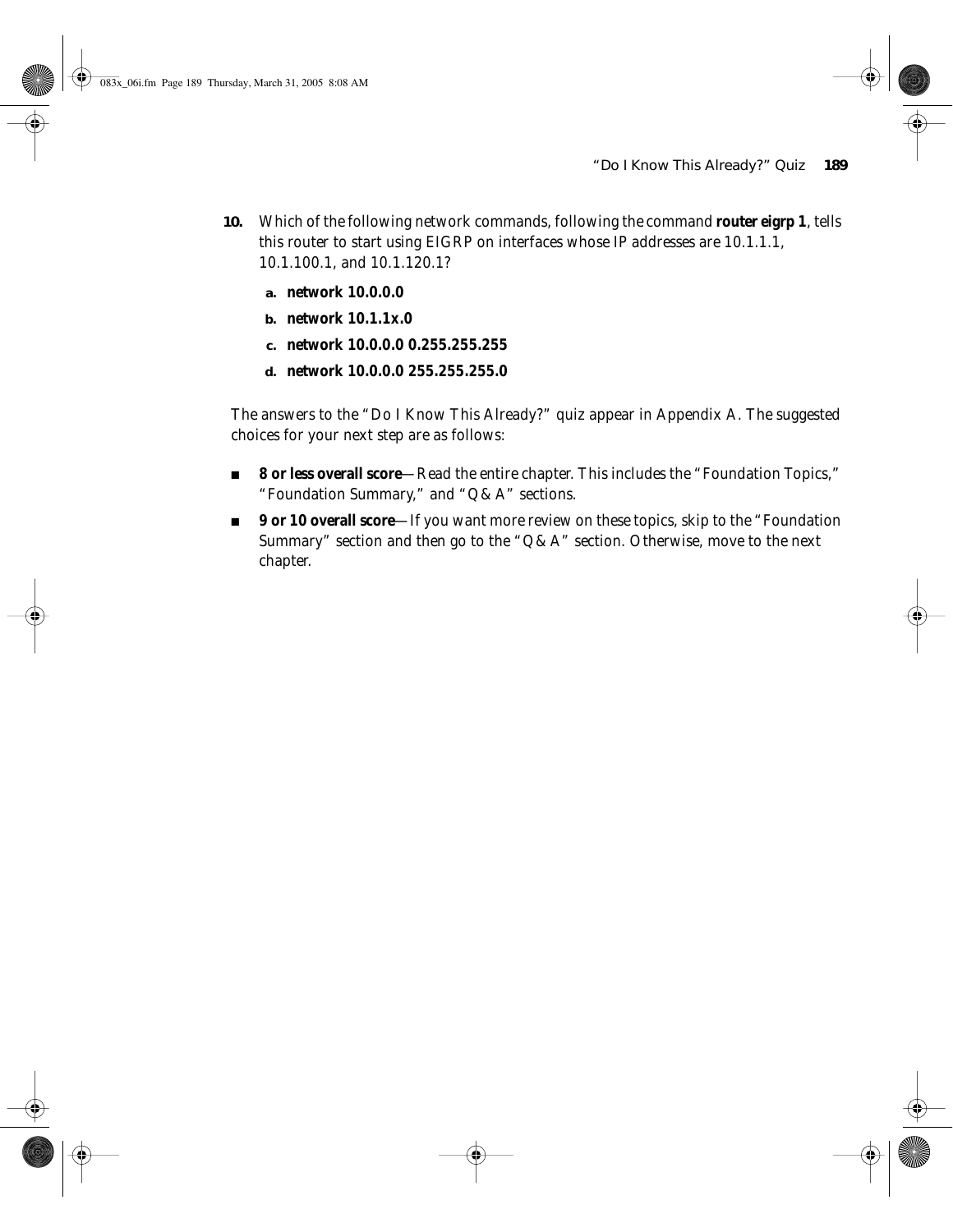**10.** Which of the following network commands, following the command **router eigrp 1**, tells this router to start using EIGRP on interfaces whose IP addresses are 10.1.1.1, 10.1.100.1, and 10.1.120.1?

   **a.** **network 10.0.0.0**

   **b.** **network 10.1.1x.0**

   **c.** **network 10.0.0.0 0.255.255.255**

   **d.** **network 10.0.0.0 255.255.255.0**

The answers to the "Do I Know This Already?" quiz appear in Appendix A. The suggested choices for your next step are as follows:

- **8 or less overall score**—Read the entire chapter. This includes the "Foundation Topics," "Foundation Summary," and "Q & A" sections.
- **9 or 10 overall score**—If you want more review on these topics, skip to the "Foundation Summary" section and then go to the "Q & A" section. Otherwise, move to the next chapter.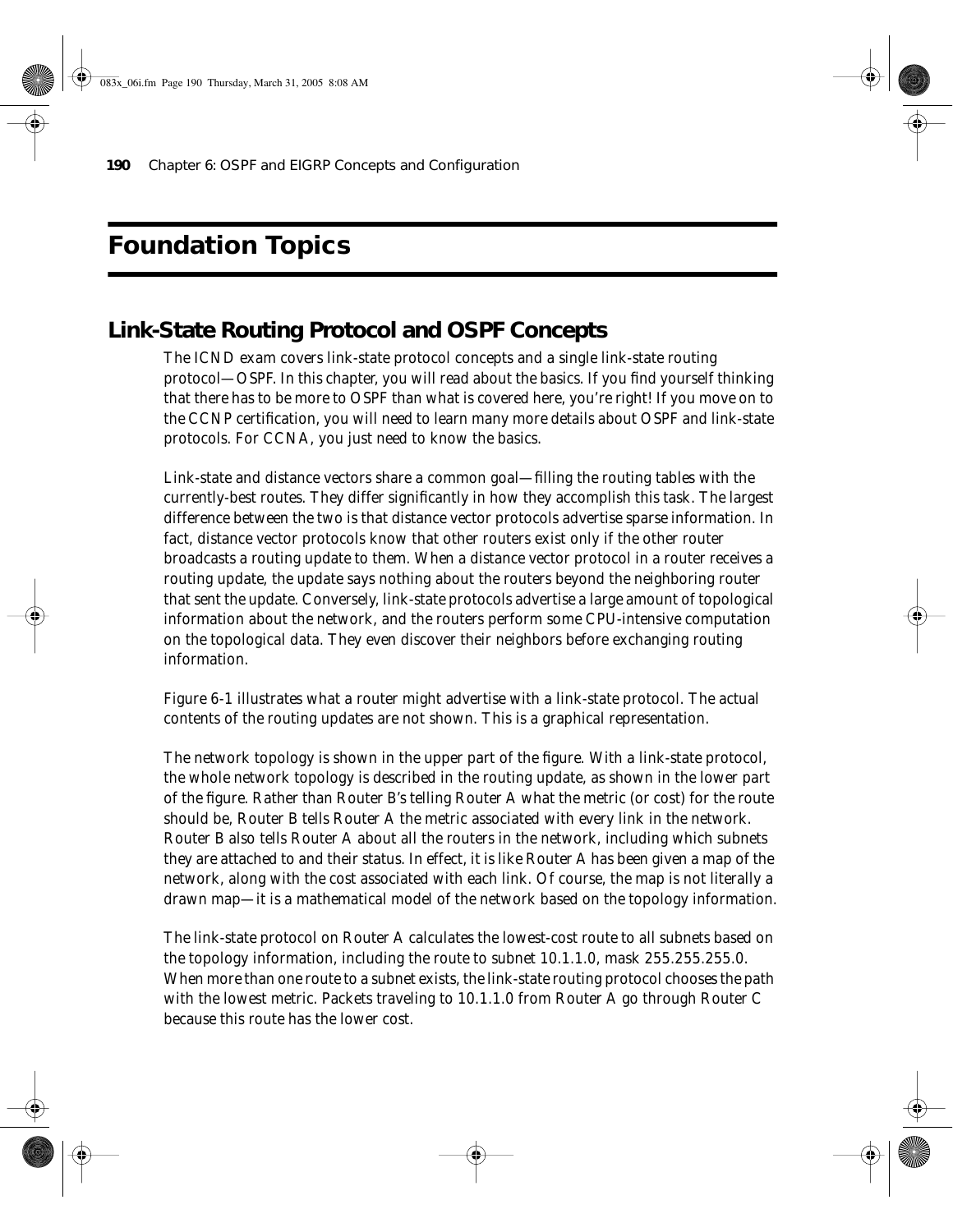# Foundation Topics

## Link-State Routing Protocol and OSPF Concepts

The ICND exam covers link-state protocol concepts and a single link-state routing protocol—OSPF. In this chapter, you will read about the basics. If you find yourself thinking that there has to be more to OSPF than what is covered here, you're right! If you move on to the CCNP certification, you will need to learn many more details about OSPF and link-state protocols. For CCNA, you just need to know the basics.

Link-state and distance vectors share a common goal—filling the routing tables with the currently-best routes. They differ significantly in how they accomplish this task. The largest difference between the two is that distance vector protocols advertise sparse information. In fact, distance vector protocols know that other routers exist only if the other router broadcasts a routing update to them. When a distance vector protocol in a router receives a routing update, the update says nothing about the routers beyond the neighboring router that sent the update. Conversely, link-state protocols advertise a large amount of topological information about the network, and the routers perform some CPU-intensive computation on the topological data. They even discover their neighbors before exchanging routing information.

Figure 6-1 illustrates what a router might advertise with a link-state protocol. The actual contents of the routing updates are not shown. This is a graphical representation.

The network topology is shown in the upper part of the figure. With a link-state protocol, the whole network topology is described in the routing update, as shown in the lower part of the figure. Rather than Router B's telling Router A what the metric (or cost) for the route should be, Router B tells Router A the metric associated with every link in the network. Router B also tells Router A about all the routers in the network, including which subnets they are attached to and their status. In effect, it is like Router A has been given a map of the network, along with the cost associated with each link. Of course, the map is not literally a drawn map—it is a mathematical model of the network based on the topology information.

The link-state protocol on Router A calculates the lowest-cost route to all subnets based on the topology information, including the route to subnet 10.1.1.0, mask 255.255.255.0. When more than one route to a subnet exists, the link-state routing protocol chooses the path with the lowest metric. Packets traveling to 10.1.1.0 from Router A go through Router C because this route has the lower cost.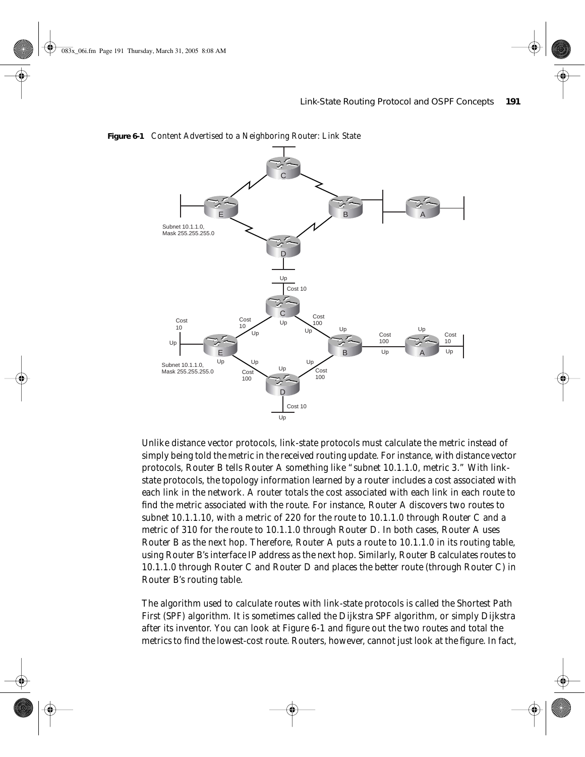**Figure 6-1** Content Advertised to a Neighboring Router: Link State

Unlike distance vector protocols, link-state protocols must calculate the metric instead of simply being told the metric in the received routing update. For instance, with distance vector protocols, Router B tells Router A something like "subnet 10.1.1.0, metric 3." With link-state protocols, the topology information learned by a router includes a cost associated with each link in the network. A router totals the cost associated with each link in each route to find the metric associated with the route. For instance, Router A discovers two routes to subnet 10.1.1.10, with a metric of 220 for the route to 10.1.1.0 through Router C and a metric of 310 for the route to 10.1.1.0 through Router D. In both cases, Router A uses Router B as the next hop. Therefore, Router A puts a route to 10.1.1.0 in its routing table, using Router B's interface IP address as the next hop. Similarly, Router B calculates routes to 10.1.1.0 through Router C and Router D and places the better route (through Router C) in Router B's routing table.

The algorithm used to calculate routes with link-state protocols is called the Shortest Path First (SPF) algorithm. It is sometimes called the Dijkstra SPF algorithm, or simply Dijkstra after its inventor. You can look at Figure 6-1 and figure out the two routes and total the metrics to find the lowest-cost route. Routers, however, cannot just look at the figure. In fact,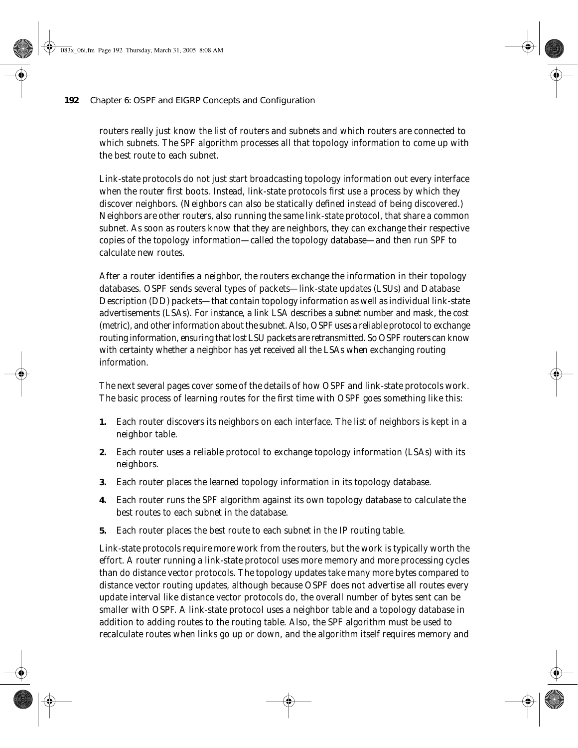routers really just know the list of routers and subnets and which routers are connected to which subnets. The SPF algorithm processes all that topology information to come up with the best route to each subnet.

Link-state protocols do not just start broadcasting topology information out every interface when the router first boots. Instead, link-state protocols first use a process by which they discover neighbors. (Neighbors can also be statically defined instead of being discovered.) Neighbors are other routers, also running the same link-state protocol, that share a common subnet. As soon as routers know that they are neighbors, they can exchange their respective copies of the topology information—called the topology database—and then run SPF to calculate new routes.

After a router identifies a neighbor, the routers exchange the information in their topology databases. OSPF sends several types of packets—link-state updates (LSUs) and Database Description (DD) packets—that contain topology information as well as individual link-state advertisements (LSAs). For instance, a link LSA describes a subnet number and mask, the cost (metric), and other information about the subnet. Also, OSPF uses a reliable protocol to exchange routing information, ensuring that lost LSU packets are retransmitted. So OSPF routers can know with certainty whether a neighbor has yet received all the LSAs when exchanging routing information.

The next several pages cover some of the details of how OSPF and link-state protocols work. The basic process of learning routes for the first time with OSPF goes something like this:

1. Each router discovers its neighbors on each interface. The list of neighbors is kept in a neighbor table.
2. Each router uses a reliable protocol to exchange topology information (LSAs) with its neighbors.
3. Each router places the learned topology information in its topology database.
4. Each router runs the SPF algorithm against its own topology database to calculate the best routes to each subnet in the database.
5. Each router places the best route to each subnet in the IP routing table.

Link-state protocols require more work from the routers, but the work is typically worth the effort. A router running a link-state protocol uses more memory and more processing cycles than do distance vector protocols. The topology updates take many more bytes compared to distance vector routing updates, although because OSPF does not advertise all routes every update interval like distance vector protocols do, the overall number of bytes sent can be smaller with OSPF. A link-state protocol uses a neighbor table and a topology database in addition to adding routes to the routing table. Also, the SPF algorithm must be used to recalculate routes when links go up or down, and the algorithm itself requires memory and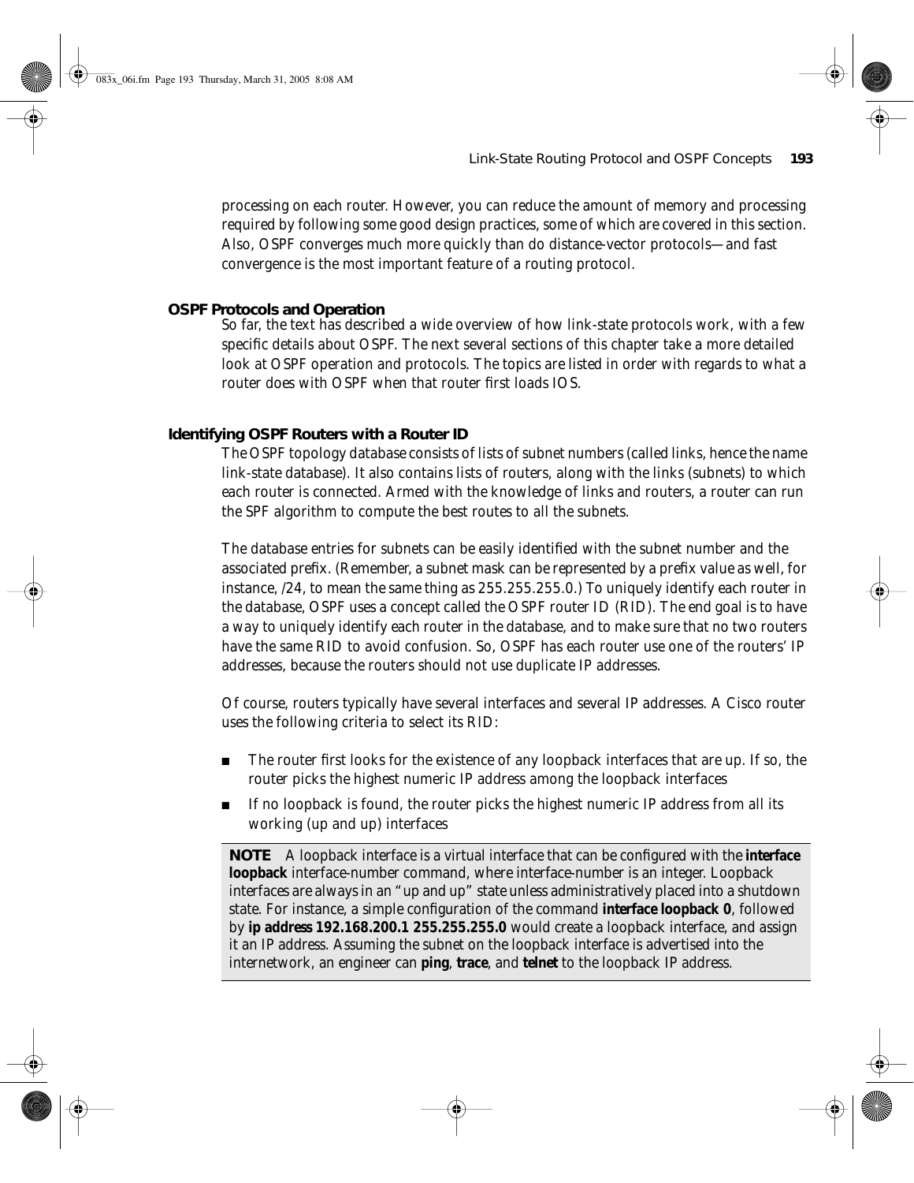processing on each router. However, you can reduce the amount of memory and processing required by following some good design practices, some of which are covered in this section. Also, OSPF converges much more quickly than do distance-vector protocols—and fast convergence is the most important feature of a routing protocol.

## OSPF Protocols and Operation

So far, the text has described a wide overview of how link-state protocols work, with a few specific details about OSPF. The next several sections of this chapter take a more detailed look at OSPF operation and protocols. The topics are listed in order with regards to what a router does with OSPF when that router first loads IOS.

### Identifying OSPF Routers with a Router ID

The OSPF topology database consists of lists of subnet numbers (called links, hence the name link-state database). It also contains lists of routers, along with the links (subnets) to which each router is connected. Armed with the knowledge of links and routers, a router can run the SPF algorithm to compute the best routes to all the subnets.

The database entries for subnets can be easily identified with the subnet number and the associated prefix. (Remember, a subnet mask can be represented by a prefix value as well, for instance, /24, to mean the same thing as 255.255.255.0.) To uniquely identify each router in the database, OSPF uses a concept called the OSPF router ID (RID). The end goal is to have a way to uniquely identify each router in the database, and to make sure that no two routers have the same RID to avoid confusion. So, OSPF has each router use one of the routers' IP addresses, because the routers should not use duplicate IP addresses.

Of course, routers typically have several interfaces and several IP addresses. A Cisco router uses the following criteria to select its RID:

- The router first looks for the existence of any loopback interfaces that are up. If so, the router picks the highest numeric IP address among the loopback interfaces
- If no loopback is found, the router picks the highest numeric IP address from all its working (up and up) interfaces

**NOTE** A loopback interface is a virtual interface that can be configured with the **interface loopback** interface-number command, where interface-number is an integer. Loopback interfaces are always in an "up and up" state unless administratively placed into a shutdown state. For instance, a simple configuration of the command **interface loopback 0**, followed by **ip address 192.168.200.1 255.255.255.0** would create a loopback interface, and assign it an IP address. Assuming the subnet on the loopback interface is advertised into the internetwork, an engineer can **ping**, **trace**, and **telnet** to the loopback IP address.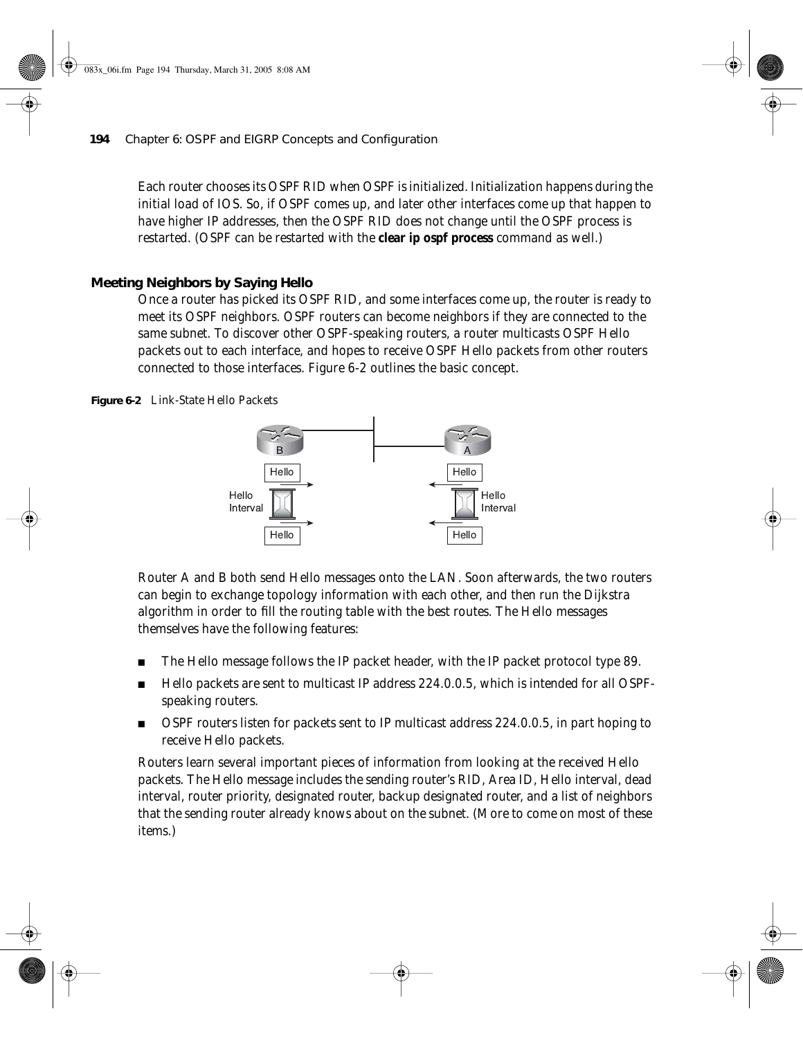Each router chooses its OSPF RID when OSPF is initialized. Initialization happens during the initial load of IOS. So, if OSPF comes up, and later other interfaces come up that happen to have higher IP addresses, then the OSPF RID does not change until the OSPF process is restarted. (OSPF can be restarted with the **clear ip ospf process** command as well.)

### Meeting Neighbors by Saying Hello

Once a router has picked its OSPF RID, and some interfaces come up, the router is ready to meet its OSPF neighbors. OSPF routers can become neighbors if they are connected to the same subnet. To discover other OSPF-speaking routers, a router multicasts OSPF Hello packets out to each interface, and hopes to receive OSPF Hello packets from other routers connected to those interfaces. Figure 6-2 outlines the basic concept.

**Figure 6-2** Link-State Hello Packets

B
A
Hello
Hello
Hello Interval
Hello Interval
Hello
Hello

Router A and B both send Hello messages onto the LAN. Soon afterwards, the two routers can begin to exchange topology information with each other, and then run the Dijkstra algorithm in order to fill the routing table with the best routes. The Hello messages themselves have the following features:

- The Hello message follows the IP packet header, with the IP packet protocol type 89.
- Hello packets are sent to multicast IP address 224.0.0.5, which is intended for all OSPF-speaking routers.
- OSPF routers listen for packets sent to IP multicast address 224.0.0.5, in part hoping to receive Hello packets.

Routers learn several important pieces of information from looking at the received Hello packets. The Hello message includes the sending router's RID, Area ID, Hello interval, dead interval, router priority, designated router, backup designated router, and a list of neighbors that the sending router already knows about on the subnet. (More to come on most of these items.)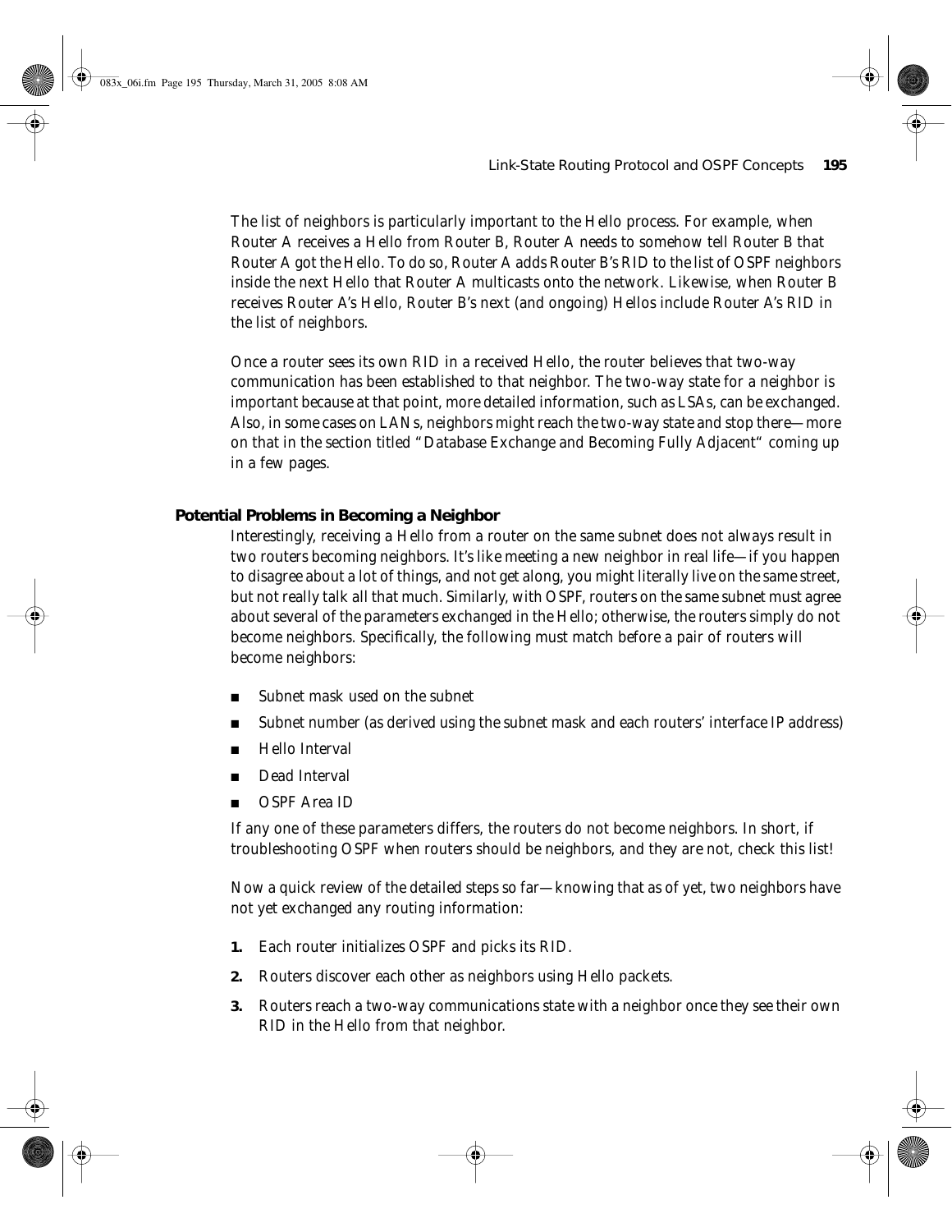The list of neighbors is particularly important to the Hello process. For example, when Router A receives a Hello from Router B, Router A needs to somehow tell Router B that Router A got the Hello. To do so, Router A adds Router B's RID to the list of OSPF neighbors inside the next Hello that Router A multicasts onto the network. Likewise, when Router B receives Router A's Hello, Router B's next (and ongoing) Hellos include Router A's RID in the list of neighbors.

Once a router sees its own RID in a received Hello, the router believes that two-way communication has been established to that neighbor. The two-way state for a neighbor is important because at that point, more detailed information, such as LSAs, can be exchanged. Also, in some cases on LANs, neighbors might reach the two-way state and stop there—more on that in the section titled "Database Exchange and Becoming Fully Adjacent" coming up in a few pages.

### Potential Problems in Becoming a Neighbor

Interestingly, receiving a Hello from a router on the same subnet does not always result in two routers becoming neighbors. It's like meeting a new neighbor in real life—if you happen to disagree about a lot of things, and not get along, you might literally live on the same street, but not really talk all that much. Similarly, with OSPF, routers on the same subnet must agree about several of the parameters exchanged in the Hello; otherwise, the routers simply do not become neighbors. Specifically, the following must match before a pair of routers will become neighbors:

- Subnet mask used on the subnet
- Subnet number (as derived using the subnet mask and each routers' interface IP address)
- Hello Interval
- Dead Interval
- OSPF Area ID

If any one of these parameters differs, the routers do not become neighbors. In short, if troubleshooting OSPF when routers should be neighbors, and they are not, check this list!

Now a quick review of the detailed steps so far—knowing that as of yet, two neighbors have not yet exchanged any routing information:

1. Each router initializes OSPF and picks its RID.
2. Routers discover each other as neighbors using Hello packets.
3. Routers reach a two-way communications state with a neighbor once they see their own RID in the Hello from that neighbor.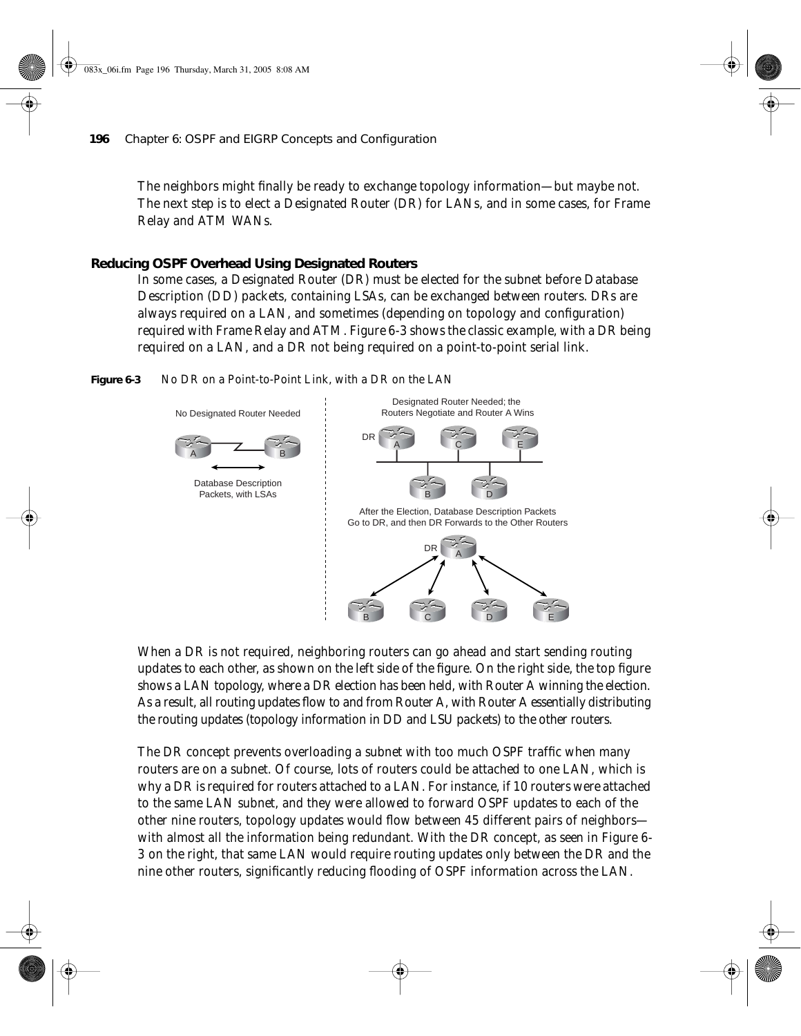The neighbors might finally be ready to exchange topology information—but maybe not. The next step is to elect a Designated Router (DR) for LANs, and in some cases, for Frame Relay and ATM WANs.

### Reducing OSPF Overhead Using Designated Routers

In some cases, a Designated Router (DR) must be elected for the subnet before Database Description (DD) packets, containing LSAs, can be exchanged between routers. DRs are always required on a LAN, and sometimes (depending on topology and configuration) required with Frame Relay and ATM. Figure 6-3 shows the classic example, with a DR being required on a LAN, and a DR not being required on a point-to-point serial link.

**Figure 6-3** *No DR on a Point-to-Point Link, with a DR on the LAN*

No Designated Router Needed

A

B

Database Description Packets, with LSAs

Designated Router Needed; the Routers Negotiate and Router A Wins

DR

A

C

E

B

D

After the Election, Database Description Packets Go to DR, and then DR Forwards to the Other Routers

DR

A

B

C

D

E

When a DR is not required, neighboring routers can go ahead and start sending routing updates to each other, as shown on the left side of the figure. On the right side, the top figure shows a LAN topology, where a DR election has been held, with Router A winning the election. As a result, all routing updates flow to and from Router A, with Router A essentially distributing the routing updates (topology information in DD and LSU packets) to the other routers.

The DR concept prevents overloading a subnet with too much OSPF traffic when many routers are on a subnet. Of course, lots of routers could be attached to one LAN, which is why a DR is required for routers attached to a LAN. For instance, if 10 routers were attached to the same LAN subnet, and they were allowed to forward OSPF updates to each of the other nine routers, topology updates would flow between 45 different pairs of neighbors—with almost all the information being redundant. With the DR concept, as seen in Figure 6-3 on the right, that same LAN would require routing updates only between the DR and the nine other routers, significantly reducing flooding of OSPF information across the LAN.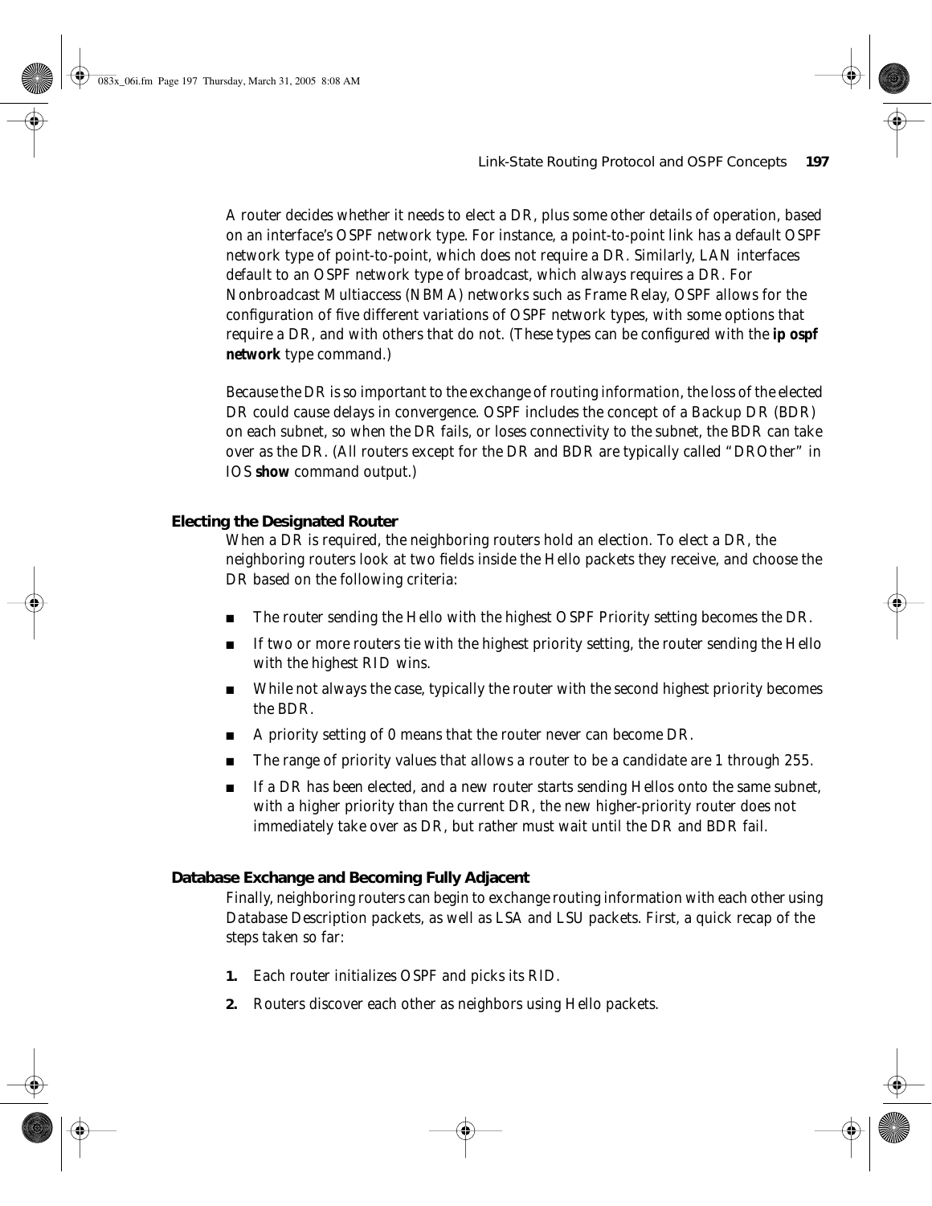A router decides whether it needs to elect a DR, plus some other details of operation, based on an interface's OSPF network type. For instance, a point-to-point link has a default OSPF network type of point-to-point, which does not require a DR. Similarly, LAN interfaces default to an OSPF network type of broadcast, which always requires a DR. For Nonbroadcast Multiaccess (NBMA) networks such as Frame Relay, OSPF allows for the configuration of five different variations of OSPF network types, with some options that require a DR, and with others that do not. (These types can be configured with the **ip ospf network** type command.)

Because the DR is so important to the exchange of routing information, the loss of the elected DR could cause delays in convergence. OSPF includes the concept of a Backup DR (BDR) on each subnet, so when the DR fails, or loses connectivity to the subnet, the BDR can take over as the DR. (All routers except for the DR and BDR are typically called "DROther" in IOS **show** command output.)

### Electing the Designated Router

When a DR is required, the neighboring routers hold an election. To elect a DR, the neighboring routers look at two fields inside the Hello packets they receive, and choose the DR based on the following criteria:

- The router sending the Hello with the highest OSPF Priority setting becomes the DR.
- If two or more routers tie with the highest priority setting, the router sending the Hello with the highest RID wins.
- While not always the case, typically the router with the second highest priority becomes the BDR.
- A priority setting of 0 means that the router never can become DR.
- The range of priority values that allows a router to be a candidate are 1 through 255.
- If a DR has been elected, and a new router starts sending Hellos onto the same subnet, with a higher priority than the current DR, the new higher-priority router does not immediately take over as DR, but rather must wait until the DR and BDR fail.

### Database Exchange and Becoming Fully Adjacent

Finally, neighboring routers can begin to exchange routing information with each other using Database Description packets, as well as LSA and LSU packets. First, a quick recap of the steps taken so far:

1. Each router initializes OSPF and picks its RID.
2. Routers discover each other as neighbors using Hello packets.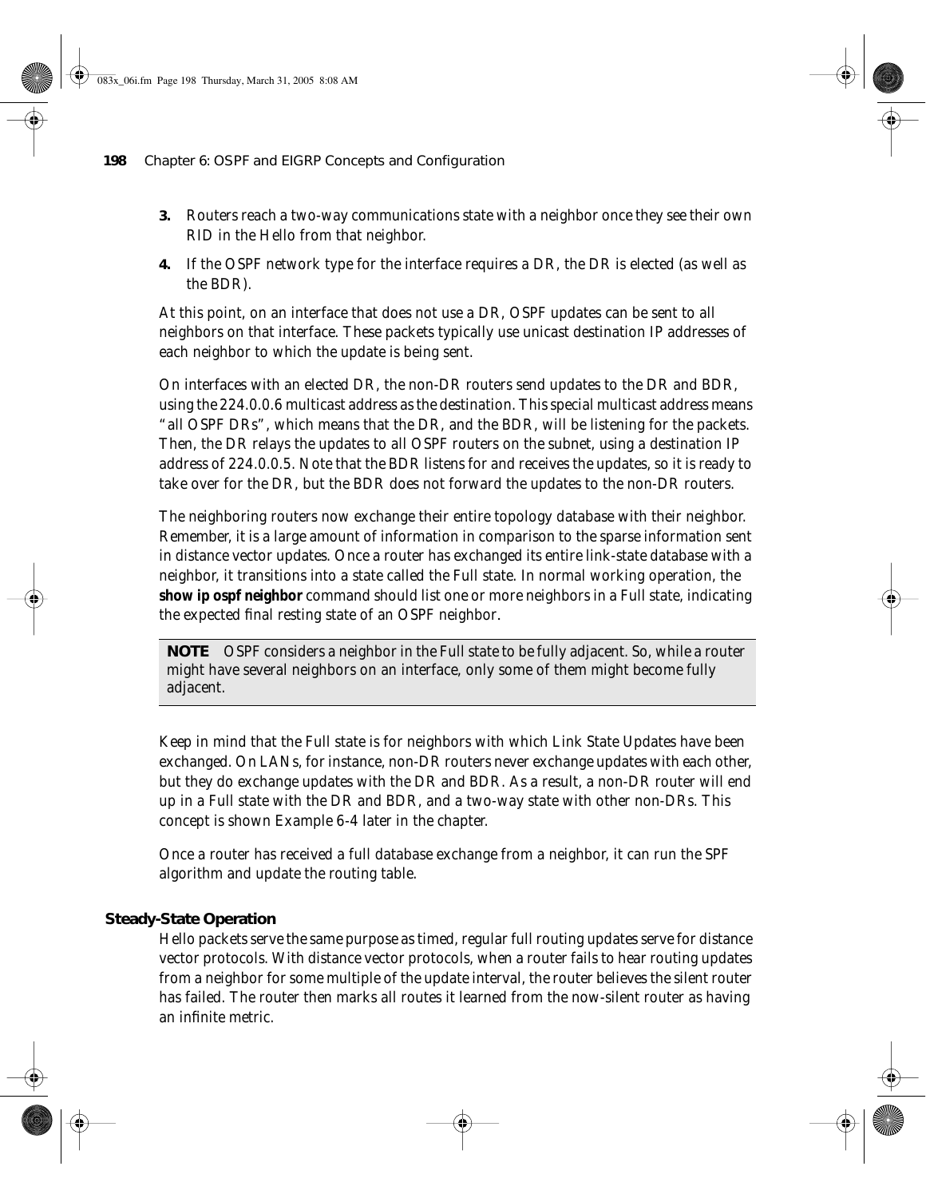3. Routers reach a two-way communications state with a neighbor once they see their own RID in the Hello from that neighbor.

4. If the OSPF network type for the interface requires a DR, the DR is elected (as well as the BDR).

At this point, on an interface that does not use a DR, OSPF updates can be sent to all neighbors on that interface. These packets typically use unicast destination IP addresses of each neighbor to which the update is being sent.

On interfaces with an elected DR, the non-DR routers send updates to the DR and BDR, using the 224.0.0.6 multicast address as the destination. This special multicast address means "all OSPF DRs", which means that the DR, and the BDR, will be listening for the packets. Then, the DR relays the updates to all OSPF routers on the subnet, using a destination IP address of 224.0.0.5. Note that the BDR listens for and receives the updates, so it is ready to take over for the DR, but the BDR does not forward the updates to the non-DR routers.

The neighboring routers now exchange their entire topology database with their neighbor. Remember, it is a large amount of information in comparison to the sparse information sent in distance vector updates. Once a router has exchanged its entire link-state database with a neighbor, it transitions into a state called the Full state. In normal working operation, the **show ip ospf neighbor** command should list one or more neighbors in a Full state, indicating the expected final resting state of an OSPF neighbor.

> **NOTE** OSPF considers a neighbor in the Full state to be fully adjacent. So, while a router might have several neighbors on an interface, only some of them might become fully adjacent.

Keep in mind that the Full state is for neighbors with which Link State Updates have been exchanged. On LANs, for instance, non-DR routers never exchange updates with each other, but they do exchange updates with the DR and BDR. As a result, a non-DR router will end up in a Full state with the DR and BDR, and a two-way state with other non-DRs. This concept is shown Example 6-4 later in the chapter.

Once a router has received a full database exchange from a neighbor, it can run the SPF algorithm and update the routing table.

### Steady-State Operation

Hello packets serve the same purpose as timed, regular full routing updates serve for distance vector protocols. With distance vector protocols, when a router fails to hear routing updates from a neighbor for some multiple of the update interval, the router believes the silent router has failed. The router then marks all routes it learned from the now-silent router as having an infinite metric.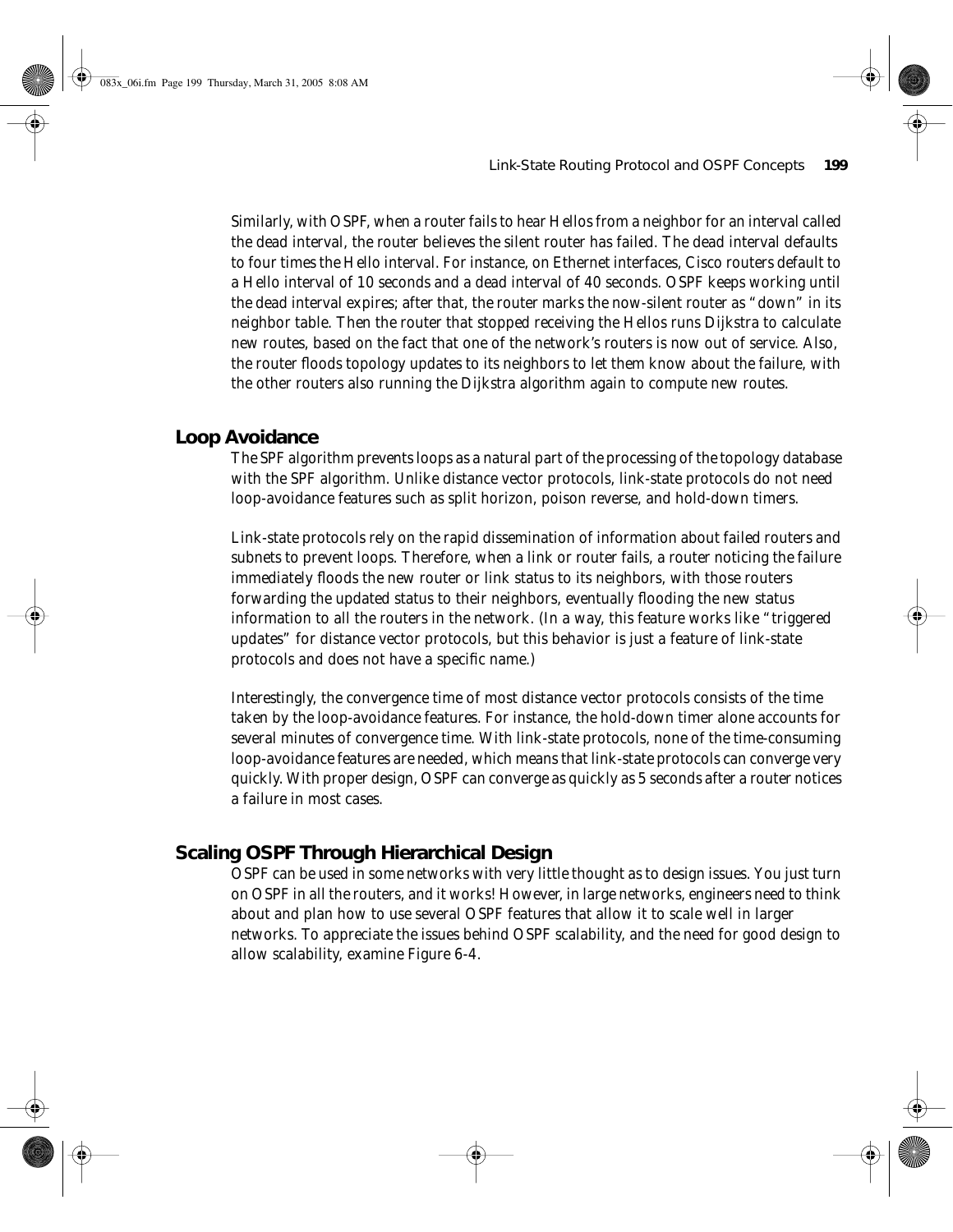Similarly, with OSPF, when a router fails to hear Hellos from a neighbor for an interval called the dead interval, the router believes the silent router has failed. The dead interval defaults to four times the Hello interval. For instance, on Ethernet interfaces, Cisco routers default to a Hello interval of 10 seconds and a dead interval of 40 seconds. OSPF keeps working until the dead interval expires; after that, the router marks the now-silent router as "down" in its neighbor table. Then the router that stopped receiving the Hellos runs Dijkstra to calculate new routes, based on the fact that one of the network's routers is now out of service. Also, the router floods topology updates to its neighbors to let them know about the failure, with the other routers also running the Dijkstra algorithm again to compute new routes.

## Loop Avoidance

The SPF algorithm prevents loops as a natural part of the processing of the topology database with the SPF algorithm. Unlike distance vector protocols, link-state protocols do not need loop-avoidance features such as split horizon, poison reverse, and hold-down timers.

Link-state protocols rely on the rapid dissemination of information about failed routers and subnets to prevent loops. Therefore, when a link or router fails, a router noticing the failure immediately floods the new router or link status to its neighbors, with those routers forwarding the updated status to their neighbors, eventually flooding the new status information to all the routers in the network. (In a way, this feature works like "triggered updates" for distance vector protocols, but this behavior is just a feature of link-state protocols and does not have a specific name.)

Interestingly, the convergence time of most distance vector protocols consists of the time taken by the loop-avoidance features. For instance, the hold-down timer alone accounts for several minutes of convergence time. With link-state protocols, none of the time-consuming loop-avoidance features are needed, which means that link-state protocols can converge very quickly. With proper design, OSPF can converge as quickly as 5 seconds after a router notices a failure in most cases.

## Scaling OSPF Through Hierarchical Design

OSPF can be used in some networks with very little thought as to design issues. You just turn on OSPF in all the routers, and it works! However, in large networks, engineers need to think about and plan how to use several OSPF features that allow it to scale well in larger networks. To appreciate the issues behind OSPF scalability, and the need for good design to allow scalability, examine Figure 6-4.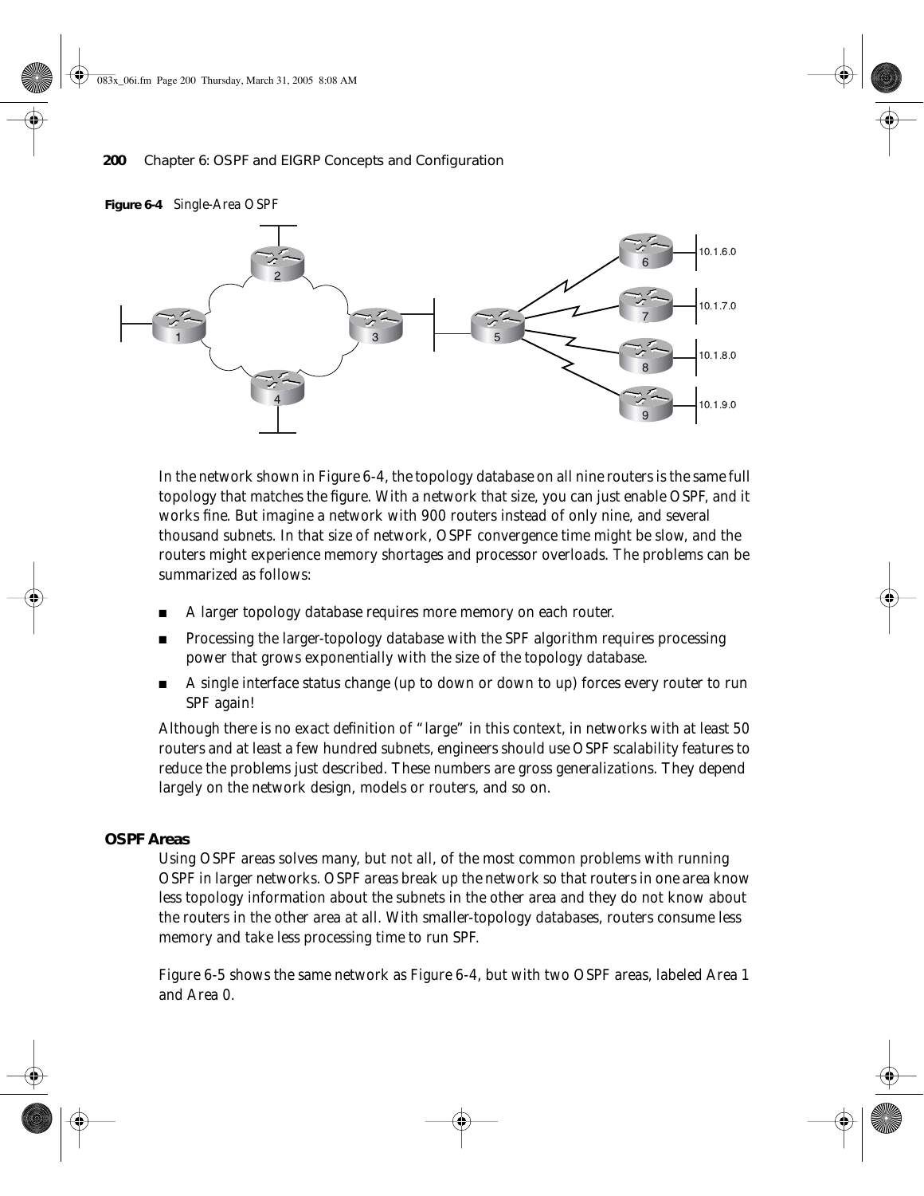**Figure 6-4** Single-Area OSPF

In the network shown in Figure 6-4, the topology database on all nine routers is the same full topology that matches the figure. With a network that size, you can just enable OSPF, and it works fine. But imagine a network with 900 routers instead of only nine, and several thousand subnets. In that size of network, OSPF convergence time might be slow, and the routers might experience memory shortages and processor overloads. The problems can be summarized as follows:

- A larger topology database requires more memory on each router.
- Processing the larger-topology database with the SPF algorithm requires processing power that grows exponentially with the size of the topology database.
- A single interface status change (up to down or down to up) forces every router to run SPF again!

Although there is no exact definition of "large" in this context, in networks with at least 50 routers and at least a few hundred subnets, engineers should use OSPF scalability features to reduce the problems just described. These numbers are gross generalizations. They depend largely on the network design, models or routers, and so on.

### OSPF Areas

Using OSPF areas solves many, but not all, of the most common problems with running OSPF in larger networks. OSPF areas break up the network so that routers in one area know less topology information about the subnets in the other area and they do not know about the routers in the other area at all. With smaller-topology databases, routers consume less memory and take less processing time to run SPF.

Figure 6-5 shows the same network as Figure 6-4, but with two OSPF areas, labeled Area 1 and Area 0.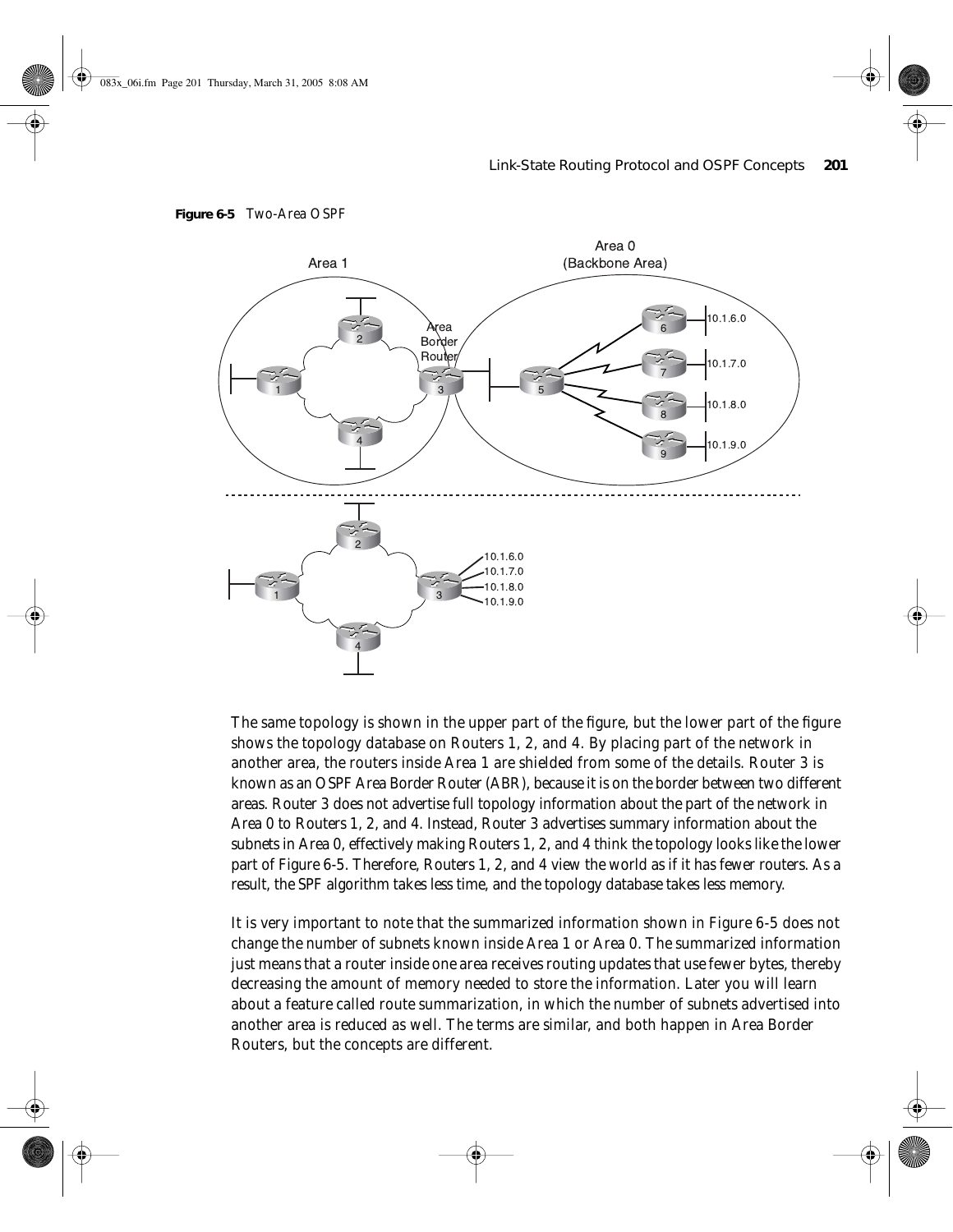**Figure 6-5** Two-Area OSPF

The same topology is shown in the upper part of the figure, but the lower part of the figure shows the topology database on Routers 1, 2, and 4. By placing part of the network in another area, the routers inside Area 1 are shielded from some of the details. Router 3 is known as an OSPF Area Border Router (ABR), because it is on the border between two different areas. Router 3 does not advertise full topology information about the part of the network in Area 0 to Routers 1, 2, and 4. Instead, Router 3 advertises summary information about the subnets in Area 0, effectively making Routers 1, 2, and 4 think the topology looks like the lower part of Figure 6-5. Therefore, Routers 1, 2, and 4 view the world as if it has fewer routers. As a result, the SPF algorithm takes less time, and the topology database takes less memory.

It is very important to note that the summarized information shown in Figure 6-5 does not change the number of subnets known inside Area 1 or Area 0. The summarized information just means that a router inside one area receives routing updates that use fewer bytes, thereby decreasing the amount of memory needed to store the information. Later you will learn about a feature called route summarization, in which the number of subnets advertised into another area is reduced as well. The terms are similar, and both happen in Area Border Routers, but the concepts are different.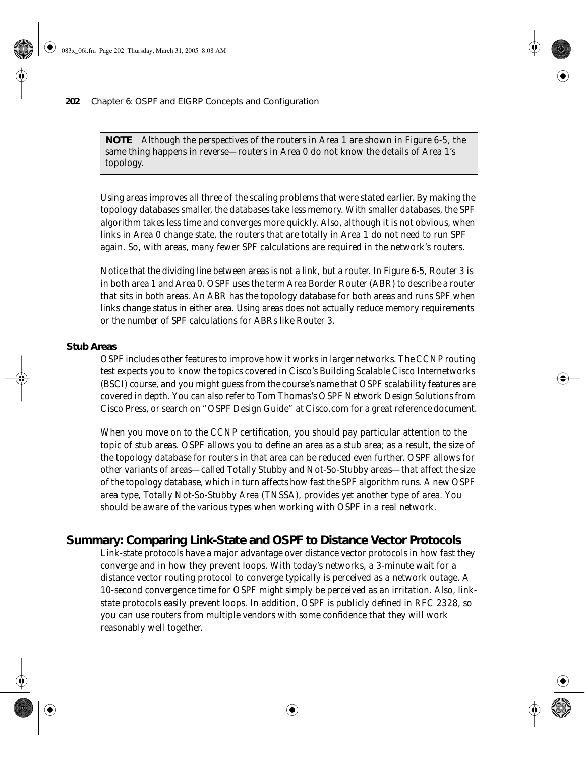**NOTE** Although the perspectives of the routers in Area 1 are shown in Figure 6-5, the same thing happens in reverse—routers in Area 0 do not know the details of Area 1's topology.

Using areas improves all three of the scaling problems that were stated earlier. By making the topology databases smaller, the databases take less memory. With smaller databases, the SPF algorithm takes less time and converges more quickly. Also, although it is not obvious, when links in Area 0 change state, the routers that are totally in Area 1 do not need to run SPF again. So, with areas, many fewer SPF calculations are required in the network's routers.

Notice that the dividing line between areas is not a link, but a router. In Figure 6-5, Router 3 is in both area 1 and Area 0. OSPF uses the term Area Border Router (ABR) to describe a router that sits in both areas. An ABR has the topology database for both areas and runs SPF when links change status in either area. Using areas does not actually reduce memory requirements or the number of SPF calculations for ABRs like Router 3.

### Stub Areas

OSPF includes other features to improve how it works in larger networks. The CCNP routing test expects you to know the topics covered in Cisco's Building Scalable Cisco Internetworks (BSCI) course, and you might guess from the course's name that OSPF scalability features are covered in depth. You can also refer to Tom Thomas's OSPF Network Design Solutions from Cisco Press, or search on "OSPF Design Guide" at Cisco.com for a great reference document.

When you move on to the CCNP certification, you should pay particular attention to the topic of stub areas. OSPF allows you to define an area as a stub area; as a result, the size of the topology database for routers in that area can be reduced even further. OSPF allows for other variants of areas—called Totally Stubby and Not-So-Stubby areas—that affect the size of the topology database, which in turn affects how fast the SPF algorithm runs. A new OSPF area type, Totally Not-So-Stubby Area (TNSSA), provides yet another type of area. You should be aware of the various types when working with OSPF in a real network.

## Summary: Comparing Link-State and OSPF to Distance Vector Protocols

Link-state protocols have a major advantage over distance vector protocols in how fast they converge and in how they prevent loops. With today's networks, a 3-minute wait for a distance vector routing protocol to converge typically is perceived as a network outage. A 10-second convergence time for OSPF might simply be perceived as an irritation. Also, link-state protocols easily prevent loops. In addition, OSPF is publicly defined in RFC 2328, so you can use routers from multiple vendors with some confidence that they will work reasonably well together.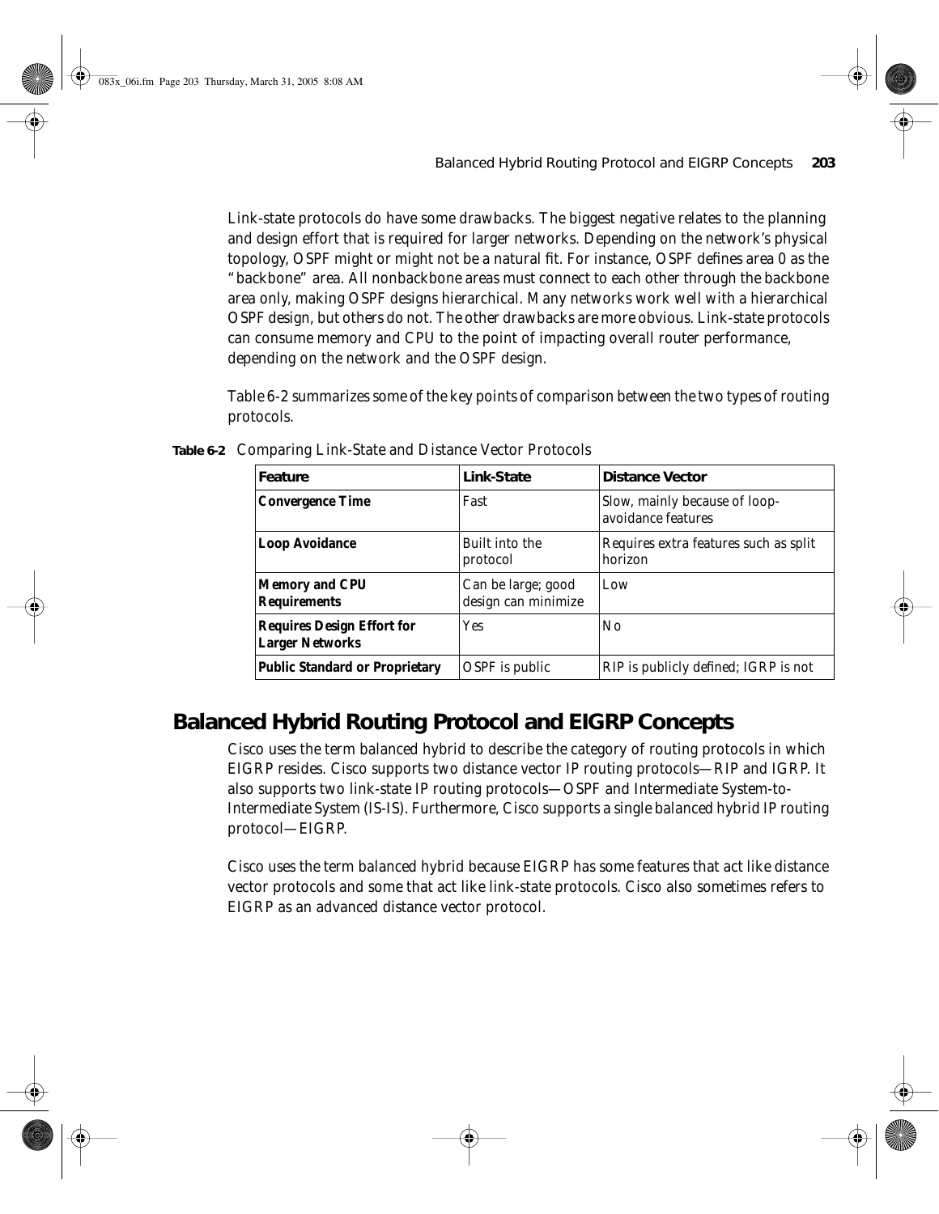Link-state protocols do have some drawbacks. The biggest negative relates to the planning and design effort that is required for larger networks. Depending on the network's physical topology, OSPF might or might not be a natural fit. For instance, OSPF defines area 0 as the "backbone" area. All nonbackbone areas must connect to each other through the backbone area only, making OSPF designs hierarchical. Many networks work well with a hierarchical OSPF design, but others do not. The other drawbacks are more obvious. Link-state protocols can consume memory and CPU to the point of impacting overall router performance, depending on the network and the OSPF design.

Table 6-2 summarizes some of the key points of comparison between the two types of routing protocols.

**Table 6-2** Comparing Link-State and Distance Vector Protocols

| Feature | Link-State | Distance Vector |
|---|---|---|
| **Convergence Time** | Fast | Slow, mainly because of loop-avoidance features |
| **Loop Avoidance** | Built into the protocol | Requires extra features such as split horizon |
| **Memory and CPU Requirements** | Can be large; good design can minimize | Low |
| **Requires Design Effort for Larger Networks** | Yes | No |
| **Public Standard or Proprietary** | OSPF is public | RIP is publicly defined; IGRP is not |

## Balanced Hybrid Routing Protocol and EIGRP Concepts

Cisco uses the term balanced hybrid to describe the category of routing protocols in which EIGRP resides. Cisco supports two distance vector IP routing protocols—RIP and IGRP. It also supports two link-state IP routing protocols—OSPF and Intermediate System-to-Intermediate System (IS-IS). Furthermore, Cisco supports a single balanced hybrid IP routing protocol—EIGRP.

Cisco uses the term balanced hybrid because EIGRP has some features that act like distance vector protocols and some that act like link-state protocols. Cisco also sometimes refers to EIGRP as an advanced distance vector protocol.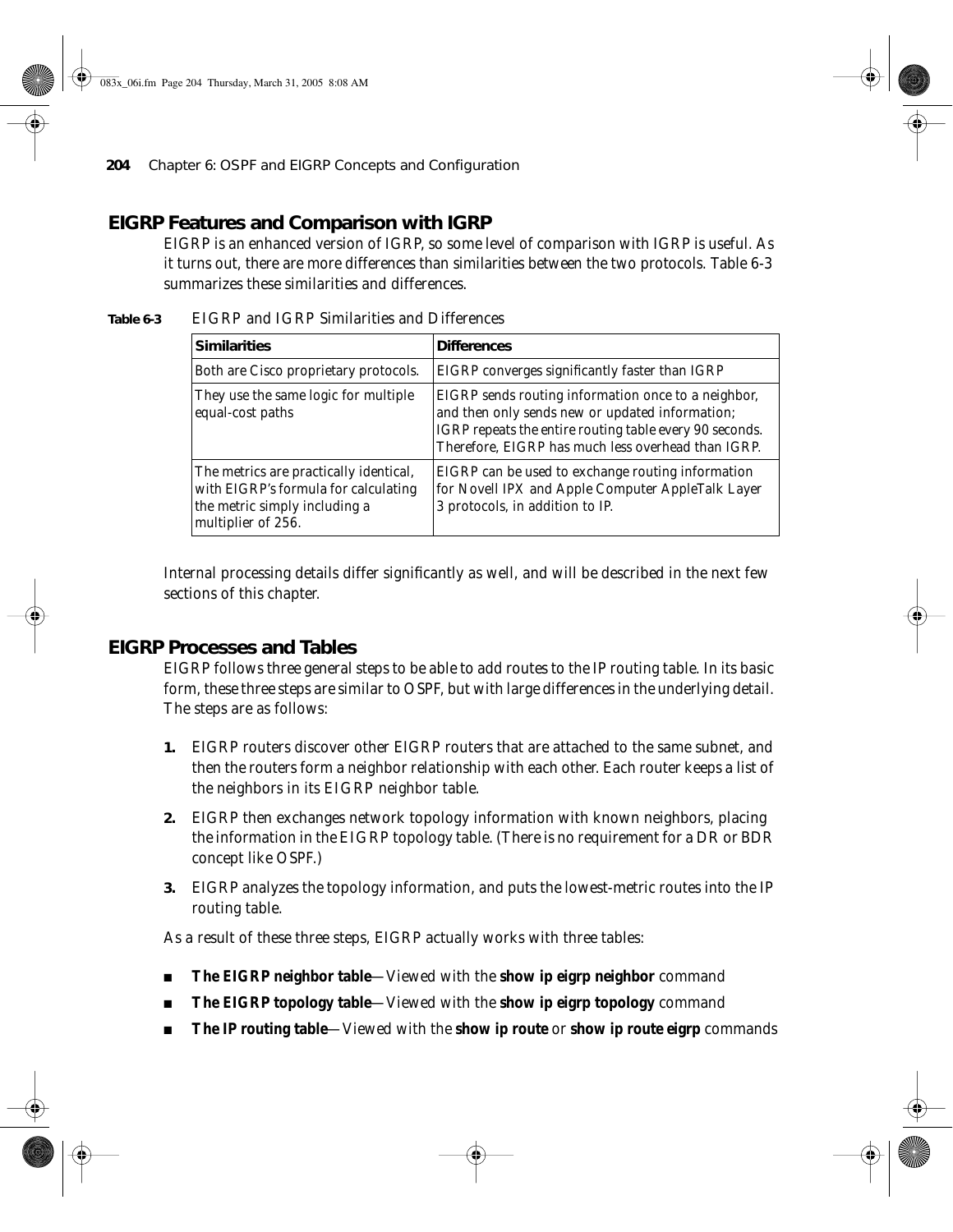## EIGRP Features and Comparison with IGRP

EIGRP is an enhanced version of IGRP, so some level of comparison with IGRP is useful. As it turns out, there are more differences than similarities between the two protocols. Table 6-3 summarizes these similarities and differences.

**Table 6-3** EIGRP and IGRP Similarities and Differences

| Similarities | Differences |
| --- | --- |
| Both are Cisco proprietary protocols. | EIGRP converges significantly faster than IGRP |
| They use the same logic for multiple equal-cost paths | EIGRP sends routing information once to a neighbor, and then only sends new or updated information; IGRP repeats the entire routing table every 90 seconds. Therefore, EIGRP has much less overhead than IGRP. |
| The metrics are practically identical, with EIGRP's formula for calculating the metric simply including a multiplier of 256. | EIGRP can be used to exchange routing information for Novell IPX and Apple Computer AppleTalk Layer 3 protocols, in addition to IP. |

Internal processing details differ significantly as well, and will be described in the next few sections of this chapter.

## EIGRP Processes and Tables

EIGRP follows three general steps to be able to add routes to the IP routing table. In its basic form, these three steps are similar to OSPF, but with large differences in the underlying detail. The steps are as follows:

1. EIGRP routers discover other EIGRP routers that are attached to the same subnet, and then the routers form a neighbor relationship with each other. Each router keeps a list of the neighbors in its EIGRP neighbor table.
2. EIGRP then exchanges network topology information with known neighbors, placing the information in the EIGRP topology table. (There is no requirement for a DR or BDR concept like OSPF.)
3. EIGRP analyzes the topology information, and puts the lowest-metric routes into the IP routing table.

As a result of these three steps, EIGRP actually works with three tables:

- **The EIGRP neighbor table**—Viewed with the **show ip eigrp neighbor** command
- **The EIGRP topology table**—Viewed with the **show ip eigrp topology** command
- **The IP routing table**—Viewed with the **show ip route** or **show ip route eigrp** commands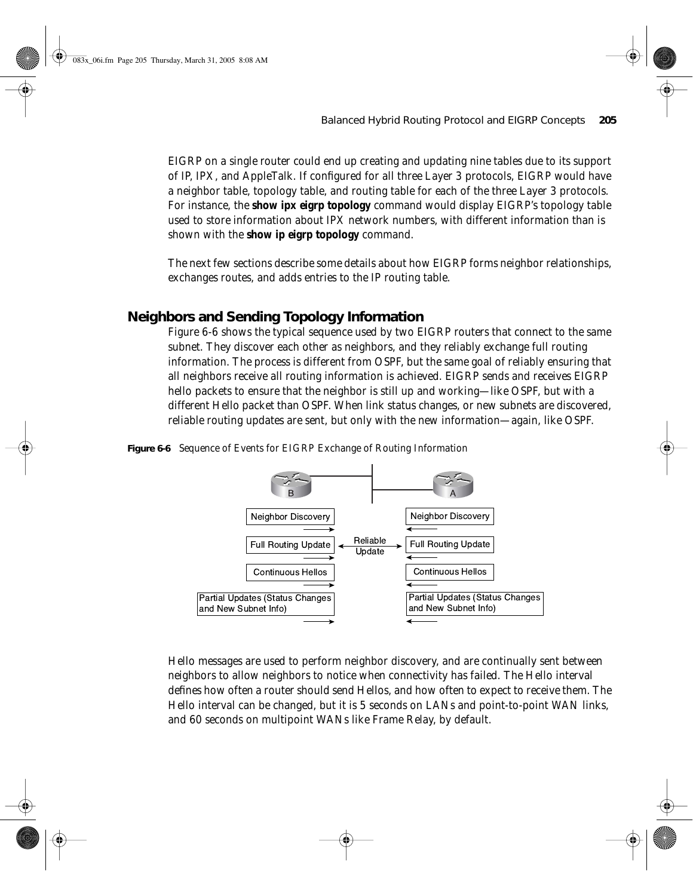EIGRP on a single router could end up creating and updating nine tables due to its support of IP, IPX, and AppleTalk. If configured for all three Layer 3 protocols, EIGRP would have a neighbor table, topology table, and routing table for each of the three Layer 3 protocols. For instance, the **show ipx eigrp topology** command would display EIGRP's topology table used to store information about IPX network numbers, with different information than is shown with the **show ip eigrp topology** command.

The next few sections describe some details about how EIGRP forms neighbor relationships, exchanges routes, and adds entries to the IP routing table.

## Neighbors and Sending Topology Information

Figure 6-6 shows the typical sequence used by two EIGRP routers that connect to the same subnet. They discover each other as neighbors, and they reliably exchange full routing information. The process is different from OSPF, but the same goal of reliably ensuring that all neighbors receive all routing information is achieved. EIGRP sends and receives EIGRP hello packets to ensure that the neighbor is still up and working—like OSPF, but with a different Hello packet than OSPF. When link status changes, or new subnets are discovered, reliable routing updates are sent, but only with the new information—again, like OSPF.

**Figure 6-6** *Sequence of Events for EIGRP Exchange of Routing Information*

B

A

Neighbor Discovery

Neighbor Discovery

Full Routing Update

Reliable Update

Full Routing Update

Continuous Hellos

Continuous Hellos

Partial Updates (Status Changes and New Subnet Info)

Partial Updates (Status Changes and New Subnet Info)

Hello messages are used to perform neighbor discovery, and are continually sent between neighbors to allow neighbors to notice when connectivity has failed. The Hello interval defines how often a router should send Hellos, and how often to expect to receive them. The Hello interval can be changed, but it is 5 seconds on LANs and point-to-point WAN links, and 60 seconds on multipoint WANs like Frame Relay, by default.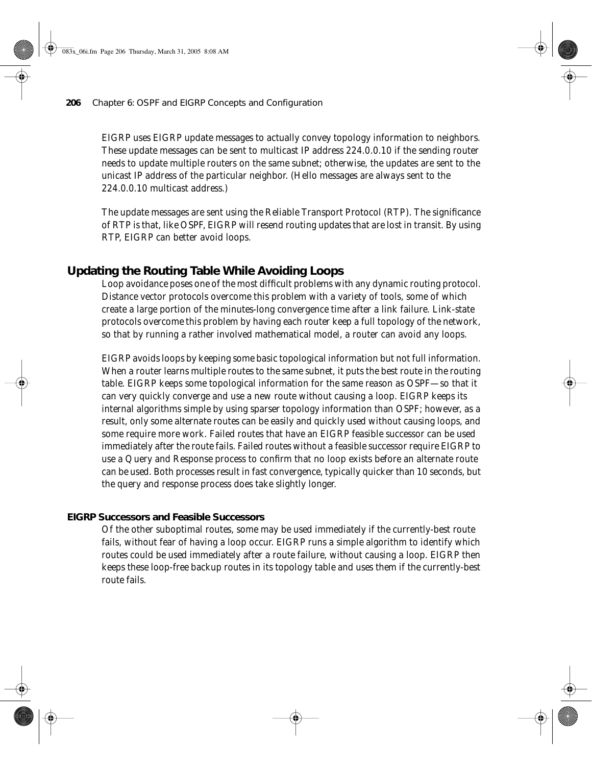EIGRP uses EIGRP update messages to actually convey topology information to neighbors. These update messages can be sent to multicast IP address 224.0.0.10 if the sending router needs to update multiple routers on the same subnet; otherwise, the updates are sent to the unicast IP address of the particular neighbor. (Hello messages are always sent to the 224.0.0.10 multicast address.)

The update messages are sent using the Reliable Transport Protocol (RTP). The significance of RTP is that, like OSPF, EIGRP will resend routing updates that are lost in transit. By using RTP, EIGRP can better avoid loops.

## Updating the Routing Table While Avoiding Loops

Loop avoidance poses one of the most difficult problems with any dynamic routing protocol. Distance vector protocols overcome this problem with a variety of tools, some of which create a large portion of the minutes-long convergence time after a link failure. Link-state protocols overcome this problem by having each router keep a full topology of the network, so that by running a rather involved mathematical model, a router can avoid any loops.

EIGRP avoids loops by keeping some basic topological information but not full information. When a router learns multiple routes to the same subnet, it puts the best route in the routing table. EIGRP keeps some topological information for the same reason as OSPF—so that it can very quickly converge and use a new route without causing a loop. EIGRP keeps its internal algorithms simple by using sparser topology information than OSPF; however, as a result, only some alternate routes can be easily and quickly used without causing loops, and some require more work. Failed routes that have an EIGRP feasible successor can be used immediately after the route fails. Failed routes without a feasible successor require EIGRP to use a Query and Response process to confirm that no loop exists before an alternate route can be used. Both processes result in fast convergence, typically quicker than 10 seconds, but the query and response process does take slightly longer.

### EIGRP Successors and Feasible Successors

Of the other suboptimal routes, some may be used immediately if the currently-best route fails, without fear of having a loop occur. EIGRP runs a simple algorithm to identify which routes could be used immediately after a route failure, without causing a loop. EIGRP then keeps these loop-free backup routes in its topology table and uses them if the currently-best route fails.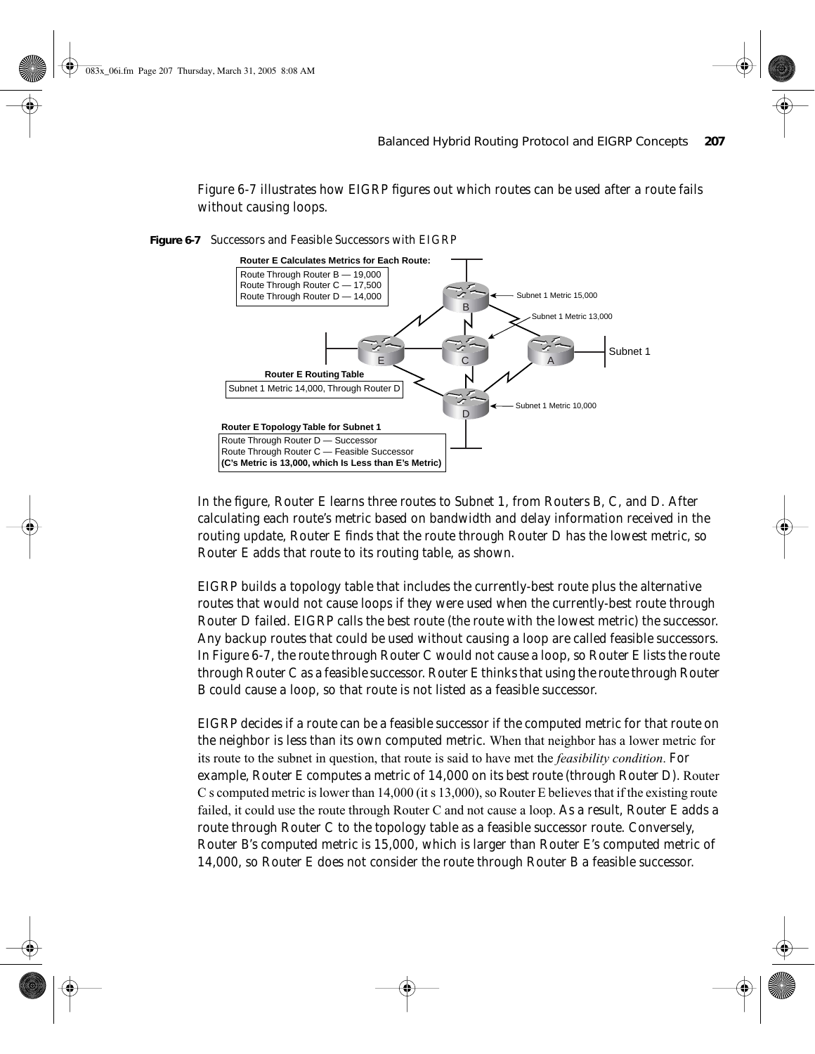Figure 6-7 illustrates how EIGRP figures out which routes can be used after a route fails without causing loops.

**Figure 6-7** Successors and Feasible Successors with EIGRP

**Router E Calculates Metrics for Each Route:**
Route Through Router B — 19,000
Route Through Router C — 17,500
Route Through Router D — 14,000

Subnet 1 Metric 15,000
Subnet 1 Metric 13,000
Subnet 1
Subnet 1 Metric 10,000

B
E
C
A
D

**Router E Routing Table**
Subnet 1 Metric 14,000, Through Router D

**Router E Topology Table for Subnet 1**
Route Through Router D — Successor
Route Through Router C — Feasible Successor
**(C's Metric is 13,000, which Is Less than E's Metric)**

In the figure, Router E learns three routes to Subnet 1, from Routers B, C, and D. After calculating each route's metric based on bandwidth and delay information received in the routing update, Router E finds that the route through Router D has the lowest metric, so Router E adds that route to its routing table, as shown.

EIGRP builds a topology table that includes the currently-best route plus the alternative routes that would not cause loops if they were used when the currently-best route through Router D failed. EIGRP calls the best route (the route with the lowest metric) the successor. Any backup routes that could be used without causing a loop are called feasible successors. In Figure 6-7, the route through Router C would not cause a loop, so Router E lists the route through Router C as a feasible successor. Router E thinks that using the route through Router B could cause a loop, so that route is not listed as a feasible successor.

EIGRP decides if a route can be a feasible successor if the computed metric for that route on the neighbor is less than its own computed metric. When that neighbor has a lower metric for its route to the subnet in question, that route is said to have met the *feasibility condition*. For example, Router E computes a metric of 14,000 on its best route (through Router D). Router C s computed metric is lower than 14,000 (it s 13,000), so Router E believes that if the existing route failed, it could use the route through Router C and not cause a loop. As a result, Router E adds a route through Router C to the topology table as a feasible successor route. Conversely, Router B's computed metric is 15,000, which is larger than Router E's computed metric of 14,000, so Router E does not consider the route through Router B a feasible successor.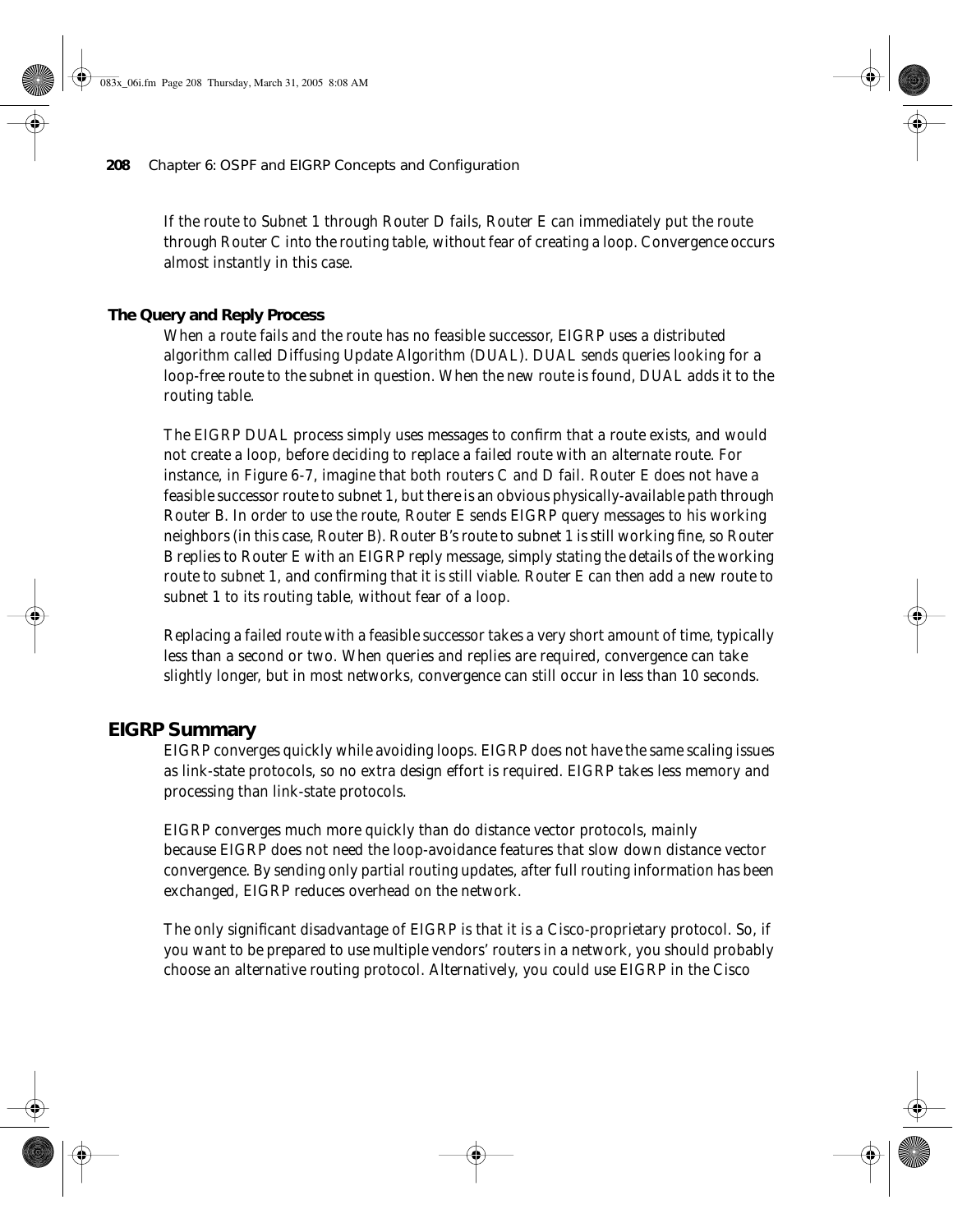If the route to Subnet 1 through Router D fails, Router E can immediately put the route through Router C into the routing table, without fear of creating a loop. Convergence occurs almost instantly in this case.

### The Query and Reply Process

When a route fails and the route has no feasible successor, EIGRP uses a distributed algorithm called Diffusing Update Algorithm (DUAL). DUAL sends queries looking for a loop-free route to the subnet in question. When the new route is found, DUAL adds it to the routing table.

The EIGRP DUAL process simply uses messages to confirm that a route exists, and would not create a loop, before deciding to replace a failed route with an alternate route. For instance, in Figure 6-7, imagine that both routers C and D fail. Router E does not have a feasible successor route to subnet 1, but there is an obvious physically-available path through Router B. In order to use the route, Router E sends EIGRP query messages to his working neighbors (in this case, Router B). Router B's route to subnet 1 is still working fine, so Router B replies to Router E with an EIGRP reply message, simply stating the details of the working route to subnet 1, and confirming that it is still viable. Router E can then add a new route to subnet 1 to its routing table, without fear of a loop.

Replacing a failed route with a feasible successor takes a very short amount of time, typically less than a second or two. When queries and replies are required, convergence can take slightly longer, but in most networks, convergence can still occur in less than 10 seconds.

## EIGRP Summary

EIGRP converges quickly while avoiding loops. EIGRP does not have the same scaling issues as link-state protocols, so no extra design effort is required. EIGRP takes less memory and processing than link-state protocols.

EIGRP converges much more quickly than do distance vector protocols, mainly because EIGRP does not need the loop-avoidance features that slow down distance vector convergence. By sending only partial routing updates, after full routing information has been exchanged, EIGRP reduces overhead on the network.

The only significant disadvantage of EIGRP is that it is a Cisco-proprietary protocol. So, if you want to be prepared to use multiple vendors' routers in a network, you should probably choose an alternative routing protocol. Alternatively, you could use EIGRP in the Cisco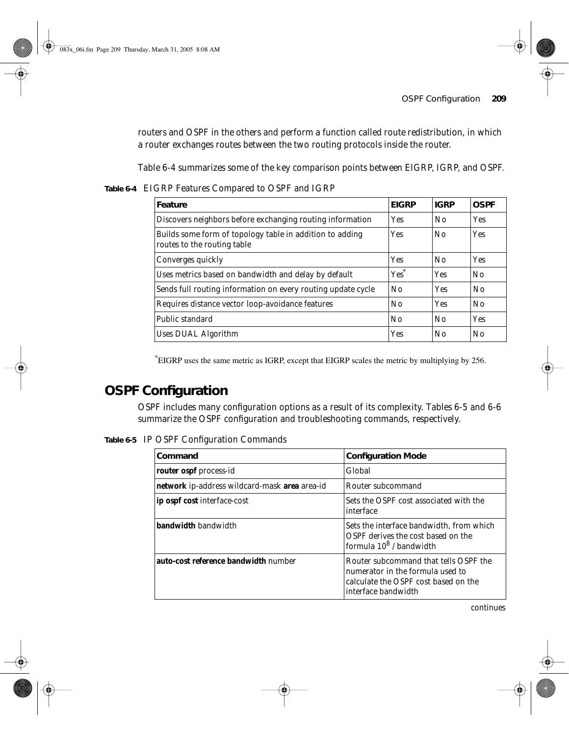routers and OSPF in the others and perform a function called route redistribution, in which a router exchanges routes between the two routing protocols inside the router.

Table 6-4 summarizes some of the key comparison points between EIGRP, IGRP, and OSPF.

**Table 6-4** EIGRP Features Compared to OSPF and IGRP

| Feature | EIGRP | IGRP | OSPF |
|---|---|---|---|
| Discovers neighbors before exchanging routing information | Yes | No | Yes |
| Builds some form of topology table in addition to adding routes to the routing table | Yes | No | Yes |
| Converges quickly | Yes | No | Yes |
| Uses metrics based on bandwidth and delay by default | Yes* | Yes | No |
| Sends full routing information on every routing update cycle | No | Yes | No |
| Requires distance vector loop-avoidance features | No | Yes | No |
| Public standard | No | No | Yes |
| Uses DUAL Algorithm | Yes | No | No |

*EIGRP uses the same metric as IGRP, except that EIGRP scales the metric by multiplying by 256.

# OSPF Configuration

OSPF includes many configuration options as a result of its complexity. Tables 6-5 and 6-6 summarize the OSPF configuration and troubleshooting commands, respectively.

**Table 6-5** IP OSPF Configuration Commands

| Command | Configuration Mode |
|---|---|
| **router ospf** process-id | Global |
| **network** ip-address wildcard-mask **area** area-id | Router subcommand |
| **ip ospf cost** interface-cost | Sets the OSPF cost associated with the interface |
| **bandwidth** bandwidth | Sets the interface bandwidth, from which OSPF derives the cost based on the formula $10^8$ / bandwidth |
| **auto-cost reference bandwidth** number | Router subcommand that tells OSPF the numerator in the formula used to calculate the OSPF cost based on the interface bandwidth |

continues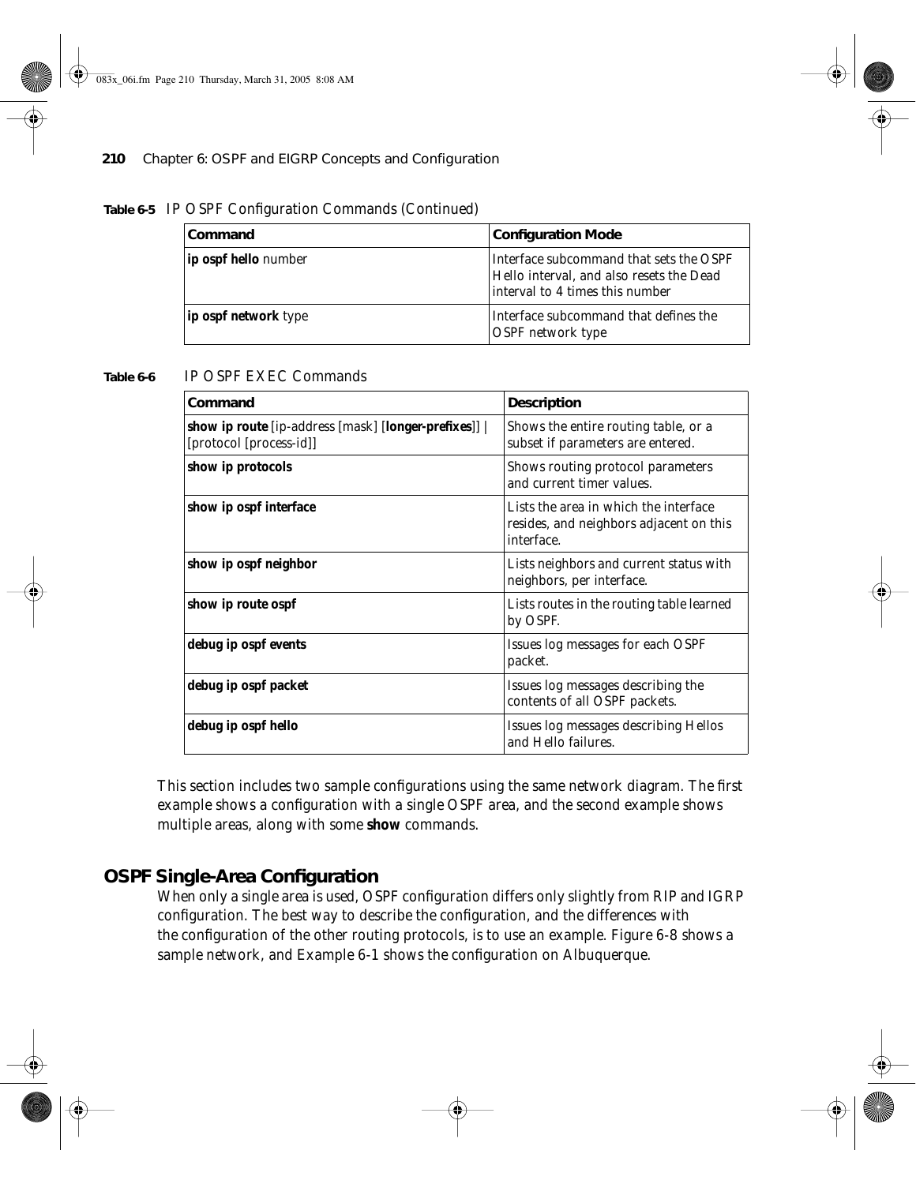**Table 6-5** IP OSPF Configuration Commands (Continued)

| Command | Configuration Mode |
|---|---|
| **ip ospf hello** number | Interface subcommand that sets the OSPF Hello interval, and also resets the Dead interval to 4 times this number |
| **ip ospf network** type | Interface subcommand that defines the OSPF network type |

**Table 6-6** IP OSPF EXEC Commands

| Command | Description |
|---|---|
| **show ip route** [ip-address [mask] [**longer-prefixes**]] \| [protocol [process-id]] | Shows the entire routing table, or a subset if parameters are entered. |
| **show ip protocols** | Shows routing protocol parameters and current timer values. |
| **show ip ospf interface** | Lists the area in which the interface resides, and neighbors adjacent on this interface. |
| **show ip ospf neighbor** | Lists neighbors and current status with neighbors, per interface. |
| **show ip route ospf** | Lists routes in the routing table learned by OSPF. |
| **debug ip ospf events** | Issues log messages for each OSPF packet. |
| **debug ip ospf packet** | Issues log messages describing the contents of all OSPF packets. |
| **debug ip ospf hello** | Issues log messages describing Hellos and Hello failures. |

This section includes two sample configurations using the same network diagram. The first example shows a configuration with a single OSPF area, and the second example shows multiple areas, along with some **show** commands.

## OSPF Single-Area Configuration

When only a single area is used, OSPF configuration differs only slightly from RIP and IGRP configuration. The best way to describe the configuration, and the differences with the configuration of the other routing protocols, is to use an example. Figure 6-8 shows a sample network, and Example 6-1 shows the configuration on Albuquerque.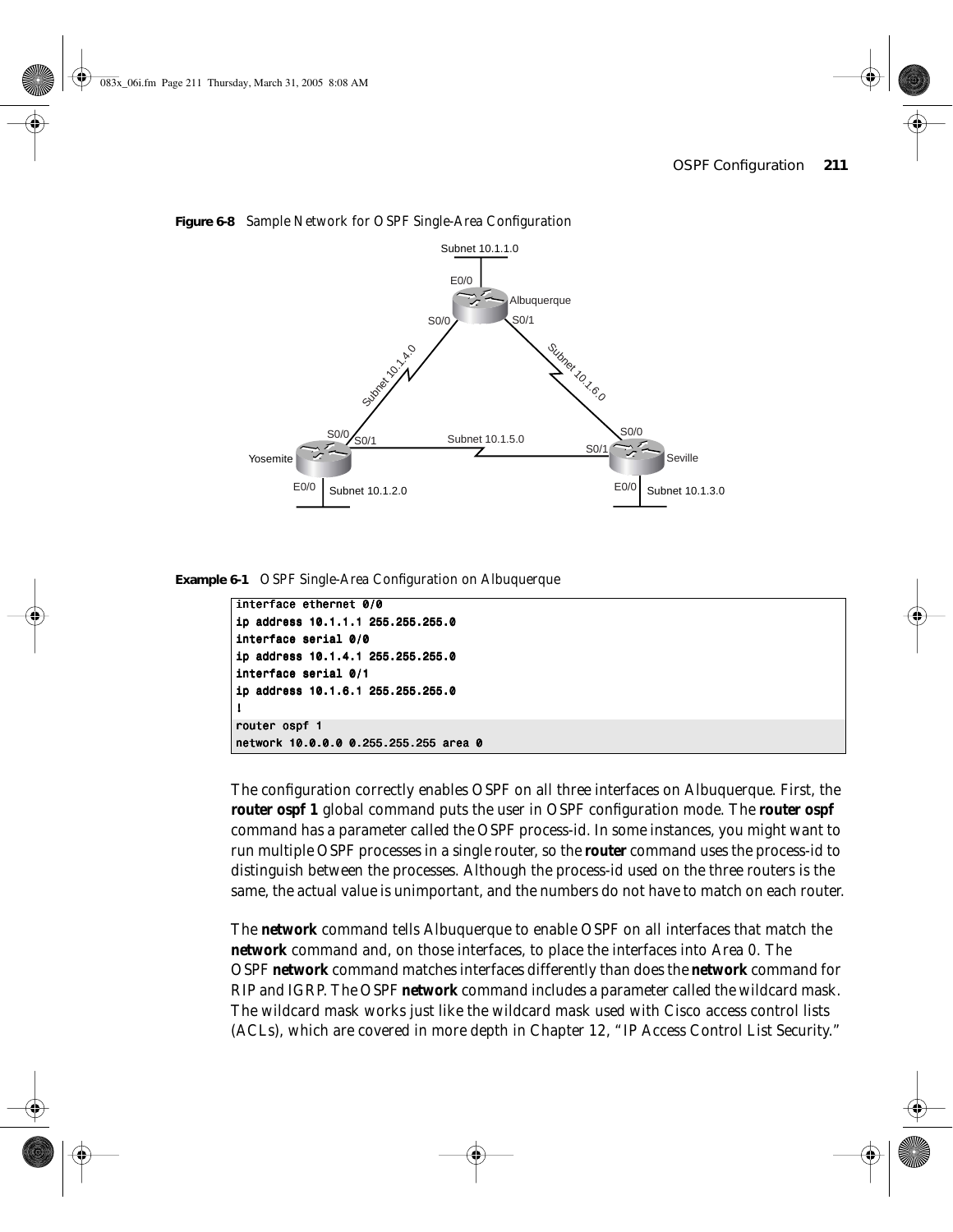**Figure 6-8** Sample Network for OSPF Single-Area Configuration

**Example 6-1** OSPF Single-Area Configuration on Albuquerque

```
interface ethernet 0/0
ip address 10.1.1.1 255.255.255.0
interface serial 0/0
ip address 10.1.4.1 255.255.255.0
interface serial 0/1
ip address 10.1.6.1 255.255.255.0
!
router ospf 1
network 10.0.0.0 0.255.255.255 area 0
```

The configuration correctly enables OSPF on all three interfaces on Albuquerque. First, the **router ospf 1** global command puts the user in OSPF configuration mode. The **router ospf** command has a parameter called the OSPF process-id. In some instances, you might want to run multiple OSPF processes in a single router, so the **router** command uses the process-id to distinguish between the processes. Although the process-id used on the three routers is the same, the actual value is unimportant, and the numbers do not have to match on each router.

The **network** command tells Albuquerque to enable OSPF on all interfaces that match the **network** command and, on those interfaces, to place the interfaces into Area 0. The OSPF **network** command matches interfaces differently than does the **network** command for RIP and IGRP. The OSPF **network** command includes a parameter called the wildcard mask. The wildcard mask works just like the wildcard mask used with Cisco access control lists (ACLs), which are covered in more depth in Chapter 12, "IP Access Control List Security."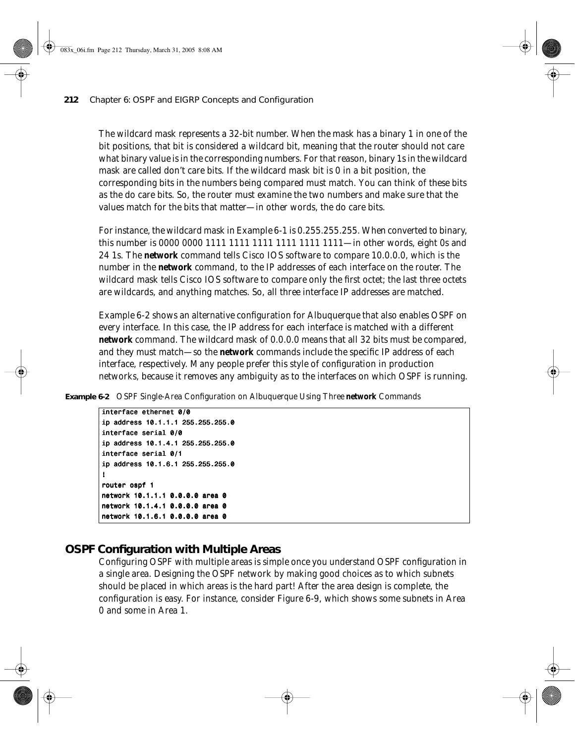The wildcard mask represents a 32-bit number. When the mask has a binary 1 in one of the bit positions, that bit is considered a wildcard bit, meaning that the router should not care what binary value is in the corresponding numbers. For that reason, binary 1s in the wildcard mask are called don't care bits. If the wildcard mask bit is 0 in a bit position, the corresponding bits in the numbers being compared must match. You can think of these bits as the do care bits. So, the router must examine the two numbers and make sure that the values match for the bits that matter—in other words, the do care bits.

For instance, the wildcard mask in Example 6-1 is 0.255.255.255. When converted to binary, this number is 0000 0000 1111 1111 1111 1111 1111 1111—in other words, eight 0s and 24 1s. The **network** command tells Cisco IOS software to compare 10.0.0.0, which is the number in the **network** command, to the IP addresses of each interface on the router. The wildcard mask tells Cisco IOS software to compare only the first octet; the last three octets are wildcards, and anything matches. So, all three interface IP addresses are matched.

Example 6-2 shows an alternative configuration for Albuquerque that also enables OSPF on every interface. In this case, the IP address for each interface is matched with a different **network** command. The wildcard mask of 0.0.0.0 means that all 32 bits must be compared, and they must match—so the **network** commands include the specific IP address of each interface, respectively. Many people prefer this style of configuration in production networks, because it removes any ambiguity as to the interfaces on which OSPF is running.

**Example 6-2** OSPF Single-Area Configuration on Albuquerque Using Three **network** Commands

```
interface ethernet 0/0
ip address 10.1.1.1 255.255.255.0
interface serial 0/0
ip address 10.1.4.1 255.255.255.0
interface serial 0/1
ip address 10.1.6.1 255.255.255.0
!
router ospf 1
network 10.1.1.1 0.0.0.0 area 0
network 10.1.4.1 0.0.0.0 area 0
network 10.1.6.1 0.0.0.0 area 0
```

## OSPF Configuration with Multiple Areas

Configuring OSPF with multiple areas is simple once you understand OSPF configuration in a single area. Designing the OSPF network by making good choices as to which subnets should be placed in which areas is the hard part! After the area design is complete, the configuration is easy. For instance, consider Figure 6-9, which shows some subnets in Area 0 and some in Area 1.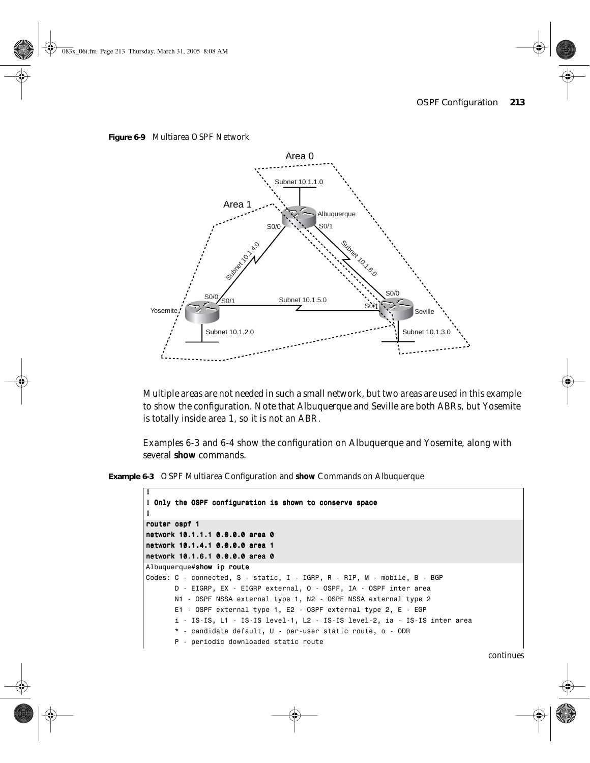**Figure 6-9** Multiarea OSPF Network

Multiple areas are not needed in such a small network, but two areas are used in this example to show the configuration. Note that Albuquerque and Seville are both ABRs, but Yosemite is totally inside area 1, so it is not an ABR.

Examples 6-3 and 6-4 show the configuration on Albuquerque and Yosemite, along with several **show** commands.

**Example 6-3** OSPF Multiarea Configuration and **show** Commands on Albuquerque

```
!
! Only the OSPF configuration is shown to conserve space
!
router ospf 1
network 10.1.1.1 0.0.0.0 area 0
network 10.1.4.1 0.0.0.0 area 1
network 10.1.6.1 0.0.0.0 area 0
Albuquerque#show ip route
Codes: C - connected, S - static, I - IGRP, R - RIP, M - mobile, B - BGP
       D - EIGRP, EX - EIGRP external, O - OSPF, IA - OSPF inter area
       N1 - OSPF NSSA external type 1, N2 - OSPF NSSA external type 2
       E1 - OSPF external type 1, E2 - OSPF external type 2, E - EGP
       i - IS-IS, L1 - IS-IS level-1, L2 - IS-IS level-2, ia - IS-IS inter area
       * - candidate default, U - per-user static route, o - ODR
       P - periodic downloaded static route
```

continues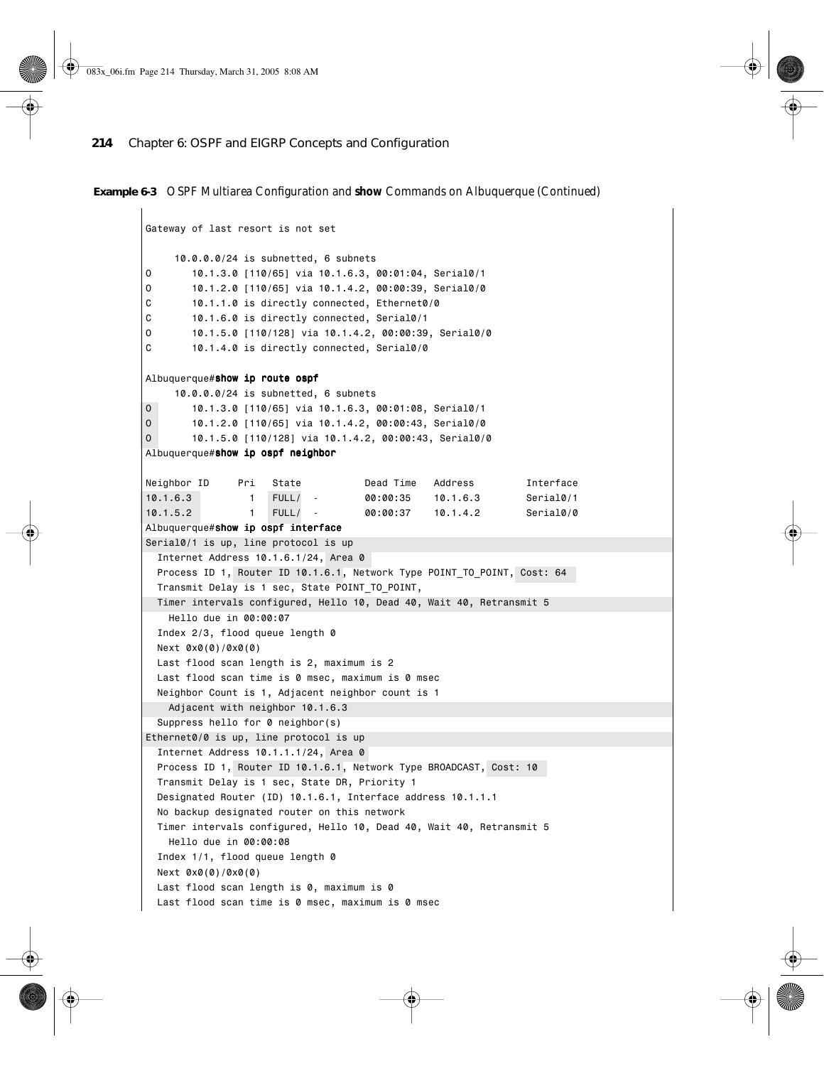**Example 6-3** OSPF Multiarea Configuration and **show** Commands on Albuquerque (Continued)

```
Gateway of last resort is not set

     10.0.0.0/24 is subnetted, 6 subnets
O       10.1.3.0 [110/65] via 10.1.6.3, 00:01:04, Serial0/1
O       10.1.2.0 [110/65] via 10.1.4.2, 00:00:39, Serial0/0
C       10.1.1.0 is directly connected, Ethernet0/0
C       10.1.6.0 is directly connected, Serial0/1
O       10.1.5.0 [110/128] via 10.1.4.2, 00:00:39, Serial0/0
C       10.1.4.0 is directly connected, Serial0/0

Albuquerque#show ip route ospf
     10.0.0.0/24 is subnetted, 6 subnets
O       10.1.3.0 [110/65] via 10.1.6.3, 00:01:08, Serial0/1
O       10.1.2.0 [110/65] via 10.1.4.2, 00:00:43, Serial0/0
O       10.1.5.0 [110/128] via 10.1.4.2, 00:00:43, Serial0/0
Albuquerque#show ip ospf neighbor

Neighbor ID     Pri   State           Dead Time   Address         Interface
10.1.6.3          1   FULL/  -        00:00:35    10.1.6.3        Serial0/1
10.1.5.2          1   FULL/  -        00:00:37    10.1.4.2        Serial0/0
Albuquerque#show ip ospf interface
Serial0/1 is up, line protocol is up
  Internet Address 10.1.6.1/24, Area 0
  Process ID 1, Router ID 10.1.6.1, Network Type POINT_TO_POINT, Cost: 64
  Transmit Delay is 1 sec, State POINT_TO_POINT,
  Timer intervals configured, Hello 10, Dead 40, Wait 40, Retransmit 5
    Hello due in 00:00:07
  Index 2/3, flood queue length 0
  Next 0x0(0)/0x0(0)
  Last flood scan length is 2, maximum is 2
  Last flood scan time is 0 msec, maximum is 0 msec
  Neighbor Count is 1, Adjacent neighbor count is 1
    Adjacent with neighbor 10.1.6.3
  Suppress hello for 0 neighbor(s)
Ethernet0/0 is up, line protocol is up
  Internet Address 10.1.1.1/24, Area 0
  Process ID 1, Router ID 10.1.6.1, Network Type BROADCAST, Cost: 10
  Transmit Delay is 1 sec, State DR, Priority 1
  Designated Router (ID) 10.1.6.1, Interface address 10.1.1.1
  No backup designated router on this network
  Timer intervals configured, Hello 10, Dead 40, Wait 40, Retransmit 5
    Hello due in 00:00:08
  Index 1/1, flood queue length 0
  Next 0x0(0)/0x0(0)
  Last flood scan length is 0, maximum is 0
  Last flood scan time is 0 msec, maximum is 0 msec
```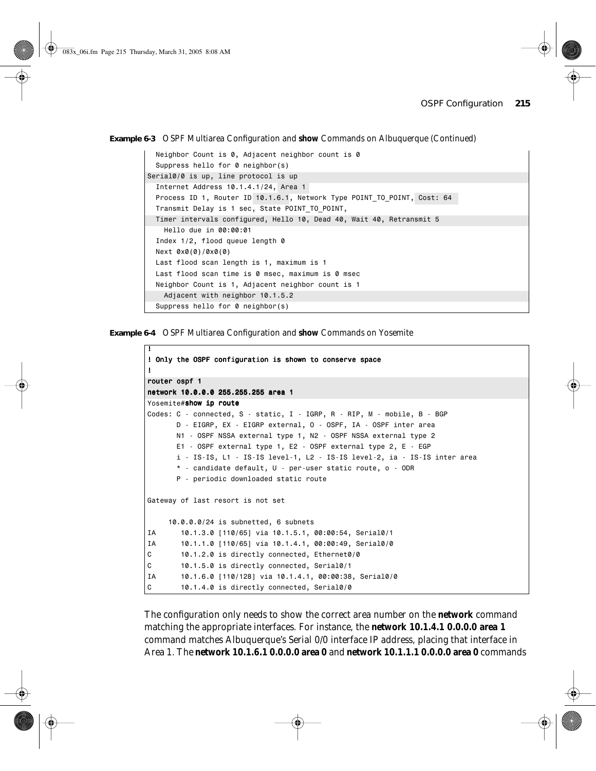**Example 6-3** OSPF Multiarea Configuration and **show** Commands on Albuquerque (Continued)

```
  Neighbor Count is 0, Adjacent neighbor count is 0
  Suppress hello for 0 neighbor(s)
Serial0/0 is up, line protocol is up
  Internet Address 10.1.4.1/24, Area 1
  Process ID 1, Router ID 10.1.6.1, Network Type POINT_TO_POINT, Cost: 64
  Transmit Delay is 1 sec, State POINT_TO_POINT,
  Timer intervals configured, Hello 10, Dead 40, Wait 40, Retransmit 5
    Hello due in 00:00:01
  Index 1/2, flood queue length 0
  Next 0x0(0)/0x0(0)
  Last flood scan length is 1, maximum is 1
  Last flood scan time is 0 msec, maximum is 0 msec
  Neighbor Count is 1, Adjacent neighbor count is 1
    Adjacent with neighbor 10.1.5.2
  Suppress hello for 0 neighbor(s)
```

**Example 6-4** OSPF Multiarea Configuration and **show** Commands on Yosemite

```
!
! Only the OSPF configuration is shown to conserve space
!
router ospf 1
network 10.0.0.0 255.255.255 area 1
Yosemite#show ip route
Codes: C - connected, S - static, I - IGRP, R - RIP, M - mobile, B - BGP
       D - EIGRP, EX - EIGRP external, O - OSPF, IA - OSPF inter area
       N1 - OSPF NSSA external type 1, N2 - OSPF NSSA external type 2
       E1 - OSPF external type 1, E2 - OSPF external type 2, E - EGP
       i - IS-IS, L1 - IS-IS level-1, L2 - IS-IS level-2, ia - IS-IS inter area
       * - candidate default, U - per-user static route, o - ODR
       P - periodic downloaded static route

Gateway of last resort is not set

     10.0.0.0/24 is subnetted, 6 subnets
IA      10.1.3.0 [110/65] via 10.1.5.1, 00:00:54, Serial0/1
IA      10.1.1.0 [110/65] via 10.1.4.1, 00:00:49, Serial0/0
C       10.1.2.0 is directly connected, Ethernet0/0
C       10.1.5.0 is directly connected, Serial0/1
IA      10.1.6.0 [110/128] via 10.1.4.1, 00:00:38, Serial0/0
C       10.1.4.0 is directly connected, Serial0/0
```

The configuration only needs to show the correct area number on the **network** command matching the appropriate interfaces. For instance, the **network 10.1.4.1 0.0.0.0 area 1** command matches Albuquerque's Serial 0/0 interface IP address, placing that interface in Area 1. The **network 10.1.6.1 0.0.0.0 area 0** and **network 10.1.1.1 0.0.0.0 area 0** commands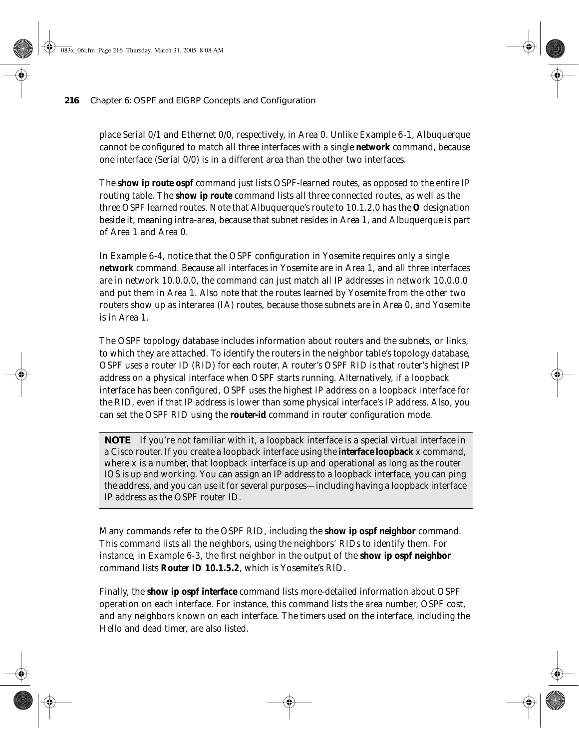place Serial 0/1 and Ethernet 0/0, respectively, in Area 0. Unlike Example 6-1, Albuquerque cannot be configured to match all three interfaces with a single **network** command, because one interface (Serial 0/0) is in a different area than the other two interfaces.

The **show ip route ospf** command just lists OSPF-learned routes, as opposed to the entire IP routing table. The **show ip route** command lists all three connected routes, as well as the three OSPF learned routes. Note that Albuquerque's route to 10.1.2.0 has the **O** designation beside it, meaning intra-area, because that subnet resides in Area 1, and Albuquerque is part of Area 1 and Area 0.

In Example 6-4, notice that the OSPF configuration in Yosemite requires only a single **network** command. Because all interfaces in Yosemite are in Area 1, and all three interfaces are in network 10.0.0.0, the command can just match all IP addresses in network 10.0.0.0 and put them in Area 1. Also note that the routes learned by Yosemite from the other two routers show up as interarea (IA) routes, because those subnets are in Area 0, and Yosemite is in Area 1.

The OSPF topology database includes information about routers and the subnets, or links, to which they are attached. To identify the routers in the neighbor table's topology database, OSPF uses a router ID (RID) for each router. A router's OSPF RID is that router's highest IP address on a physical interface when OSPF starts running. Alternatively, if a loopback interface has been configured, OSPF uses the highest IP address on a loopback interface for the RID, even if that IP address is lower than some physical interface's IP address. Also, you can set the OSPF RID using the **router-id** command in router configuration mode.

> **NOTE** If you're not familiar with it, a loopback interface is a special virtual interface in a Cisco router. If you create a loopback interface using the **interface loopback** x command, where x is a number, that loopback interface is up and operational as long as the router IOS is up and working. You can assign an IP address to a loopback interface, you can ping the address, and you can use it for several purposes—including having a loopback interface IP address as the OSPF router ID.

Many commands refer to the OSPF RID, including the **show ip ospf neighbor** command. This command lists all the neighbors, using the neighbors' RIDs to identify them. For instance, in Example 6-3, the first neighbor in the output of the **show ip ospf neighbor** command lists **Router ID 10.1.5.2**, which is Yosemite's RID.

Finally, the **show ip ospf interface** command lists more-detailed information about OSPF operation on each interface. For instance, this command lists the area number, OSPF cost, and any neighbors known on each interface. The timers used on the interface, including the Hello and dead timer, are also listed.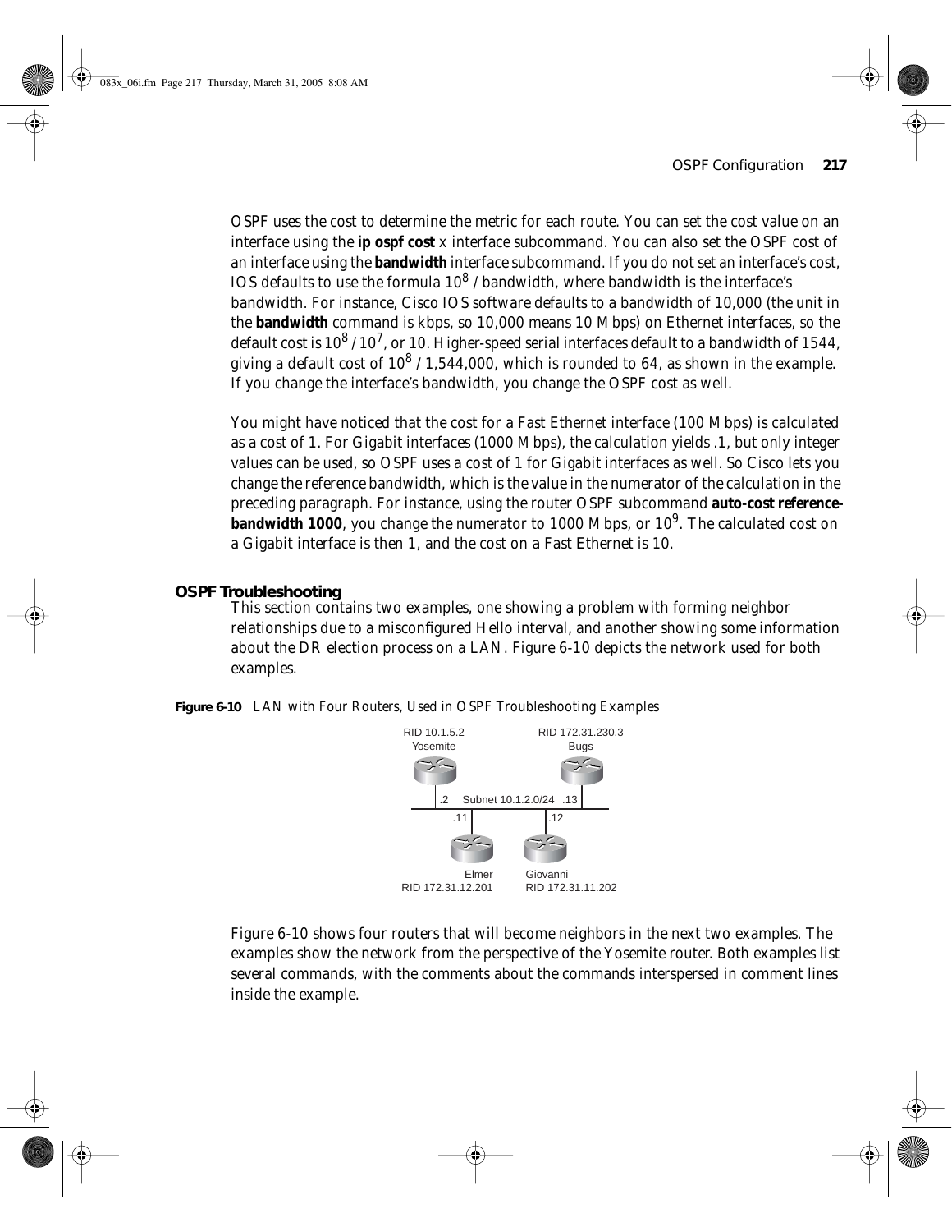OSPF uses the cost to determine the metric for each route. You can set the cost value on an interface using the **ip ospf cost** x interface subcommand. You can also set the OSPF cost of an interface using the **bandwidth** interface subcommand. If you do not set an interface's cost, IOS defaults to use the formula $10^8$ / bandwidth, where bandwidth is the interface's bandwidth. For instance, Cisco IOS software defaults to a bandwidth of 10,000 (the unit in the **bandwidth** command is kbps, so 10,000 means 10 Mbps) on Ethernet interfaces, so the default cost is $10^8 / 10^7$, or 10. Higher-speed serial interfaces default to a bandwidth of 1544, giving a default cost of $10^8$ / 1,544,000, which is rounded to 64, as shown in the example. If you change the interface's bandwidth, you change the OSPF cost as well.

You might have noticed that the cost for a Fast Ethernet interface (100 Mbps) is calculated as a cost of 1. For Gigabit interfaces (1000 Mbps), the calculation yields .1, but only integer values can be used, so OSPF uses a cost of 1 for Gigabit interfaces as well. So Cisco lets you change the reference bandwidth, which is the value in the numerator of the calculation in the preceding paragraph. For instance, using the router OSPF subcommand **auto-cost reference-bandwidth 1000**, you change the numerator to 1000 Mbps, or $10^9$. The calculated cost on a Gigabit interface is then 1, and the cost on a Fast Ethernet is 10.

## OSPF Troubleshooting

This section contains two examples, one showing a problem with forming neighbor relationships due to a misconfigured Hello interval, and another showing some information about the DR election process on a LAN. Figure 6-10 depicts the network used for both examples.

**Figure 6-10** LAN with Four Routers, Used in OSPF Troubleshooting Examples

RID 10.1.5.2 Yosemite (.2), RID 172.31.230.3 Bugs (.13), Subnet 10.1.2.0/24, Elmer RID 172.31.12.201 (.11), Giovanni RID 172.31.11.202 (.12)

Figure 6-10 shows four routers that will become neighbors in the next two examples. The examples show the network from the perspective of the Yosemite router. Both examples list several commands, with the comments about the commands interspersed in comment lines inside the example.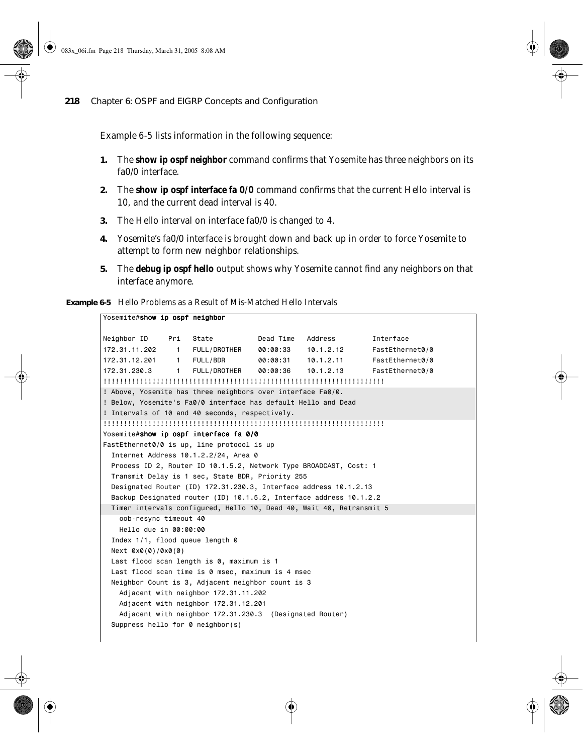Example 6-5 lists information in the following sequence:

1. The **show ip ospf neighbor** command confirms that Yosemite has three neighbors on its fa0/0 interface.
2. The **show ip ospf interface fa 0/0** command confirms that the current Hello interval is 10, and the current dead interval is 40.
3. The Hello interval on interface fa0/0 is changed to 4.
4. Yosemite's fa0/0 interface is brought down and back up in order to force Yosemite to attempt to form new neighbor relationships.
5. The **debug ip ospf hello** output shows why Yosemite cannot find any neighbors on that interface anymore.

**Example 6-5** *Hello Problems as a Result of Mis-Matched Hello Intervals*

```
Yosemite#show ip ospf neighbor

Neighbor ID     Pri   State           Dead Time   Address         Interface
172.31.11.202     1   FULL/DROTHER    00:00:33    10.1.2.12       FastEthernet0/0
172.31.12.201     1   FULL/BDR        00:00:31    10.1.2.11       FastEthernet0/0
172.31.230.3      1   FULL/DROTHER    00:00:36    10.1.2.13       FastEthernet0/0
!!!!!!!!!!!!!!!!!!!!!!!!!!!!!!!!!!!!!!!!!!!!!!!!!!!!!!!!!!!!!!!!!!!!!
! Above, Yosemite has three neighbors over interface Fa0/0.
! Below, Yosemite's Fa0/0 interface has default Hello and Dead
! Intervals of 10 and 40 seconds, respectively.
!!!!!!!!!!!!!!!!!!!!!!!!!!!!!!!!!!!!!!!!!!!!!!!!!!!!!!!!!!!!!!!!!!!!!
Yosemite#show ip ospf interface fa 0/0
FastEthernet0/0 is up, line protocol is up
  Internet Address 10.1.2.2/24, Area 0
  Process ID 2, Router ID 10.1.5.2, Network Type BROADCAST, Cost: 1
  Transmit Delay is 1 sec, State BDR, Priority 255
  Designated Router (ID) 172.31.230.3, Interface address 10.1.2.13
  Backup Designated router (ID) 10.1.5.2, Interface address 10.1.2.2
  Timer intervals configured, Hello 10, Dead 40, Wait 40, Retransmit 5
    oob-resync timeout 40
    Hello due in 00:00:00
  Index 1/1, flood queue length 0
  Next 0x0(0)/0x0(0)
  Last flood scan length is 0, maximum is 1
  Last flood scan time is 0 msec, maximum is 4 msec
  Neighbor Count is 3, Adjacent neighbor count is 3
    Adjacent with neighbor 172.31.11.202
    Adjacent with neighbor 172.31.12.201
    Adjacent with neighbor 172.31.230.3  (Designated Router)
  Suppress hello for 0 neighbor(s)
```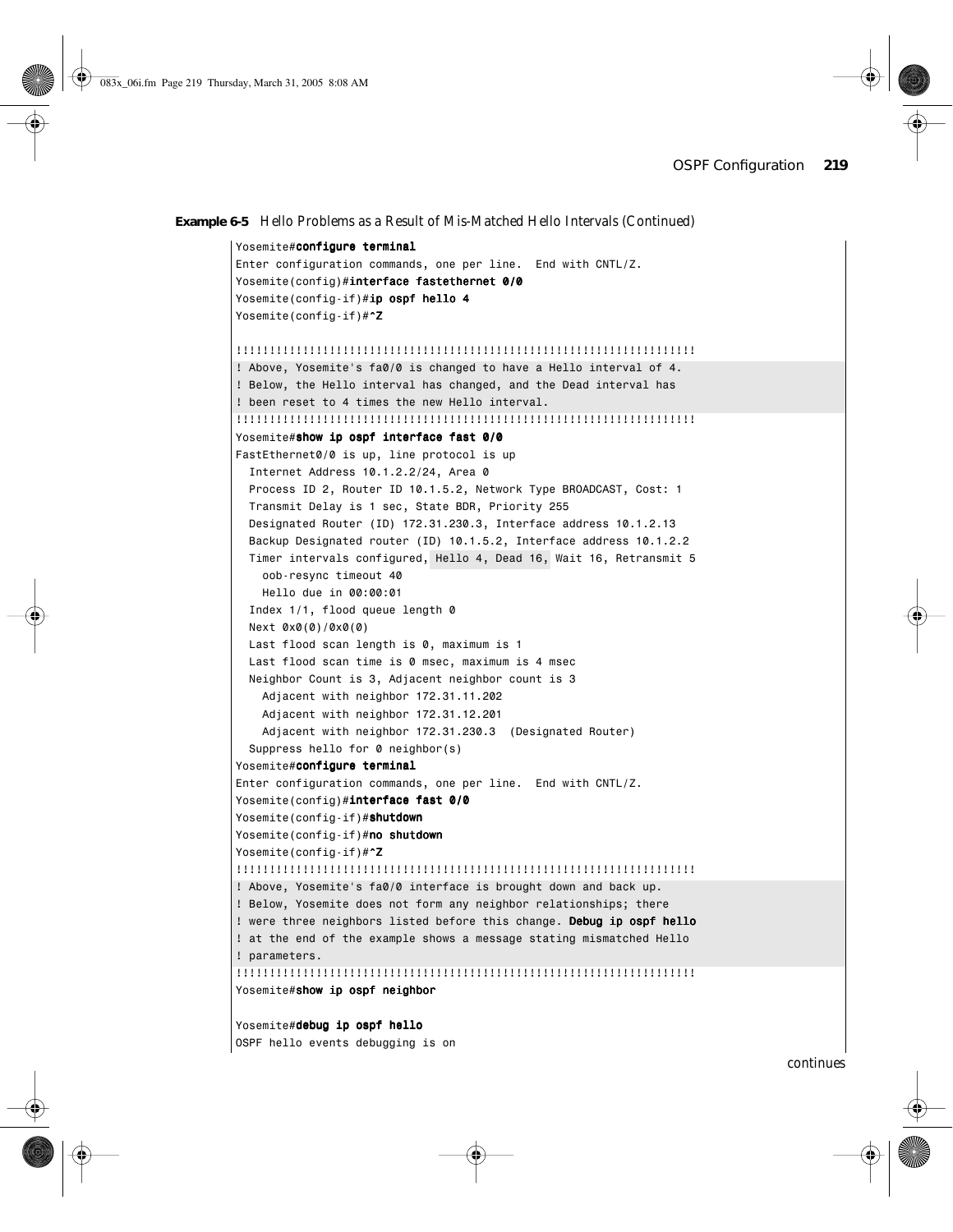**Example 6-5** *Hello Problems as a Result of Mis-Matched Hello Intervals (Continued)*

```
Yosemite#configure terminal
Enter configuration commands, one per line.  End with CNTL/Z.
Yosemite(config)#interface fastethernet 0/0
Yosemite(config-if)#ip ospf hello 4
Yosemite(config-if)#^Z

!!!!!!!!!!!!!!!!!!!!!!!!!!!!!!!!!!!!!!!!!!!!!!!!!!!!!!!!!!!!!!!!!!!!!!
! Above, Yosemite's fa0/0 is changed to have a Hello interval of 4.
! Below, the Hello interval has changed, and the Dead interval has
! been reset to 4 times the new Hello interval.
!!!!!!!!!!!!!!!!!!!!!!!!!!!!!!!!!!!!!!!!!!!!!!!!!!!!!!!!!!!!!!!!!!!!!!
Yosemite#show ip ospf interface fast 0/0
FastEthernet0/0 is up, line protocol is up
  Internet Address 10.1.2.2/24, Area 0
  Process ID 2, Router ID 10.1.5.2, Network Type BROADCAST, Cost: 1
  Transmit Delay is 1 sec, State BDR, Priority 255
  Designated Router (ID) 172.31.230.3, Interface address 10.1.2.13
  Backup Designated router (ID) 10.1.5.2, Interface address 10.1.2.2
  Timer intervals configured, Hello 4, Dead 16, Wait 16, Retransmit 5
    oob-resync timeout 40
    Hello due in 00:00:01
  Index 1/1, flood queue length 0
  Next 0x0(0)/0x0(0)
  Last flood scan length is 0, maximum is 1
  Last flood scan time is 0 msec, maximum is 4 msec
  Neighbor Count is 3, Adjacent neighbor count is 3
    Adjacent with neighbor 172.31.11.202
    Adjacent with neighbor 172.31.12.201
    Adjacent with neighbor 172.31.230.3  (Designated Router)
  Suppress hello for 0 neighbor(s)
Yosemite#configure terminal
Enter configuration commands, one per line.  End with CNTL/Z.
Yosemite(config)#interface fast 0/0
Yosemite(config-if)#shutdown
Yosemite(config-if)#no shutdown
Yosemite(config-if)#^Z
!!!!!!!!!!!!!!!!!!!!!!!!!!!!!!!!!!!!!!!!!!!!!!!!!!!!!!!!!!!!!!!!!!!!!!
! Above, Yosemite's fa0/0 interface is brought down and back up.
! Below, Yosemite does not form any neighbor relationships; there
! were three neighbors listed before this change. Debug ip ospf hello
! at the end of the example shows a message stating mismatched Hello
! parameters.
!!!!!!!!!!!!!!!!!!!!!!!!!!!!!!!!!!!!!!!!!!!!!!!!!!!!!!!!!!!!!!!!!!!!!!
Yosemite#show ip ospf neighbor

Yosemite#debug ip ospf hello
OSPF hello events debugging is on
```

*continues*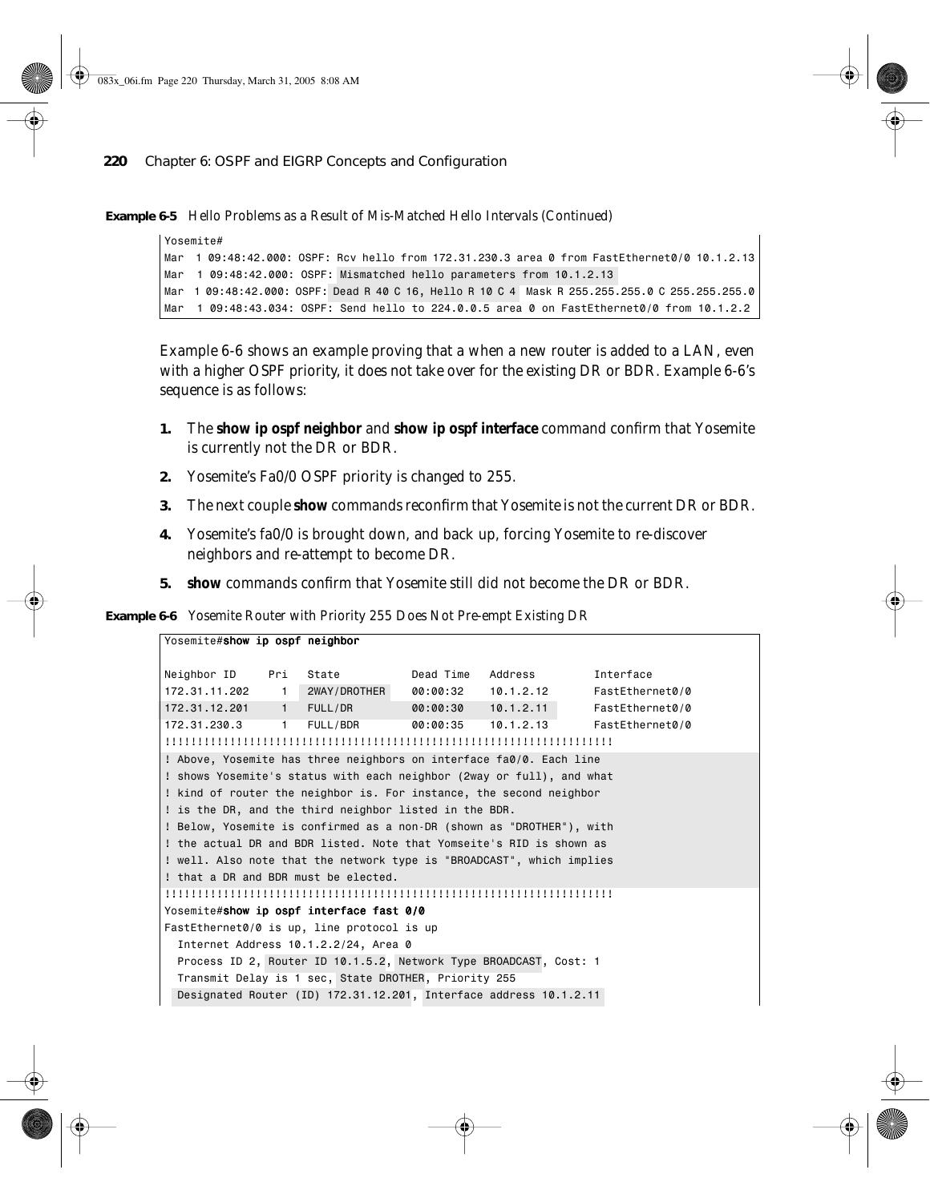**Example 6-5** Hello Problems as a Result of Mis-Matched Hello Intervals (Continued)

```
Yosemite#
Mar  1 09:48:42.000: OSPF: Rcv hello from 172.31.230.3 area 0 from FastEthernet0/0 10.1.2.13
Mar  1 09:48:42.000: OSPF: Mismatched hello parameters from 10.1.2.13
Mar  1 09:48:42.000: OSPF: Dead R 40 C 16, Hello R 10 C 4  Mask R 255.255.255.0 C 255.255.255.0
Mar  1 09:48:43.034: OSPF: Send hello to 224.0.0.5 area 0 on FastEthernet0/0 from 10.1.2.2
```

Example 6-6 shows an example proving that a when a new router is added to a LAN, even with a higher OSPF priority, it does not take over for the existing DR or BDR. Example 6-6's sequence is as follows:

1. The **show ip ospf neighbor** and **show ip ospf interface** command confirm that Yosemite is currently not the DR or BDR.
2. Yosemite's Fa0/0 OSPF priority is changed to 255.
3. The next couple **show** commands reconfirm that Yosemite is not the current DR or BDR.
4. Yosemite's fa0/0 is brought down, and back up, forcing Yosemite to re-discover neighbors and re-attempt to become DR.
5. **show** commands confirm that Yosemite still did not become the DR or BDR.

**Example 6-6** Yosemite Router with Priority 255 Does Not Pre-empt Existing DR

```
Yosemite#show ip ospf neighbor

Neighbor ID     Pri   State           Dead Time   Address         Interface
172.31.11.202     1   2WAY/DROTHER    00:00:32    10.1.2.12       FastEthernet0/0
172.31.12.201     1   FULL/DR         00:00:30    10.1.2.11       FastEthernet0/0
172.31.230.3      1   FULL/BDR        00:00:35    10.1.2.13       FastEthernet0/0
!!!!!!!!!!!!!!!!!!!!!!!!!!!!!!!!!!!!!!!!!!!!!!!!!!!!!!!!!!!!!!!!!!!!!!
! Above, Yosemite has three neighbors on interface fa0/0. Each line
! shows Yosemite's status with each neighbor (2way or full), and what
! kind of router the neighbor is. For instance, the second neighbor
! is the DR, and the third neighbor listed in the BDR.
! Below, Yosemite is confirmed as a non-DR (shown as "DROTHER"), with
! the actual DR and BDR listed. Note that Yomseite's RID is shown as
! well. Also note that the network type is "BROADCAST", which implies
! that a DR and BDR must be elected.
!!!!!!!!!!!!!!!!!!!!!!!!!!!!!!!!!!!!!!!!!!!!!!!!!!!!!!!!!!!!!!!!!!!!!!
Yosemite#show ip ospf interface fast 0/0
FastEthernet0/0 is up, line protocol is up
  Internet Address 10.1.2.2/24, Area 0
  Process ID 2, Router ID 10.1.5.2, Network Type BROADCAST, Cost: 1
  Transmit Delay is 1 sec, State DROTHER, Priority 255
  Designated Router (ID) 172.31.12.201, Interface address 10.1.2.11
```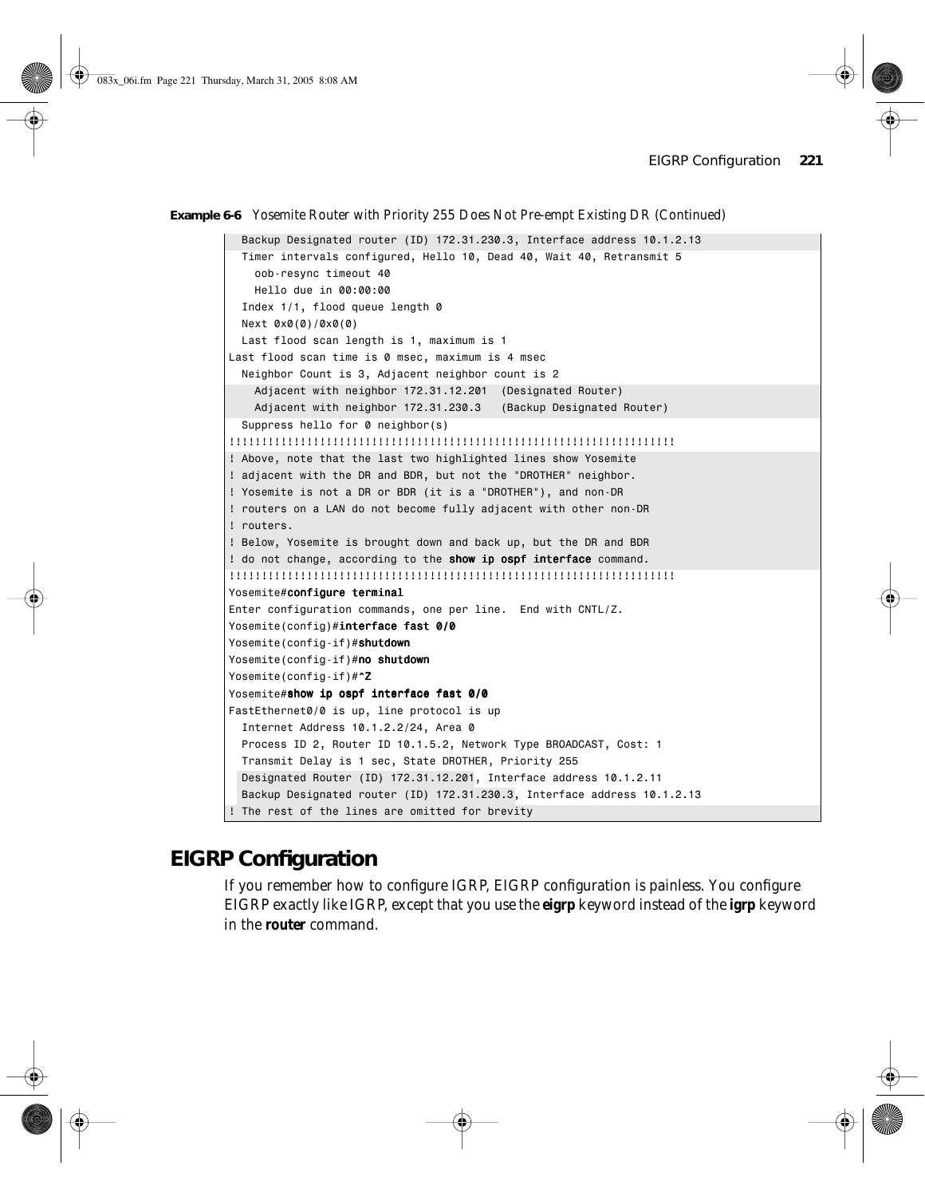**Example 6-6** Yosemite Router with Priority 255 Does Not Pre-empt Existing DR (Continued)

```
  Backup Designated router (ID) 172.31.230.3, Interface address 10.1.2.13
  Timer intervals configured, Hello 10, Dead 40, Wait 40, Retransmit 5
    oob-resync timeout 40
    Hello due in 00:00:00
  Index 1/1, flood queue length 0
  Next 0x0(0)/0x0(0)
  Last flood scan length is 1, maximum is 1
Last flood scan time is 0 msec, maximum is 4 msec
  Neighbor Count is 3, Adjacent neighbor count is 2
    Adjacent with neighbor 172.31.12.201  (Designated Router)
    Adjacent with neighbor 172.31.230.3   (Backup Designated Router)
  Suppress hello for 0 neighbor(s)
!!!!!!!!!!!!!!!!!!!!!!!!!!!!!!!!!!!!!!!!!!!!!!!!!!!!!!!!!!!!!!!!!!!!!!
! Above, note that the last two highlighted lines show Yosemite
! adjacent with the DR and BDR, but not the "DROTHER" neighbor.
! Yosemite is not a DR or BDR (it is a "DROTHER"), and non-DR
! routers on a LAN do not become fully adjacent with other non-DR
! routers.
! Below, Yosemite is brought down and back up, but the DR and BDR
! do not change, according to the show ip ospf interface command.
!!!!!!!!!!!!!!!!!!!!!!!!!!!!!!!!!!!!!!!!!!!!!!!!!!!!!!!!!!!!!!!!!!!!!!
Yosemite#configure terminal
Enter configuration commands, one per line.  End with CNTL/Z.
Yosemite(config)#interface fast 0/0
Yosemite(config-if)#shutdown
Yosemite(config-if)#no shutdown
Yosemite(config-if)#^Z
Yosemite#show ip ospf interface fast 0/0
FastEthernet0/0 is up, line protocol is up
  Internet Address 10.1.2.2/24, Area 0
  Process ID 2, Router ID 10.1.5.2, Network Type BROADCAST, Cost: 1
  Transmit Delay is 1 sec, State DROTHER, Priority 255
  Designated Router (ID) 172.31.12.201, Interface address 10.1.2.11
  Backup Designated router (ID) 172.31.230.3, Interface address 10.1.2.13
! The rest of the lines are omitted for brevity
```

## EIGRP Configuration

If you remember how to configure IGRP, EIGRP configuration is painless. You configure EIGRP exactly like IGRP, except that you use the **eigrp** keyword instead of the **igrp** keyword in the **router** command.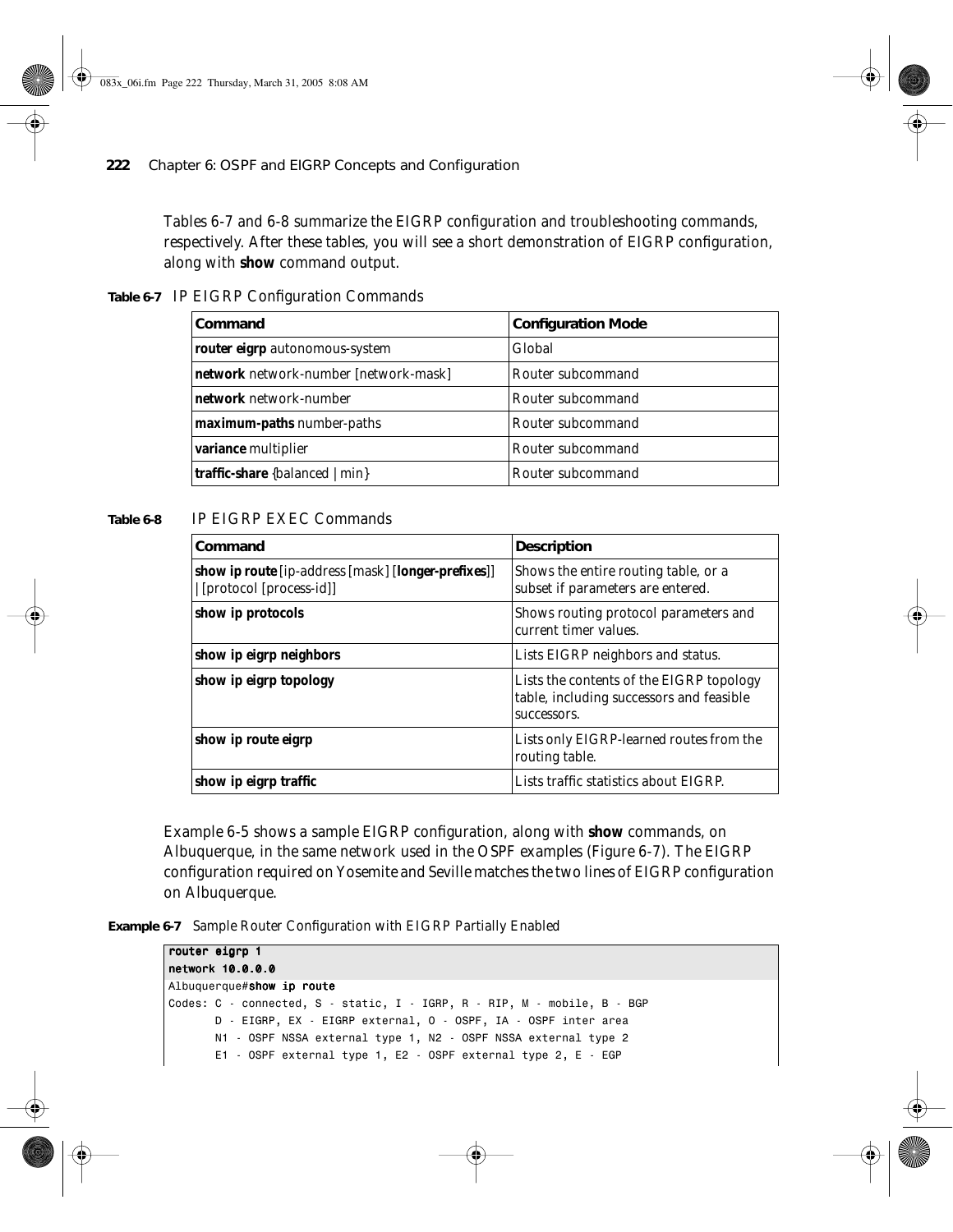Tables 6-7 and 6-8 summarize the EIGRP configuration and troubleshooting commands, respectively. After these tables, you will see a short demonstration of EIGRP configuration, along with **show** command output.

**Table 6-7** IP EIGRP Configuration Commands

| Command | Configuration Mode |
|---|---|
| **router eigrp** autonomous-system | Global |
| **network** network-number [network-mask] | Router subcommand |
| **network** network-number | Router subcommand |
| **maximum-paths** number-paths | Router subcommand |
| **variance** multiplier | Router subcommand |
| **traffic-share** {balanced \| min} | Router subcommand |

**Table 6-8** IP EIGRP EXEC Commands

| Command | Description |
|---|---|
| **show ip route** [ip-address [mask] [**longer-prefixes**]] \| [protocol [process-id]] | Shows the entire routing table, or a subset if parameters are entered. |
| **show ip protocols** | Shows routing protocol parameters and current timer values. |
| **show ip eigrp neighbors** | Lists EIGRP neighbors and status. |
| **show ip eigrp topology** | Lists the contents of the EIGRP topology table, including successors and feasible successors. |
| **show ip route eigrp** | Lists only EIGRP-learned routes from the routing table. |
| **show ip eigrp traffic** | Lists traffic statistics about EIGRP. |

Example 6-5 shows a sample EIGRP configuration, along with **show** commands, on Albuquerque, in the same network used in the OSPF examples (Figure 6-7). The EIGRP configuration required on Yosemite and Seville matches the two lines of EIGRP configuration on Albuquerque.

**Example 6-7** Sample Router Configuration with EIGRP Partially Enabled

```
router eigrp 1
network 10.0.0.0
Albuquerque#show ip route
Codes: C - connected, S - static, I - IGRP, R - RIP, M - mobile, B - BGP
       D - EIGRP, EX - EIGRP external, O - OSPF, IA - OSPF inter area
       N1 - OSPF NSSA external type 1, N2 - OSPF NSSA external type 2
       E1 - OSPF external type 1, E2 - OSPF external type 2, E - EGP
```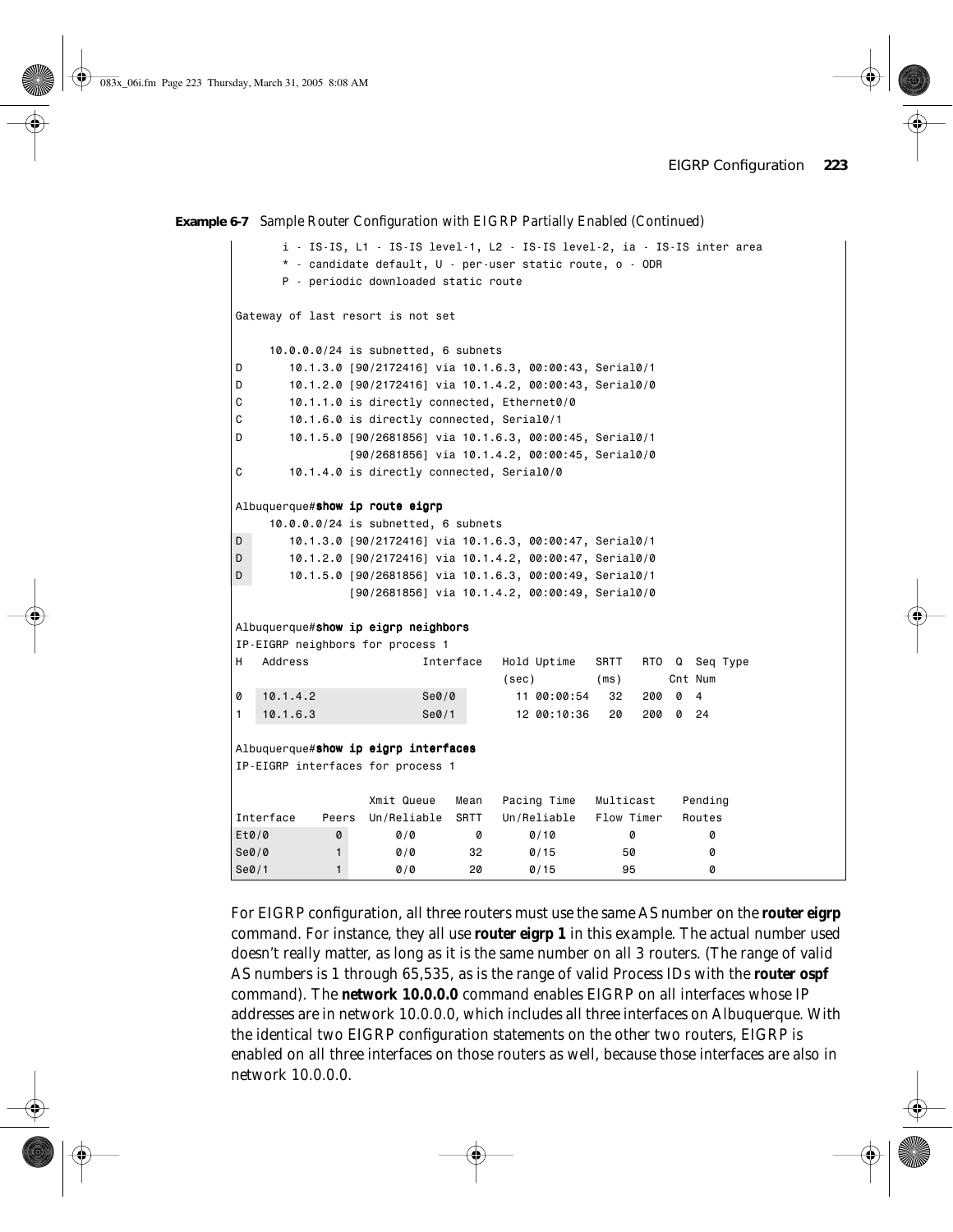**Example 6-7** Sample Router Configuration with EIGRP Partially Enabled (Continued)

```
       i - IS-IS, L1 - IS-IS level-1, L2 - IS-IS level-2, ia - IS-IS inter area
       * - candidate default, U - per-user static route, o - ODR
       P - periodic downloaded static route

Gateway of last resort is not set

     10.0.0.0/24 is subnetted, 6 subnets
D       10.1.3.0 [90/2172416] via 10.1.6.3, 00:00:43, Serial0/1
D       10.1.2.0 [90/2172416] via 10.1.4.2, 00:00:43, Serial0/0
C       10.1.1.0 is directly connected, Ethernet0/0
C       10.1.6.0 is directly connected, Serial0/1
D       10.1.5.0 [90/2681856] via 10.1.6.3, 00:00:45, Serial0/1
                 [90/2681856] via 10.1.4.2, 00:00:45, Serial0/0
C       10.1.4.0 is directly connected, Serial0/0

Albuquerque#show ip route eigrp
     10.0.0.0/24 is subnetted, 6 subnets
D       10.1.3.0 [90/2172416] via 10.1.6.3, 00:00:47, Serial0/1
D       10.1.2.0 [90/2172416] via 10.1.4.2, 00:00:47, Serial0/0
D       10.1.5.0 [90/2681856] via 10.1.6.3, 00:00:49, Serial0/1
                 [90/2681856] via 10.1.4.2, 00:00:49, Serial0/0

Albuquerque#show ip eigrp neighbors
IP-EIGRP neighbors for process 1
H   Address                 Interface   Hold Uptime   SRTT   RTO  Q  Seq Type
                                        (sec)         (ms)       Cnt Num
0   10.1.4.2                Se0/0         11 00:00:54   32   200  0  4
1   10.1.6.3                Se0/1         12 00:10:36   20   200  0  24

Albuquerque#show ip eigrp interfaces
IP-EIGRP interfaces for process 1

                    Xmit Queue   Mean   Pacing Time   Multicast    Pending
Interface    Peers  Un/Reliable  SRTT   Un/Reliable   Flow Timer   Routes
Et0/0          0        0/0        0       0/10           0           0
Se0/0          1        0/0       32       0/15          50           0
Se0/1          1        0/0       20       0/15          95           0
```

For EIGRP configuration, all three routers must use the same AS number on the **router eigrp** command. For instance, they all use **router eigrp 1** in this example. The actual number used doesn't really matter, as long as it is the same number on all 3 routers. (The range of valid AS numbers is 1 through 65,535, as is the range of valid Process IDs with the **router ospf** command). The **network 10.0.0.0** command enables EIGRP on all interfaces whose IP addresses are in network 10.0.0.0, which includes all three interfaces on Albuquerque. With the identical two EIGRP configuration statements on the other two routers, EIGRP is enabled on all three interfaces on those routers as well, because those interfaces are also in network 10.0.0.0.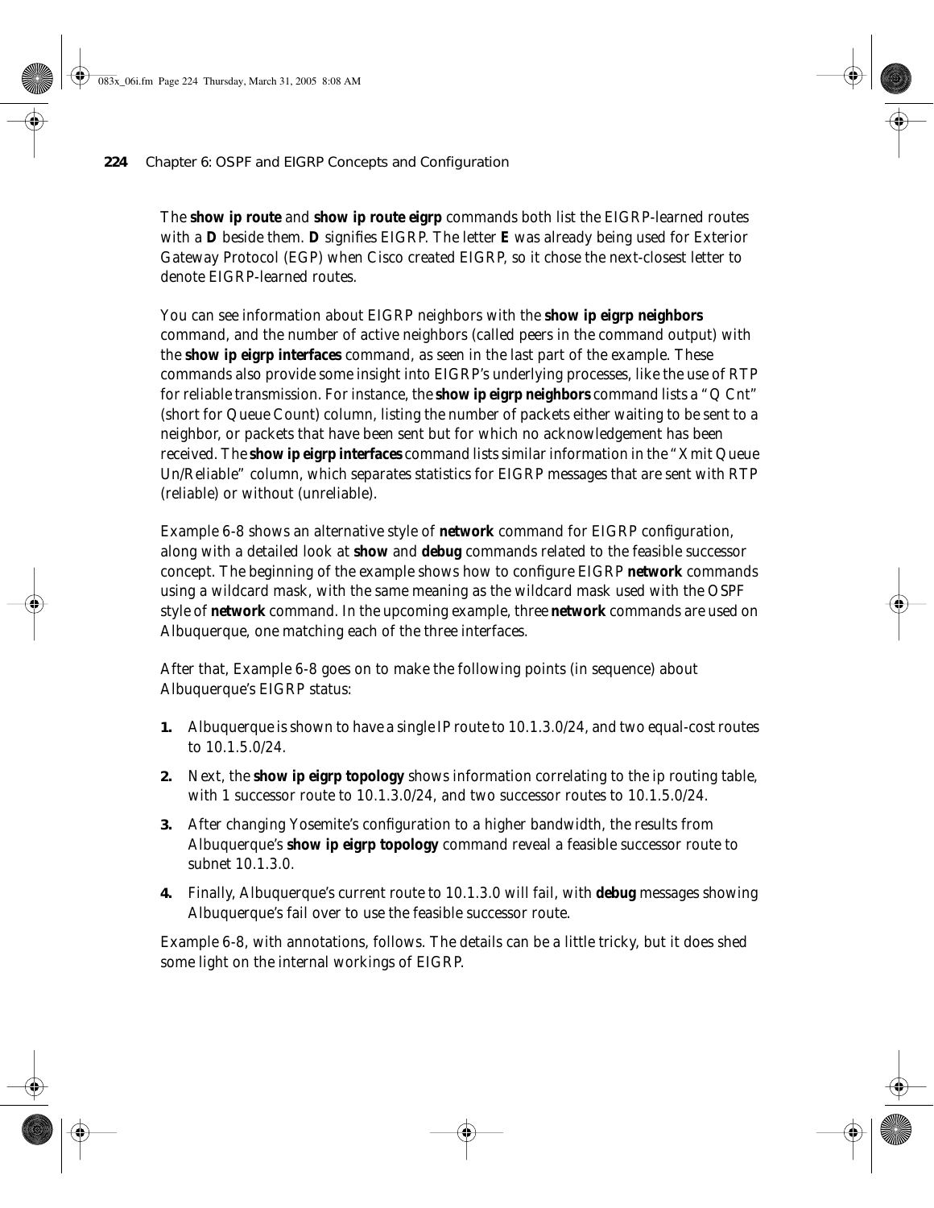The **show ip route** and **show ip route eigrp** commands both list the EIGRP-learned routes with a **D** beside them. **D** signifies EIGRP. The letter **E** was already being used for Exterior Gateway Protocol (EGP) when Cisco created EIGRP, so it chose the next-closest letter to denote EIGRP-learned routes.

You can see information about EIGRP neighbors with the **show ip eigrp neighbors** command, and the number of active neighbors (called peers in the command output) with the **show ip eigrp interfaces** command, as seen in the last part of the example. These commands also provide some insight into EIGRP's underlying processes, like the use of RTP for reliable transmission. For instance, the **show ip eigrp neighbors** command lists a "Q Cnt" (short for Queue Count) column, listing the number of packets either waiting to be sent to a neighbor, or packets that have been sent but for which no acknowledgement has been received. The **show ip eigrp interfaces** command lists similar information in the "Xmit Queue Un/Reliable" column, which separates statistics for EIGRP messages that are sent with RTP (reliable) or without (unreliable).

Example 6-8 shows an alternative style of **network** command for EIGRP configuration, along with a detailed look at **show** and **debug** commands related to the feasible successor concept. The beginning of the example shows how to configure EIGRP **network** commands using a wildcard mask, with the same meaning as the wildcard mask used with the OSPF style of **network** command. In the upcoming example, three **network** commands are used on Albuquerque, one matching each of the three interfaces.

After that, Example 6-8 goes on to make the following points (in sequence) about Albuquerque's EIGRP status:

1. Albuquerque is shown to have a single IP route to 10.1.3.0/24, and two equal-cost routes to 10.1.5.0/24.
2. Next, the **show ip eigrp topology** shows information correlating to the ip routing table, with 1 successor route to 10.1.3.0/24, and two successor routes to 10.1.5.0/24.
3. After changing Yosemite's configuration to a higher bandwidth, the results from Albuquerque's **show ip eigrp topology** command reveal a feasible successor route to subnet 10.1.3.0.
4. Finally, Albuquerque's current route to 10.1.3.0 will fail, with **debug** messages showing Albuquerque's fail over to use the feasible successor route.

Example 6-8, with annotations, follows. The details can be a little tricky, but it does shed some light on the internal workings of EIGRP.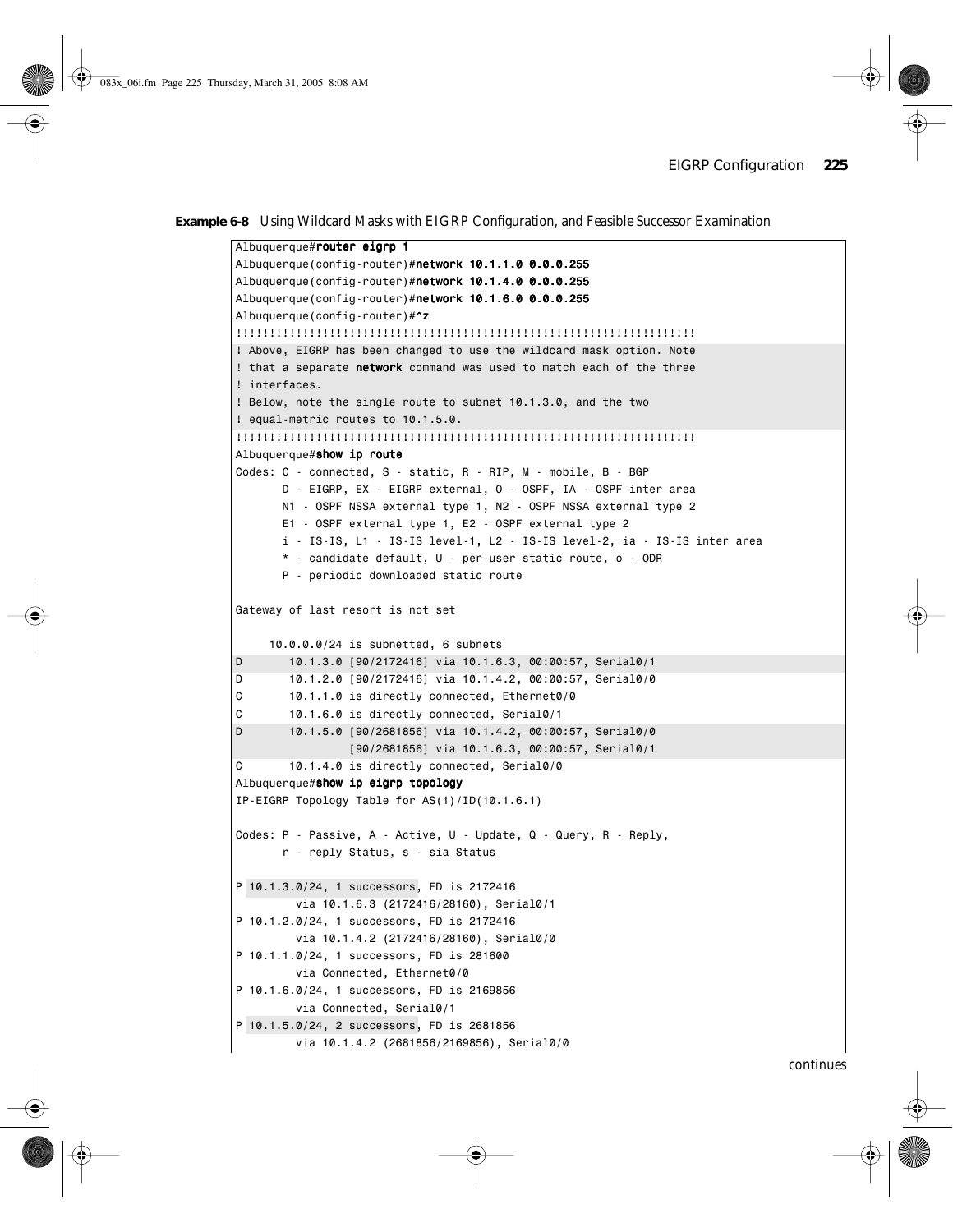**Example 6-8** Using Wildcard Masks with EIGRP Configuration, and Feasible Successor Examination

```
Albuquerque#router eigrp 1
Albuquerque(config-router)#network 10.1.1.0 0.0.0.255
Albuquerque(config-router)#network 10.1.4.0 0.0.0.255
Albuquerque(config-router)#network 10.1.6.0 0.0.0.255
Albuquerque(config-router)#^z
!!!!!!!!!!!!!!!!!!!!!!!!!!!!!!!!!!!!!!!!!!!!!!!!!!!!!!!!!!!!!!!!!!!!!!
! Above, EIGRP has been changed to use the wildcard mask option. Note
! that a separate network command was used to match each of the three
! interfaces.
! Below, note the single route to subnet 10.1.3.0, and the two
! equal-metric routes to 10.1.5.0.
!!!!!!!!!!!!!!!!!!!!!!!!!!!!!!!!!!!!!!!!!!!!!!!!!!!!!!!!!!!!!!!!!!!!!!
Albuquerque#show ip route
Codes: C - connected, S - static, R - RIP, M - mobile, B - BGP
       D - EIGRP, EX - EIGRP external, O - OSPF, IA - OSPF inter area
       N1 - OSPF NSSA external type 1, N2 - OSPF NSSA external type 2
       E1 - OSPF external type 1, E2 - OSPF external type 2
       i - IS-IS, L1 - IS-IS level-1, L2 - IS-IS level-2, ia - IS-IS inter area
       * - candidate default, U - per-user static route, o - ODR
       P - periodic downloaded static route

Gateway of last resort is not set

     10.0.0.0/24 is subnetted, 6 subnets
D       10.1.3.0 [90/2172416] via 10.1.6.3, 00:00:57, Serial0/1
D       10.1.2.0 [90/2172416] via 10.1.4.2, 00:00:57, Serial0/0
C       10.1.1.0 is directly connected, Ethernet0/0
C       10.1.6.0 is directly connected, Serial0/1
D       10.1.5.0 [90/2681856] via 10.1.4.2, 00:00:57, Serial0/0
                 [90/2681856] via 10.1.6.3, 00:00:57, Serial0/1
C       10.1.4.0 is directly connected, Serial0/0
Albuquerque#show ip eigrp topology
IP-EIGRP Topology Table for AS(1)/ID(10.1.6.1)

Codes: P - Passive, A - Active, U - Update, Q - Query, R - Reply,
       r - reply Status, s - sia Status

P 10.1.3.0/24, 1 successors, FD is 2172416
         via 10.1.6.3 (2172416/28160), Serial0/1
P 10.1.2.0/24, 1 successors, FD is 2172416
         via 10.1.4.2 (2172416/28160), Serial0/0
P 10.1.1.0/24, 1 successors, FD is 281600
         via Connected, Ethernet0/0
P 10.1.6.0/24, 1 successors, FD is 2169856
         via Connected, Serial0/1
P 10.1.5.0/24, 2 successors, FD is 2681856
         via 10.1.4.2 (2681856/2169856), Serial0/0
```

*continues*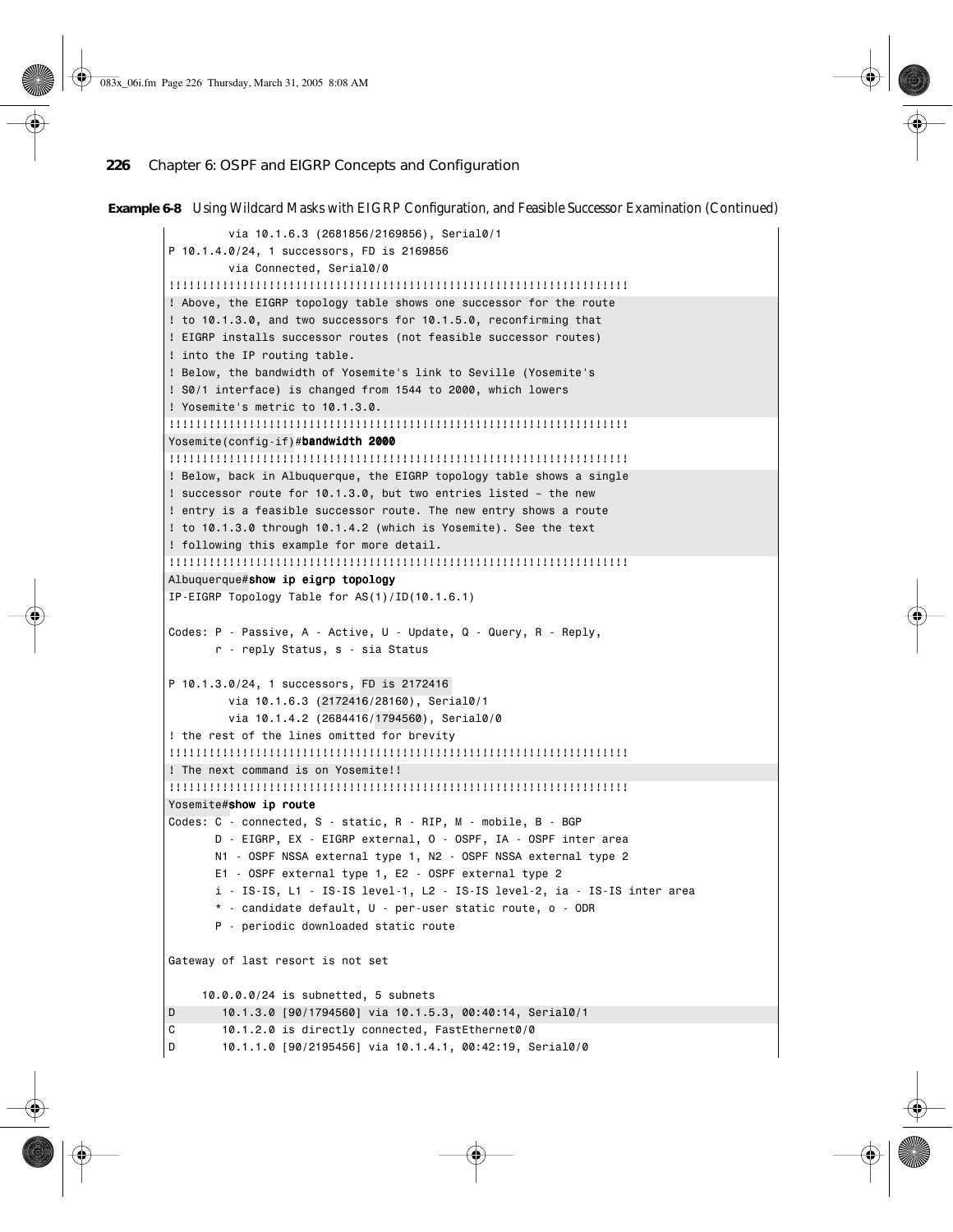**Example 6-8** Using Wildcard Masks with EIGRP Configuration, and Feasible Successor Examination (Continued)

```
        via 10.1.6.3 (2681856/2169856), Serial0/1
P 10.1.4.0/24, 1 successors, FD is 2169856
        via Connected, Serial0/0
!!!!!!!!!!!!!!!!!!!!!!!!!!!!!!!!!!!!!!!!!!!!!!!!!!!!!!!!!!!!!!!!!!!!!
! Above, the EIGRP topology table shows one successor for the route
! to 10.1.3.0, and two successors for 10.1.5.0, reconfirming that
! EIGRP installs successor routes (not feasible successor routes)
! into the IP routing table.
! Below, the bandwidth of Yosemite's link to Seville (Yosemite's
! S0/1 interface) is changed from 1544 to 2000, which lowers
! Yosemite's metric to 10.1.3.0.
!!!!!!!!!!!!!!!!!!!!!!!!!!!!!!!!!!!!!!!!!!!!!!!!!!!!!!!!!!!!!!!!!!!!!
Yosemite(config-if)#bandwidth 2000
!!!!!!!!!!!!!!!!!!!!!!!!!!!!!!!!!!!!!!!!!!!!!!!!!!!!!!!!!!!!!!!!!!!!!
! Below, back in Albuquerque, the EIGRP topology table shows a single
! successor route for 10.1.3.0, but two entries listed – the new
! entry is a feasible successor route. The new entry shows a route
! to 10.1.3.0 through 10.1.4.2 (which is Yosemite). See the text
! following this example for more detail.
!!!!!!!!!!!!!!!!!!!!!!!!!!!!!!!!!!!!!!!!!!!!!!!!!!!!!!!!!!!!!!!!!!!!!
Albuquerque#show ip eigrp topology
IP-EIGRP Topology Table for AS(1)/ID(10.1.6.1)

Codes: P - Passive, A - Active, U - Update, Q - Query, R - Reply,
       r - reply Status, s - sia Status

P 10.1.3.0/24, 1 successors, FD is 2172416
        via 10.1.6.3 (2172416/28160), Serial0/1
        via 10.1.4.2 (2684416/1794560), Serial0/0
! the rest of the lines omitted for brevity
!!!!!!!!!!!!!!!!!!!!!!!!!!!!!!!!!!!!!!!!!!!!!!!!!!!!!!!!!!!!!!!!!!!!!
! The next command is on Yosemite!!
!!!!!!!!!!!!!!!!!!!!!!!!!!!!!!!!!!!!!!!!!!!!!!!!!!!!!!!!!!!!!!!!!!!!!
Yosemite#show ip route
Codes: C - connected, S - static, R - RIP, M - mobile, B - BGP
       D - EIGRP, EX - EIGRP external, O - OSPF, IA - OSPF inter area
       N1 - OSPF NSSA external type 1, N2 - OSPF NSSA external type 2
       E1 - OSPF external type 1, E2 - OSPF external type 2
       i - IS-IS, L1 - IS-IS level-1, L2 - IS-IS level-2, ia - IS-IS inter area
       * - candidate default, U - per-user static route, o - ODR
       P - periodic downloaded static route

Gateway of last resort is not set

     10.0.0.0/24 is subnetted, 5 subnets
D       10.1.3.0 [90/1794560] via 10.1.5.3, 00:40:14, Serial0/1
C       10.1.2.0 is directly connected, FastEthernet0/0
D       10.1.1.0 [90/2195456] via 10.1.4.1, 00:42:19, Serial0/0
```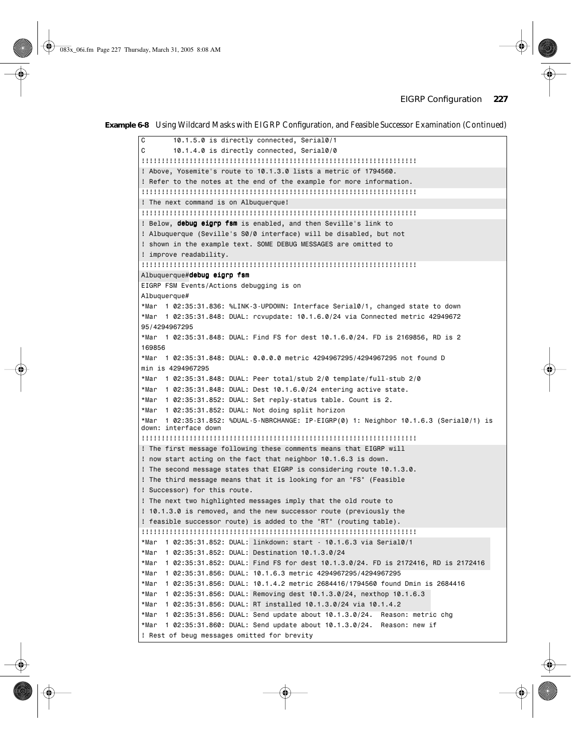**Example 6-8** Using Wildcard Masks with EIGRP Configuration, and Feasible Successor Examination (Continued)

```
C       10.1.5.0 is directly connected, Serial0/1
C       10.1.4.0 is directly connected, Serial0/0
!!!!!!!!!!!!!!!!!!!!!!!!!!!!!!!!!!!!!!!!!!!!!!!!!!!!!!!!!!!!!!!!!!!!!!
! Above, Yosemite's route to 10.1.3.0 lists a metric of 1794560.
! Refer to the notes at the end of the example for more information.
!!!!!!!!!!!!!!!!!!!!!!!!!!!!!!!!!!!!!!!!!!!!!!!!!!!!!!!!!!!!!!!!!!!!!!
! The next command is on Albuquerque!
!!!!!!!!!!!!!!!!!!!!!!!!!!!!!!!!!!!!!!!!!!!!!!!!!!!!!!!!!!!!!!!!!!!!!!
! Below, debug eigrp fsm is enabled, and then Seville's link to
! Albuquerque (Seville's S0/0 interface) will be disabled, but not
! shown in the example text. SOME DEBUG MESSAGES are omitted to
! improve readability.
!!!!!!!!!!!!!!!!!!!!!!!!!!!!!!!!!!!!!!!!!!!!!!!!!!!!!!!!!!!!!!!!!!!!!!
Albuquerque#debug eigrp fsm
EIGRP FSM Events/Actions debugging is on
Albuquerque#
*Mar  1 02:35:31.836: %LINK-3-UPDOWN: Interface Serial0/1, changed state to down
*Mar  1 02:35:31.848: DUAL: rcvupdate: 10.1.6.0/24 via Connected metric 42949672
95/4294967295
*Mar  1 02:35:31.848: DUAL: Find FS for dest 10.1.6.0/24. FD is 2169856, RD is 2
169856
*Mar  1 02:35:31.848: DUAL: 0.0.0.0 metric 4294967295/4294967295 not found D
min is 4294967295
*Mar  1 02:35:31.848: DUAL: Peer total/stub 2/0 template/full-stub 2/0
*Mar  1 02:35:31.848: DUAL: Dest 10.1.6.0/24 entering active state.
*Mar  1 02:35:31.852: DUAL: Set reply-status table. Count is 2.
*Mar  1 02:35:31.852: DUAL: Not doing split horizon
*Mar  1 02:35:31.852: %DUAL-5-NBRCHANGE: IP-EIGRP(0) 1: Neighbor 10.1.6.3 (Serial0/1) is
down: interface down
!!!!!!!!!!!!!!!!!!!!!!!!!!!!!!!!!!!!!!!!!!!!!!!!!!!!!!!!!!!!!!!!!!!!!!
! The first message following these comments means that EIGRP will
! now start acting on the fact that neighbor 10.1.6.3 is down.
! The second message states that EIGRP is considering route 10.1.3.0.
! The third message means that it is looking for an "FS" (Feasible
! Successor) for this route.
! The next two highlighted messages imply that the old route to
! 10.1.3.0 is removed, and the new successor route (previously the
! feasible successor route) is added to the "RT" (routing table).
!!!!!!!!!!!!!!!!!!!!!!!!!!!!!!!!!!!!!!!!!!!!!!!!!!!!!!!!!!!!!!!!!!!!!!
*Mar  1 02:35:31.852: DUAL: linkdown: start - 10.1.6.3 via Serial0/1
*Mar  1 02:35:31.852: DUAL: Destination 10.1.3.0/24
*Mar  1 02:35:31.852: DUAL: Find FS for dest 10.1.3.0/24. FD is 2172416, RD is 2172416
*Mar  1 02:35:31.856: DUAL: 10.1.6.3 metric 4294967295/4294967295
*Mar  1 02:35:31.856: DUAL: 10.1.4.2 metric 2684416/1794560 found Dmin is 2684416
*Mar  1 02:35:31.856: DUAL: Removing dest 10.1.3.0/24, nexthop 10.1.6.3
*Mar  1 02:35:31.856: DUAL: RT installed 10.1.3.0/24 via 10.1.4.2
*Mar  1 02:35:31.856: DUAL: Send update about 10.1.3.0/24.  Reason: metric chg
*Mar  1 02:35:31.860: DUAL: Send update about 10.1.3.0/24.  Reason: new if
! Rest of beug messages omitted for brevity
```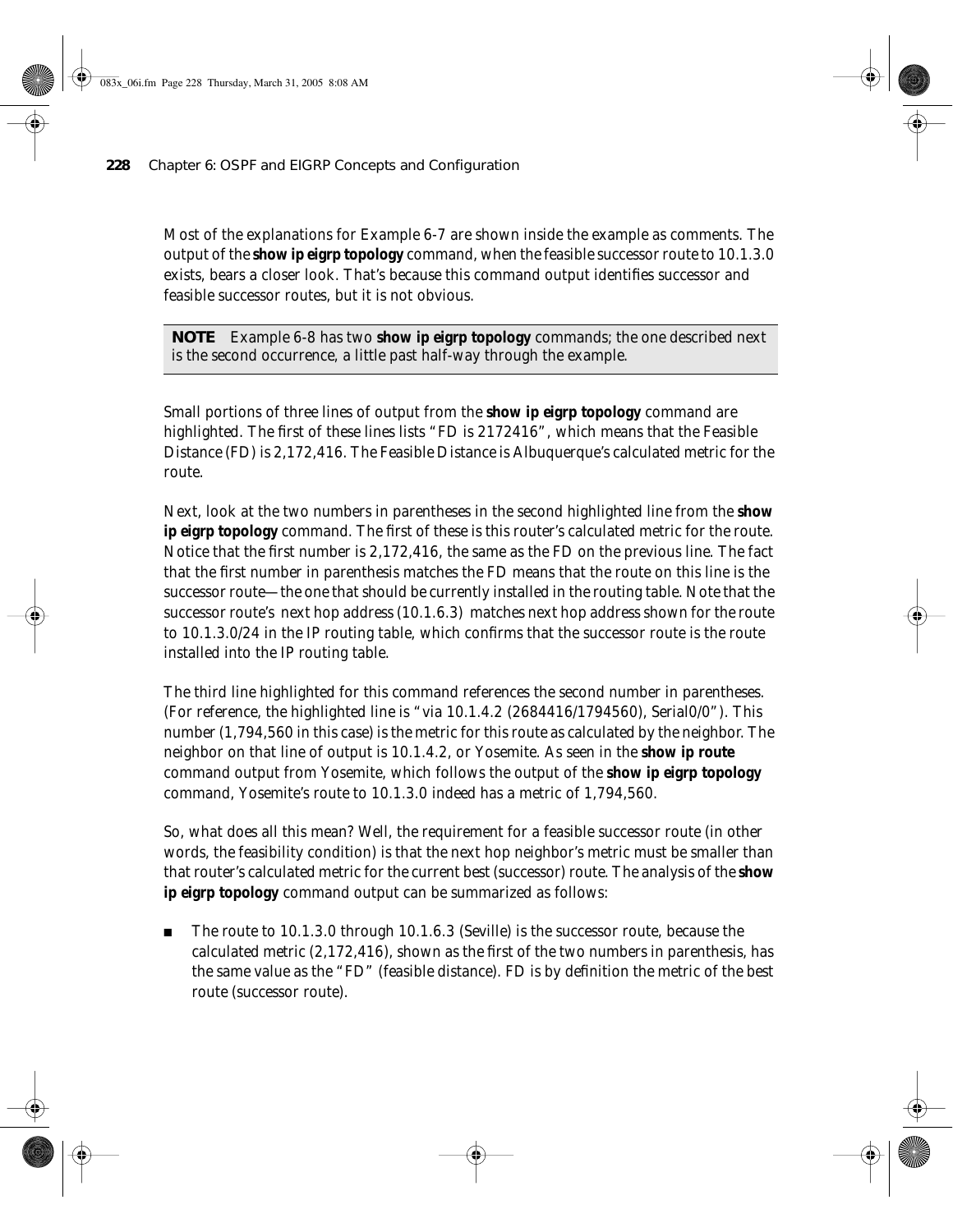Most of the explanations for Example 6-7 are shown inside the example as comments. The output of the **show ip eigrp topology** command, when the feasible successor route to 10.1.3.0 exists, bears a closer look. That's because this command output identifies successor and feasible successor routes, but it is not obvious.

> **NOTE** Example 6-8 has two **show ip eigrp topology** commands; the one described next is the second occurrence, a little past half-way through the example.

Small portions of three lines of output from the **show ip eigrp topology** command are highlighted. The first of these lines lists "FD is 2172416", which means that the Feasible Distance (FD) is 2,172,416. The Feasible Distance is Albuquerque's calculated metric for the route.

Next, look at the two numbers in parentheses in the second highlighted line from the **show ip eigrp topology** command. The first of these is this router's calculated metric for the route. Notice that the first number is 2,172,416, the same as the FD on the previous line. The fact that the first number in parenthesis matches the FD means that the route on this line is the successor route—the one that should be currently installed in the routing table. Note that the successor route's next hop address (10.1.6.3) matches next hop address shown for the route to 10.1.3.0/24 in the IP routing table, which confirms that the successor route is the route installed into the IP routing table.

The third line highlighted for this command references the second number in parentheses. (For reference, the highlighted line is "via 10.1.4.2 (2684416/1794560), Serial0/0"). This number (1,794,560 in this case) is the metric for this route as calculated by the neighbor. The neighbor on that line of output is 10.1.4.2, or Yosemite. As seen in the **show ip route** command output from Yosemite, which follows the output of the **show ip eigrp topology** command, Yosemite's route to 10.1.3.0 indeed has a metric of 1,794,560.

So, what does all this mean? Well, the requirement for a feasible successor route (in other words, the feasibility condition) is that the next hop neighbor's metric must be smaller than that router's calculated metric for the current best (successor) route. The analysis of the **show ip eigrp topology** command output can be summarized as follows:

- The route to 10.1.3.0 through 10.1.6.3 (Seville) is the successor route, because the calculated metric (2,172,416), shown as the first of the two numbers in parenthesis, has the same value as the "FD" (feasible distance). FD is by definition the metric of the best route (successor route).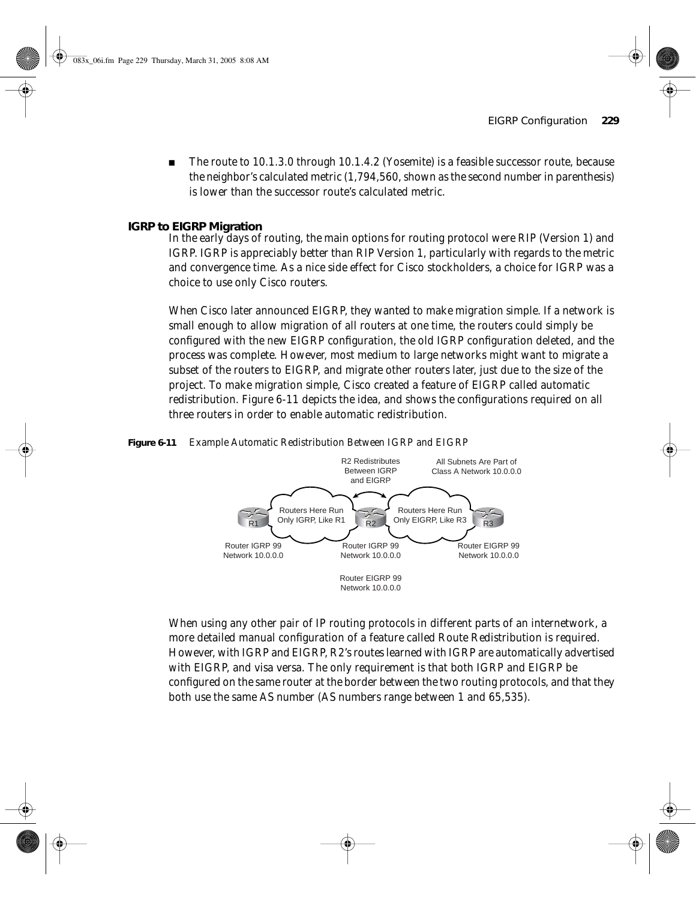- The route to 10.1.3.0 through 10.1.4.2 (Yosemite) is a feasible successor route, because the neighbor's calculated metric (1,794,560, shown as the second number in parenthesis) is lower than the successor route's calculated metric.

### IGRP to EIGRP Migration

In the early days of routing, the main options for routing protocol were RIP (Version 1) and IGRP. IGRP is appreciably better than RIP Version 1, particularly with regards to the metric and convergence time. As a nice side effect for Cisco stockholders, a choice for IGRP was a choice to use only Cisco routers.

When Cisco later announced EIGRP, they wanted to make migration simple. If a network is small enough to allow migration of all routers at one time, the routers could simply be configured with the new EIGRP configuration, the old IGRP configuration deleted, and the process was complete. However, most medium to large networks might want to migrate a subset of the routers to EIGRP, and migrate other routers later, just due to the size of the project. To make migration simple, Cisco created a feature of EIGRP called automatic redistribution. Figure 6-11 depicts the idea, and shows the configurations required on all three routers in order to enable automatic redistribution.

**Figure 6-11** *Example Automatic Redistribution Between IGRP and EIGRP*

R2 Redistributes Between IGRP and EIGRP

All Subnets Are Part of Class A Network 10.0.0.0

R1 — Routers Here Run Only IGRP, Like R1 — R2 — Routers Here Run Only EIGRP, Like R3 — R3

R1:
```
Router IGRP 99
Network 10.0.0.0
```

R2:
```
Router IGRP 99
Network 10.0.0.0

Router EIGRP 99
Network 10.0.0.0
```

R3:
```
Router EIGRP 99
Network 10.0.0.0
```

When using any other pair of IP routing protocols in different parts of an internetwork, a more detailed manual configuration of a feature called Route Redistribution is required. However, with IGRP and EIGRP, R2's routes learned with IGRP are automatically advertised with EIGRP, and visa versa. The only requirement is that both IGRP and EIGRP be configured on the same router at the border between the two routing protocols, and that they both use the same AS number (AS numbers range between 1 and 65,535).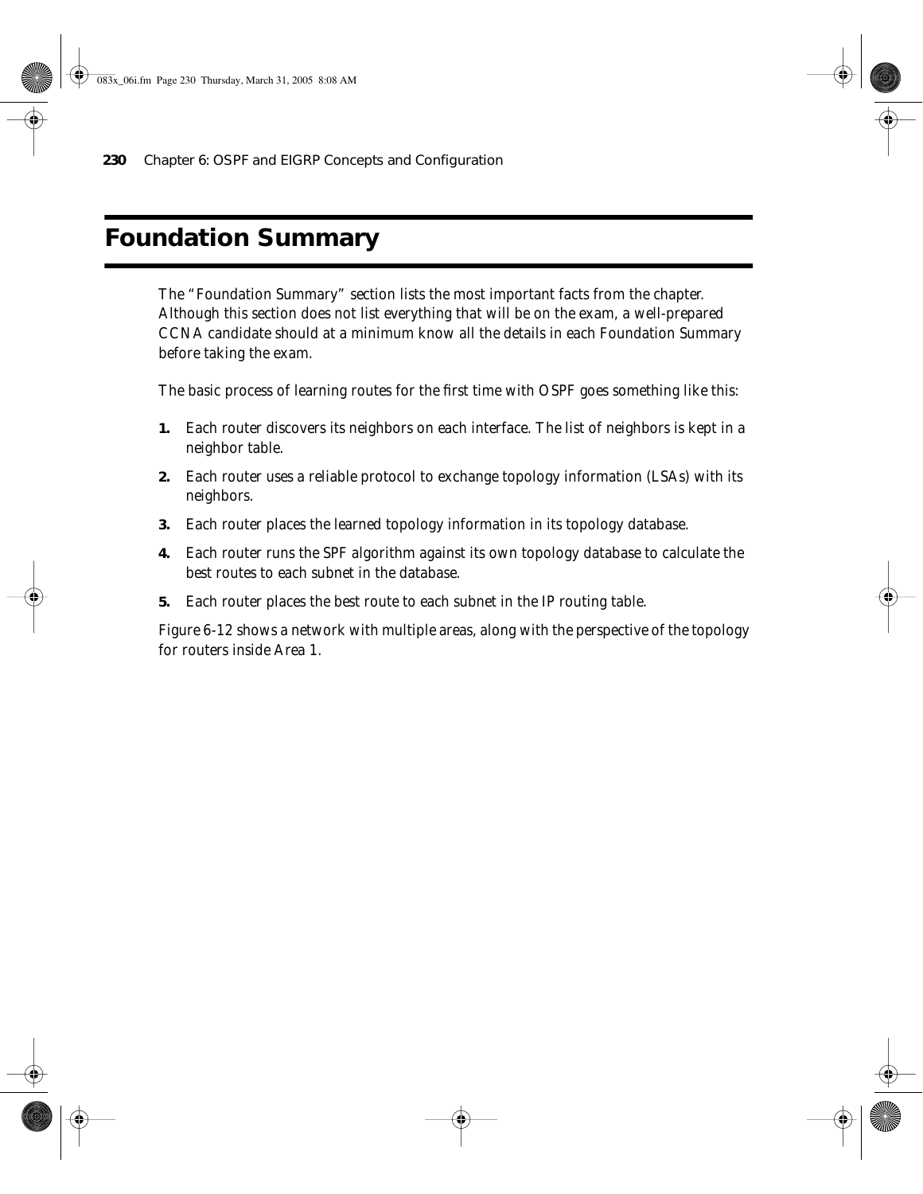# Foundation Summary

The "Foundation Summary" section lists the most important facts from the chapter. Although this section does not list everything that will be on the exam, a well-prepared CCNA candidate should at a minimum know all the details in each Foundation Summary before taking the exam.

The basic process of learning routes for the first time with OSPF goes something like this:

1. Each router discovers its neighbors on each interface. The list of neighbors is kept in a neighbor table.
2. Each router uses a reliable protocol to exchange topology information (LSAs) with its neighbors.
3. Each router places the learned topology information in its topology database.
4. Each router runs the SPF algorithm against its own topology database to calculate the best routes to each subnet in the database.
5. Each router places the best route to each subnet in the IP routing table.

Figure 6-12 shows a network with multiple areas, along with the perspective of the topology for routers inside Area 1.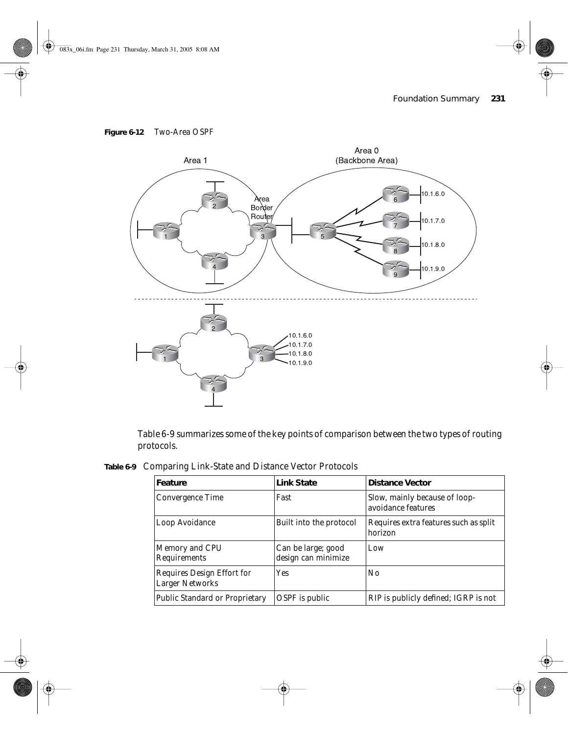**Figure 6-12** Two-Area OSPF

Table 6-9 summarizes some of the key points of comparison between the two types of routing protocols.

**Table 6-9** Comparing Link-State and Distance Vector Protocols

| Feature | Link State | Distance Vector |
|---|---|---|
| Convergence Time | Fast | Slow, mainly because of loop-avoidance features |
| Loop Avoidance | Built into the protocol | Requires extra features such as split horizon |
| Memory and CPU Requirements | Can be large; good design can minimize | Low |
| Requires Design Effort for Larger Networks | Yes | No |
| Public Standard or Proprietary | OSPF is public | RIP is publicly defined; IGRP is not |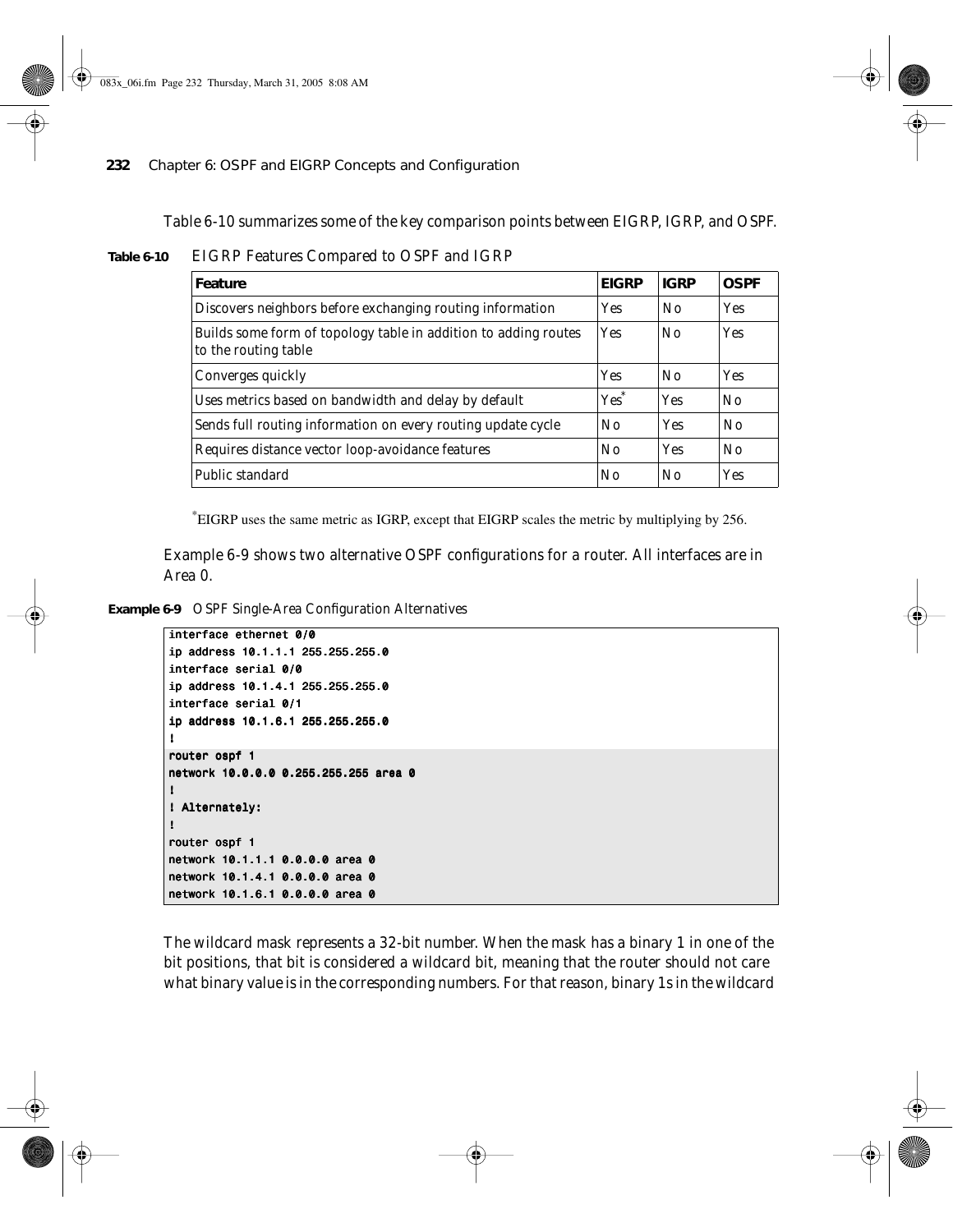Table 6-10 summarizes some of the key comparison points between EIGRP, IGRP, and OSPF.

**Table 6-10** EIGRP Features Compared to OSPF and IGRP

| Feature | EIGRP | IGRP | OSPF |
|---|---|---|---|
| Discovers neighbors before exchanging routing information | Yes | No | Yes |
| Builds some form of topology table in addition to adding routes to the routing table | Yes | No | Yes |
| Converges quickly | Yes | No | Yes |
| Uses metrics based on bandwidth and delay by default | Yes* | Yes | No |
| Sends full routing information on every routing update cycle | No | Yes | No |
| Requires distance vector loop-avoidance features | No | Yes | No |
| Public standard | No | No | Yes |

*EIGRP uses the same metric as IGRP, except that EIGRP scales the metric by multiplying by 256.

Example 6-9 shows two alternative OSPF configurations for a router. All interfaces are in Area 0.

**Example 6-9** OSPF Single-Area Configuration Alternatives

```
interface ethernet 0/0
ip address 10.1.1.1 255.255.255.0
interface serial 0/0
ip address 10.1.4.1 255.255.255.0
interface serial 0/1
ip address 10.1.6.1 255.255.255.0
!
router ospf 1
network 10.0.0.0 0.255.255.255 area 0
!
! Alternately:
!
router ospf 1
network 10.1.1.1 0.0.0.0 area 0
network 10.1.4.1 0.0.0.0 area 0
network 10.1.6.1 0.0.0.0 area 0
```

The wildcard mask represents a 32-bit number. When the mask has a binary 1 in one of the bit positions, that bit is considered a wildcard bit, meaning that the router should not care what binary value is in the corresponding numbers. For that reason, binary 1s in the wildcard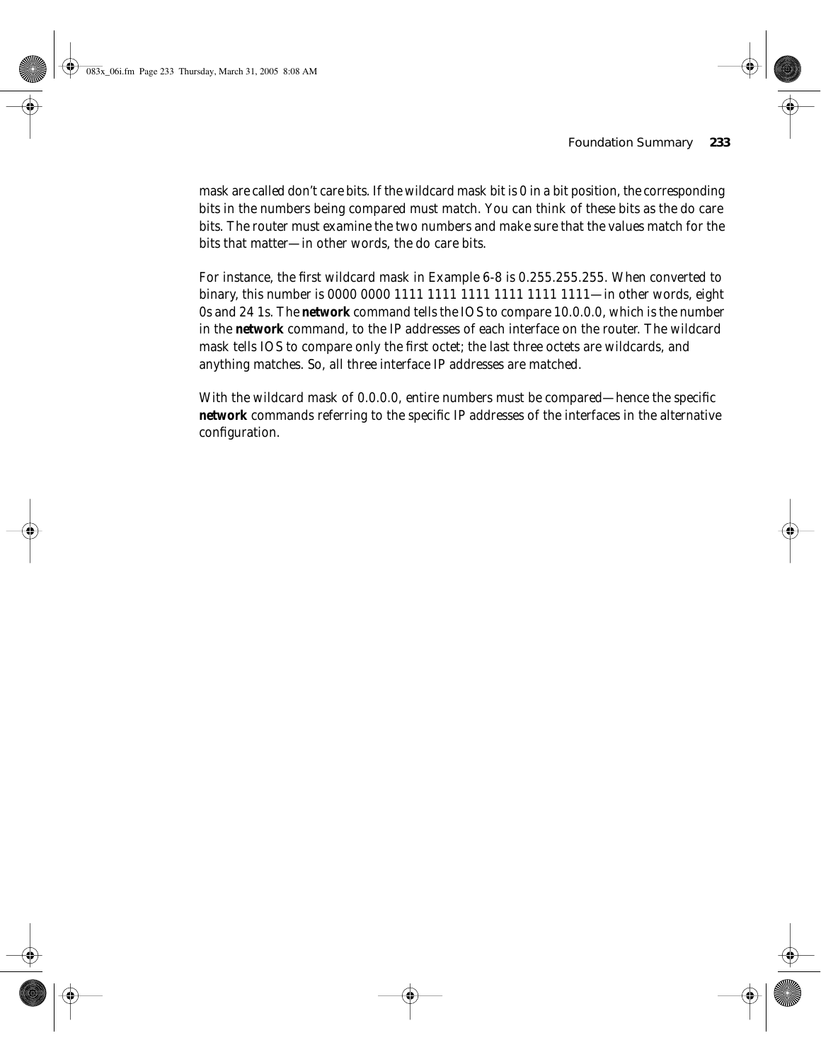mask are called don't care bits. If the wildcard mask bit is 0 in a bit position, the corresponding bits in the numbers being compared must match. You can think of these bits as the do care bits. The router must examine the two numbers and make sure that the values match for the bits that matter—in other words, the do care bits.

For instance, the first wildcard mask in Example 6-8 is 0.255.255.255. When converted to binary, this number is 0000 0000 1111 1111 1111 1111 1111 1111—in other words, eight 0s and 24 1s. The **network** command tells the IOS to compare 10.0.0.0, which is the number in the **network** command, to the IP addresses of each interface on the router. The wildcard mask tells IOS to compare only the first octet; the last three octets are wildcards, and anything matches. So, all three interface IP addresses are matched.

With the wildcard mask of 0.0.0.0, entire numbers must be compared—hence the specific **network** commands referring to the specific IP addresses of the interfaces in the alternative configuration.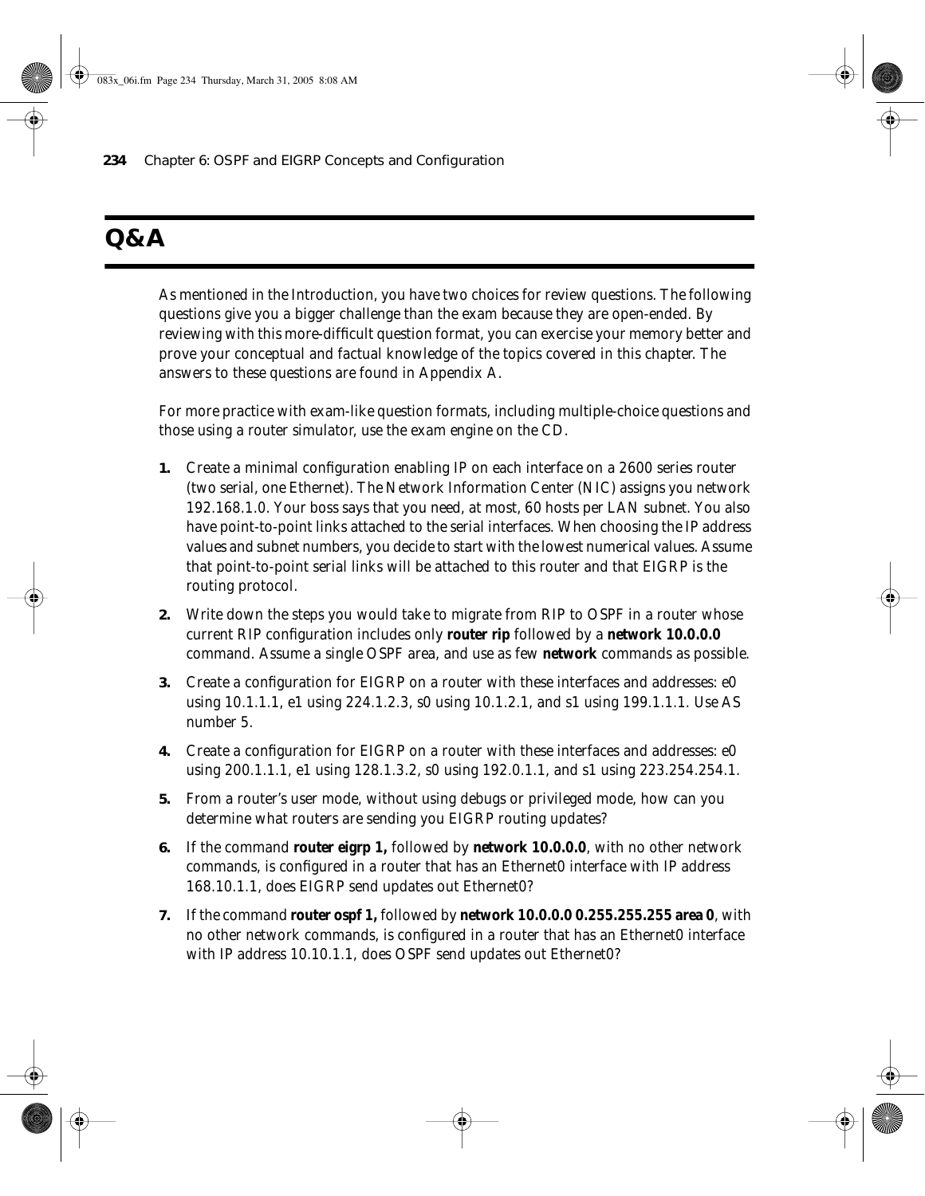# Q&A

As mentioned in the Introduction, you have two choices for review questions. The following questions give you a bigger challenge than the exam because they are open-ended. By reviewing with this more-difficult question format, you can exercise your memory better and prove your conceptual and factual knowledge of the topics covered in this chapter. The answers to these questions are found in Appendix A.

For more practice with exam-like question formats, including multiple-choice questions and those using a router simulator, use the exam engine on the CD.

1. Create a minimal configuration enabling IP on each interface on a 2600 series router (two serial, one Ethernet). The Network Information Center (NIC) assigns you network 192.168.1.0. Your boss says that you need, at most, 60 hosts per LAN subnet. You also have point-to-point links attached to the serial interfaces. When choosing the IP address values and subnet numbers, you decide to start with the lowest numerical values. Assume that point-to-point serial links will be attached to this router and that EIGRP is the routing protocol.

2. Write down the steps you would take to migrate from RIP to OSPF in a router whose current RIP configuration includes only **router rip** followed by a **network 10.0.0.0** command. Assume a single OSPF area, and use as few **network** commands as possible.

3. Create a configuration for EIGRP on a router with these interfaces and addresses: e0 using 10.1.1.1, e1 using 224.1.2.3, s0 using 10.1.2.1, and s1 using 199.1.1.1. Use AS number 5.

4. Create a configuration for EIGRP on a router with these interfaces and addresses: e0 using 200.1.1.1, e1 using 128.1.3.2, s0 using 192.0.1.1, and s1 using 223.254.254.1.

5. From a router's user mode, without using debugs or privileged mode, how can you determine what routers are sending you EIGRP routing updates?

6. If the command **router eigrp 1,** followed by **network 10.0.0.0**, with no other network commands, is configured in a router that has an Ethernet0 interface with IP address 168.10.1.1, does EIGRP send updates out Ethernet0?

7. If the command **router ospf 1,** followed by **network 10.0.0.0 0.255.255.255 area 0**, with no other network commands, is configured in a router that has an Ethernet0 interface with IP address 10.10.1.1, does OSPF send updates out Ethernet0?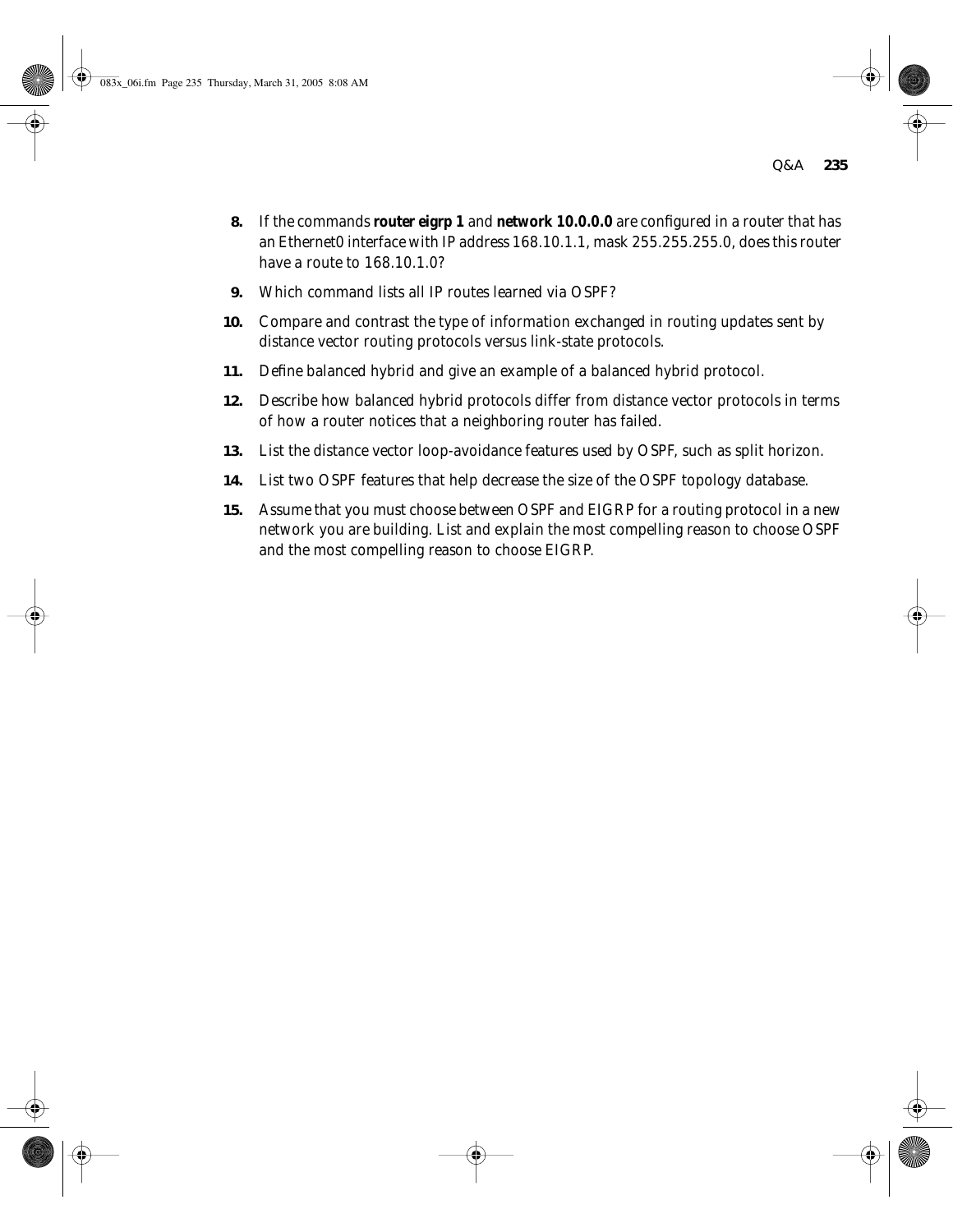8. If the commands **router eigrp 1** and **network 10.0.0.0** are configured in a router that has an Ethernet0 interface with IP address 168.10.1.1, mask 255.255.255.0, does this router have a route to 168.10.1.0?

9. Which command lists all IP routes learned via OSPF?

10. Compare and contrast the type of information exchanged in routing updates sent by distance vector routing protocols versus link-state protocols.

11. Define balanced hybrid and give an example of a balanced hybrid protocol.

12. Describe how balanced hybrid protocols differ from distance vector protocols in terms of how a router notices that a neighboring router has failed.

13. List the distance vector loop-avoidance features used by OSPF, such as split horizon.

14. List two OSPF features that help decrease the size of the OSPF topology database.

15. Assume that you must choose between OSPF and EIGRP for a routing protocol in a new network you are building. List and explain the most compelling reason to choose OSPF and the most compelling reason to choose EIGRP.